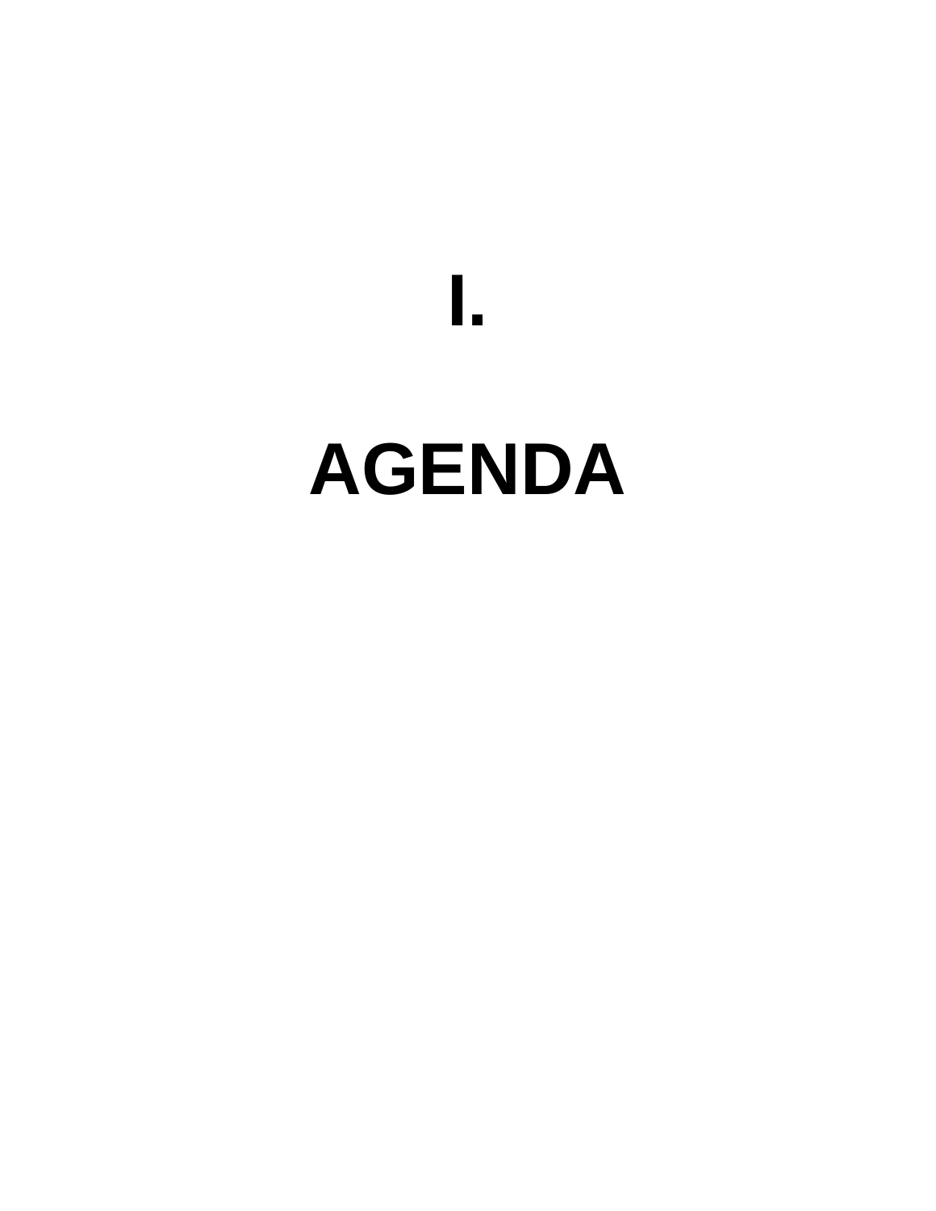# I.

# AGENDA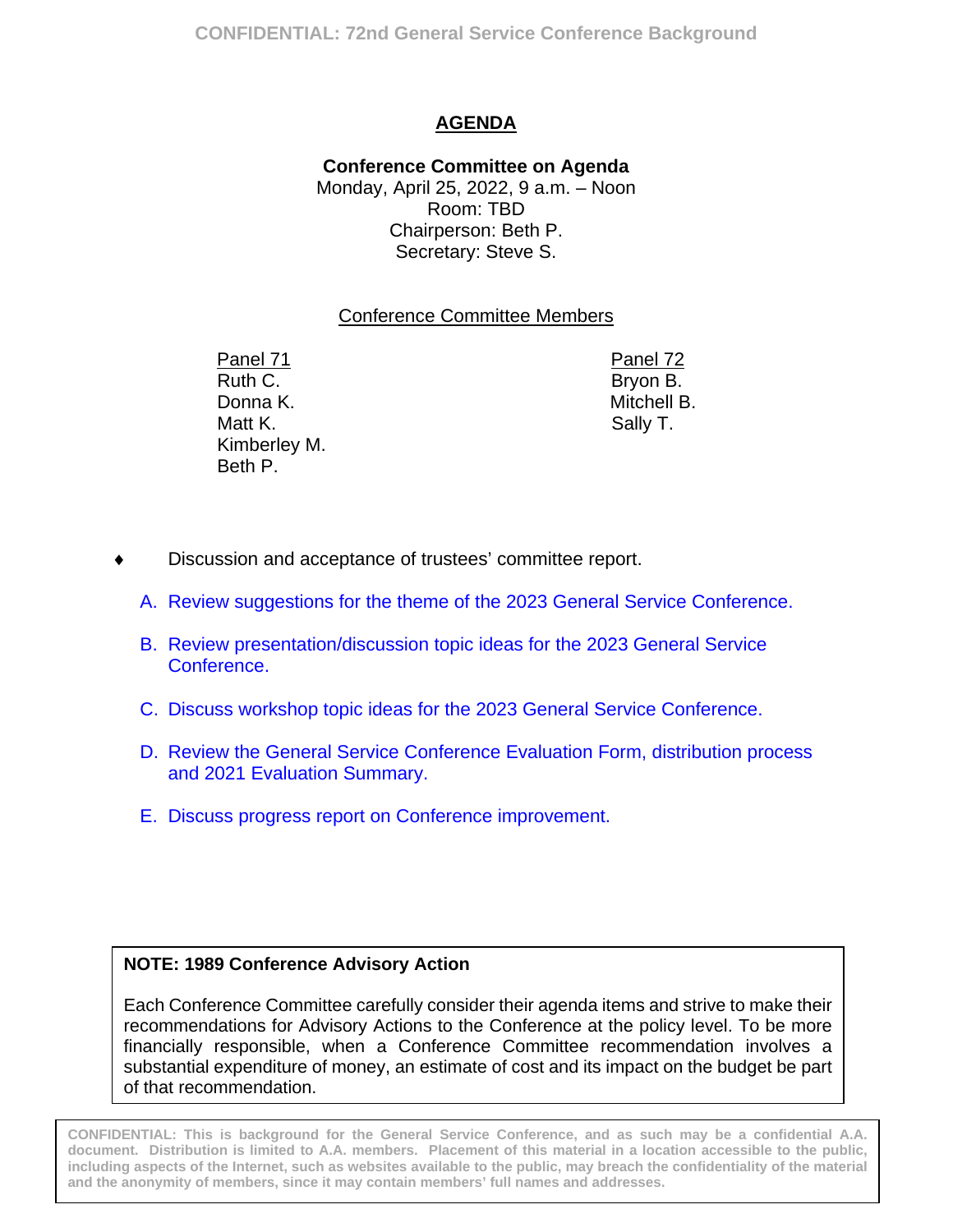# AGENDA

**Conference Committee on Agenda**
Monday, April 25, 2022, 9 a.m. – Noon
Room: TBD
Chairperson: Beth P.
Secretary: Steve S.

## Conference Committee Members

| Panel 71 | Panel 72 |
|---|---|
| Ruth C. | Bryon B. |
| Donna K. | Mitchell B. |
| Matt K. | Sally T. |
| Kimberley M. | |
| Beth P. | |

- Discussion and acceptance of trustees' committee report.

A. Review suggestions for the theme of the 2023 General Service Conference.

B. Review presentation/discussion topic ideas for the 2023 General Service Conference.

C. Discuss workshop topic ideas for the 2023 General Service Conference.

D. Review the General Service Conference Evaluation Form, distribution process and 2021 Evaluation Summary.

E. Discuss progress report on Conference improvement.

**NOTE: 1989 Conference Advisory Action**

Each Conference Committee carefully consider their agenda items and strive to make their recommendations for Advisory Actions to the Conference at the policy level. To be more financially responsible, when a Conference Committee recommendation involves a substantial expenditure of money, an estimate of cost and its impact on the budget be part of that recommendation.

**CONFIDENTIAL: This is background for the General Service Conference, and as such may be a confidential A.A. document. Distribution is limited to A.A. members. Placement of this material in a location accessible to the public, including aspects of the Internet, such as websites available to the public, may breach the confidentiality of the material and the anonymity of members, since it may contain members' full names and addresses.**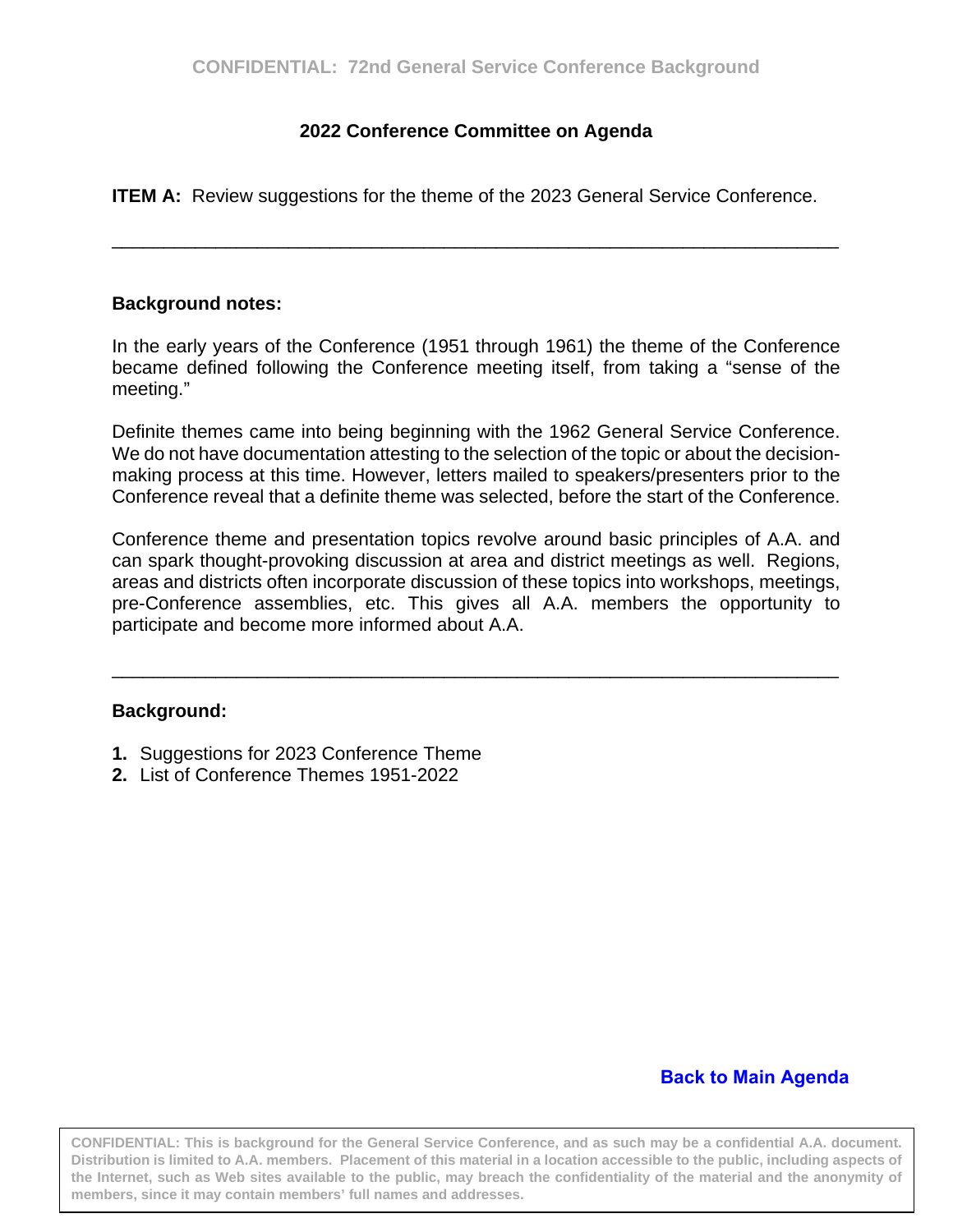## 2022 Conference Committee on Agenda

**ITEM A:** Review suggestions for the theme of the 2023 General Service Conference.

---

**Background notes:**

In the early years of the Conference (1951 through 1961) the theme of the Conference became defined following the Conference meeting itself, from taking a "sense of the meeting."

Definite themes came into being beginning with the 1962 General Service Conference. We do not have documentation attesting to the selection of the topic or about the decision-making process at this time. However, letters mailed to speakers/presenters prior to the Conference reveal that a definite theme was selected, before the start of the Conference.

Conference theme and presentation topics revolve around basic principles of A.A. and can spark thought-provoking discussion at area and district meetings as well. Regions, areas and districts often incorporate discussion of these topics into workshops, meetings, pre-Conference assemblies, etc. This gives all A.A. members the opportunity to participate and become more informed about A.A.

---

**Background:**

1. Suggestions for 2023 Conference Theme
2. List of Conference Themes 1951-2022

Back to Main Agenda

CONFIDENTIAL: This is background for the General Service Conference, and as such may be a confidential A.A. document. Distribution is limited to A.A. members. Placement of this material in a location accessible to the public, including aspects of the Internet, such as Web sites available to the public, may breach the confidentiality of the material and the anonymity of members, since it may contain members' full names and addresses.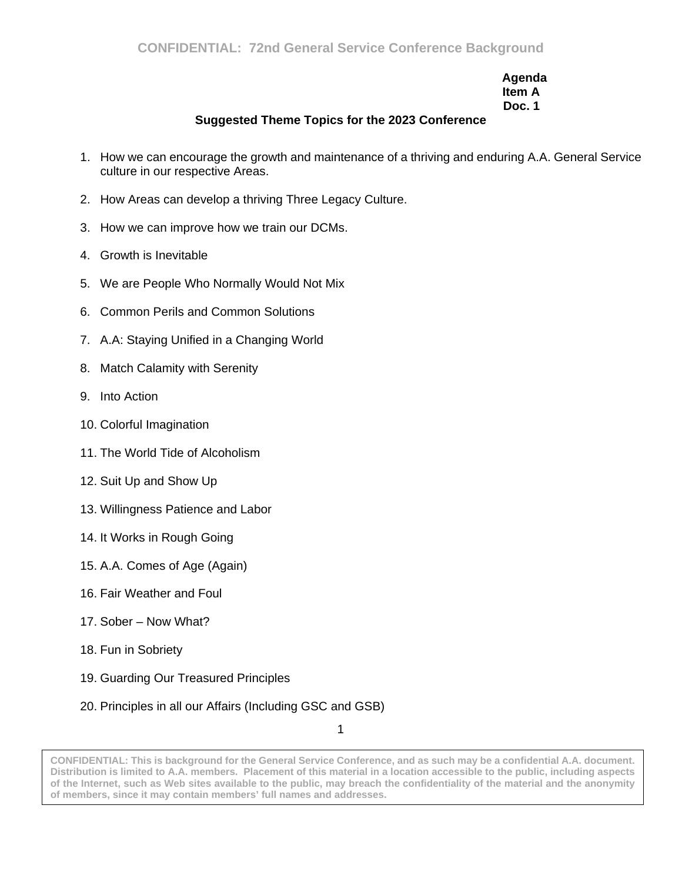Agenda
Item A
Doc. 1

## Suggested Theme Topics for the 2023 Conference

1. How we can encourage the growth and maintenance of a thriving and enduring A.A. General Service culture in our respective Areas.
2. How Areas can develop a thriving Three Legacy Culture.
3. How we can improve how we train our DCMs.
4. Growth is Inevitable
5. We are People Who Normally Would Not Mix
6. Common Perils and Common Solutions
7. A.A: Staying Unified in a Changing World
8. Match Calamity with Serenity
9. Into Action
10. Colorful Imagination
11. The World Tide of Alcoholism
12. Suit Up and Show Up
13. Willingness Patience and Labor
14. It Works in Rough Going
15. A.A. Comes of Age (Again)
16. Fair Weather and Foul
17. Sober – Now What?
18. Fun in Sobriety
19. Guarding Our Treasured Principles
20. Principles in all our Affairs (Including GSC and GSB)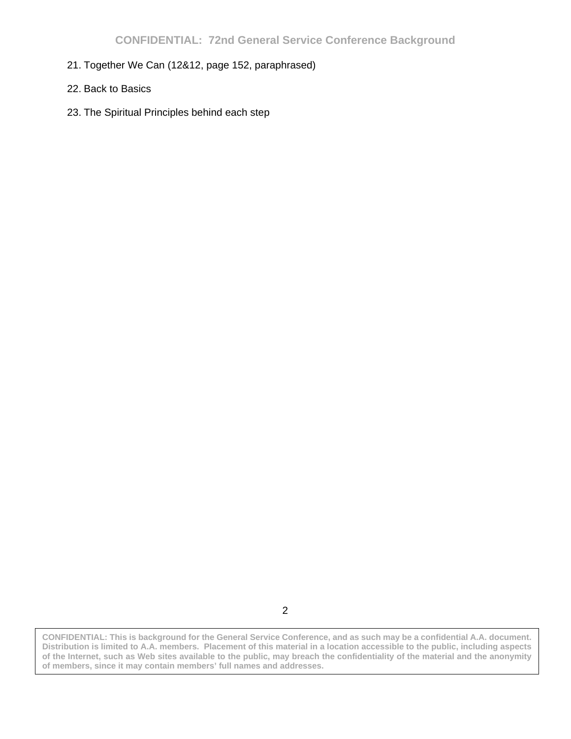21. Together We Can (12&12, page 152, paraphrased)

22. Back to Basics

23. The Spiritual Principles behind each step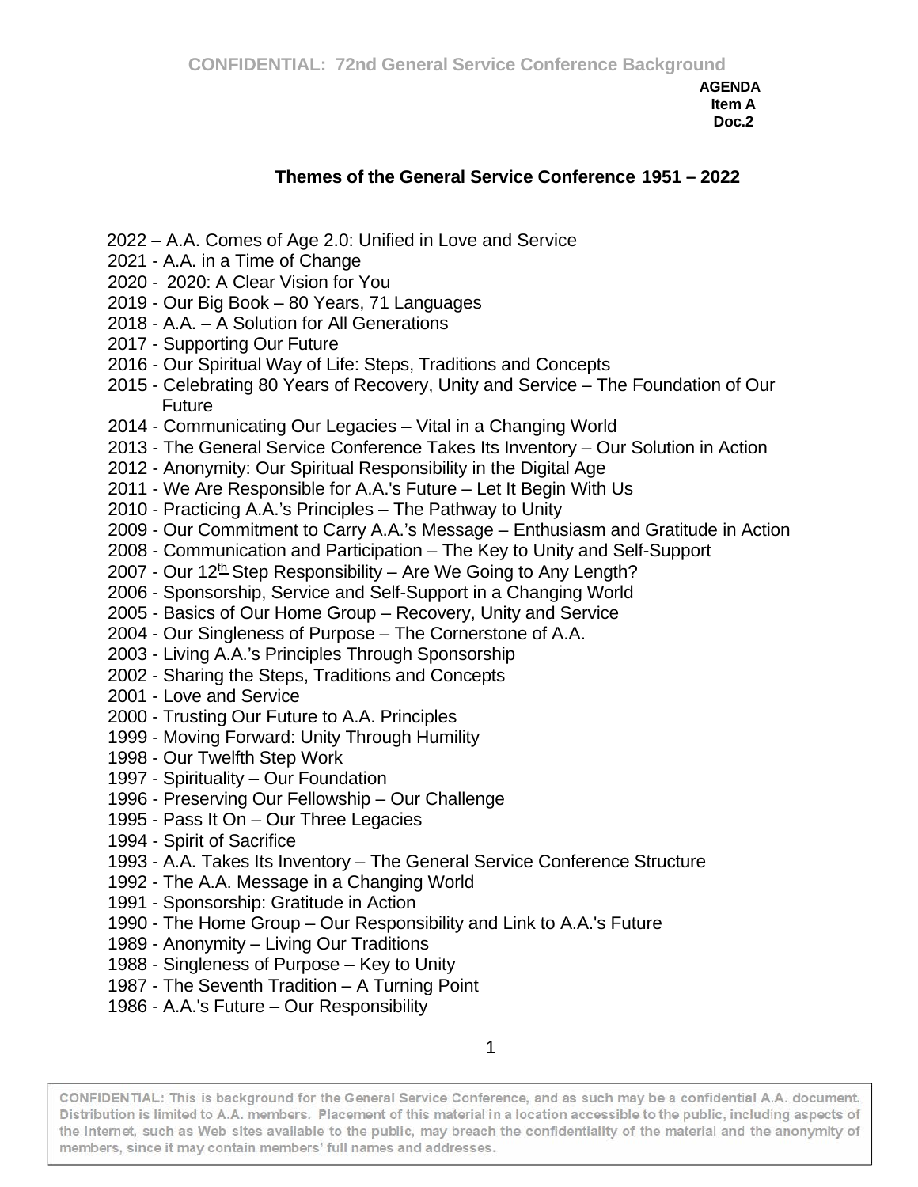AGENDA
Item A
Doc.2

## Themes of the General Service Conference 1951 – 2022

2022 – A.A. Comes of Age 2.0: Unified in Love and Service
2021 - A.A. in a Time of Change
2020 - 2020: A Clear Vision for You
2019 - Our Big Book – 80 Years, 71 Languages
2018 - A.A. – A Solution for All Generations
2017 - Supporting Our Future
2016 - Our Spiritual Way of Life: Steps, Traditions and Concepts
2015 - Celebrating 80 Years of Recovery, Unity and Service – The Foundation of Our Future
2014 - Communicating Our Legacies – Vital in a Changing World
2013 - The General Service Conference Takes Its Inventory – Our Solution in Action
2012 - Anonymity: Our Spiritual Responsibility in the Digital Age
2011 - We Are Responsible for A.A.'s Future – Let It Begin With Us
2010 - Practicing A.A.'s Principles – The Pathway to Unity
2009 - Our Commitment to Carry A.A.'s Message – Enthusiasm and Gratitude in Action
2008 - Communication and Participation – The Key to Unity and Self-Support
2007 - Our 12th Step Responsibility – Are We Going to Any Length?
2006 - Sponsorship, Service and Self-Support in a Changing World
2005 - Basics of Our Home Group – Recovery, Unity and Service
2004 - Our Singleness of Purpose – The Cornerstone of A.A.
2003 - Living A.A.'s Principles Through Sponsorship
2002 - Sharing the Steps, Traditions and Concepts
2001 - Love and Service
2000 - Trusting Our Future to A.A. Principles
1999 - Moving Forward: Unity Through Humility
1998 - Our Twelfth Step Work
1997 - Spirituality – Our Foundation
1996 - Preserving Our Fellowship – Our Challenge
1995 - Pass It On – Our Three Legacies
1994 - Spirit of Sacrifice
1993 - A.A. Takes Its Inventory – The General Service Conference Structure
1992 - The A.A. Message in a Changing World
1991 - Sponsorship: Gratitude in Action
1990 - The Home Group – Our Responsibility and Link to A.A.'s Future
1989 - Anonymity – Living Our Traditions
1988 - Singleness of Purpose – Key to Unity
1987 - The Seventh Tradition – A Turning Point
1986 - A.A.'s Future – Our Responsibility

CONFIDENTIAL: This is background for the General Service Conference, and as such may be a confidential A.A. document. Distribution is limited to A.A. members. Placement of this material in a location accessible to the public, including aspects of the Internet, such as Web sites available to the public, may breach the confidentiality of the material and the anonymity of members, since it may contain members' full names and addresses.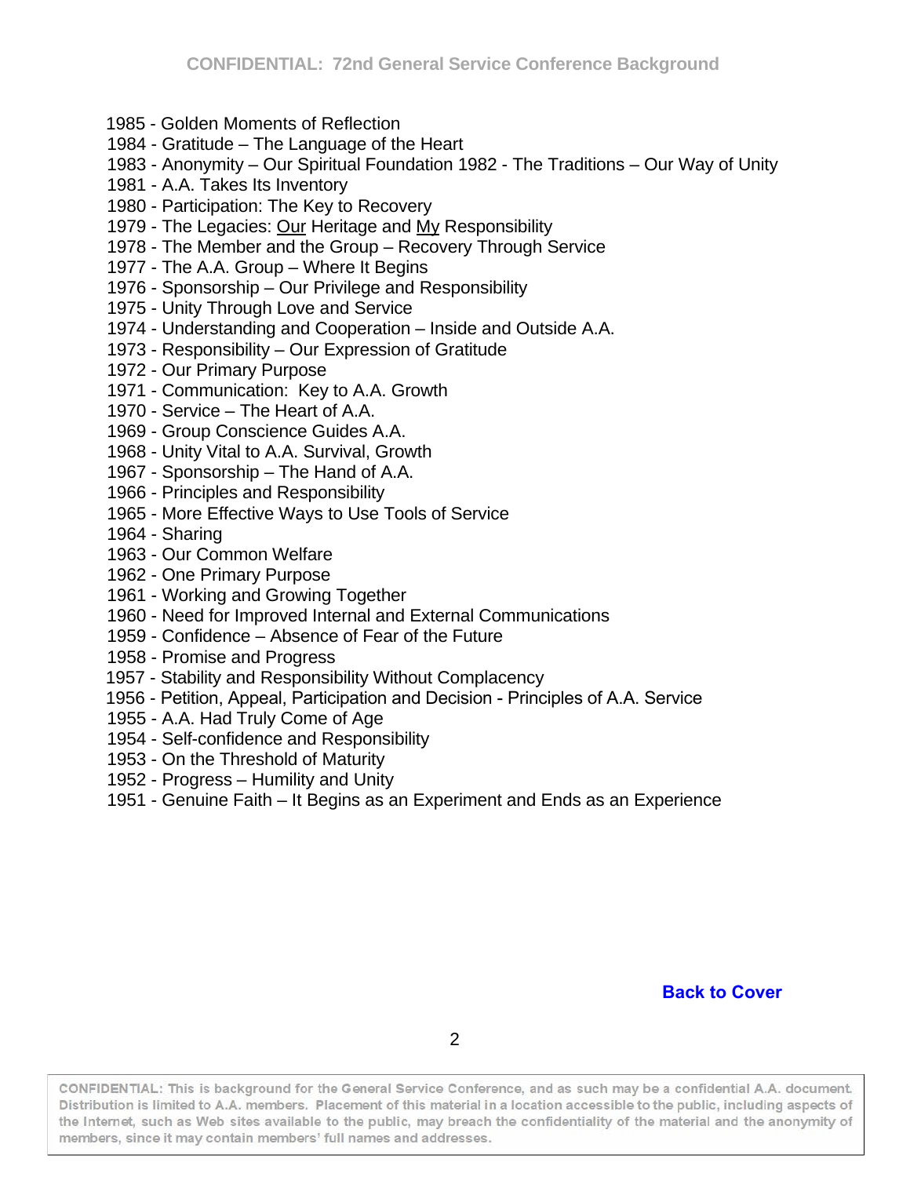1985 - Golden Moments of Reflection
1984 - Gratitude – The Language of the Heart
1983 - Anonymity – Our Spiritual Foundation 1982 - The Traditions – Our Way of Unity
1981 - A.A. Takes Its Inventory
1980 - Participation: The Key to Recovery
1979 - The Legacies: <u>Our</u> Heritage and <u>My</u> Responsibility
1978 - The Member and the Group – Recovery Through Service
1977 - The A.A. Group – Where It Begins
1976 - Sponsorship – Our Privilege and Responsibility
1975 - Unity Through Love and Service
1974 - Understanding and Cooperation – Inside and Outside A.A.
1973 - Responsibility – Our Expression of Gratitude
1972 - Our Primary Purpose
1971 - Communication: Key to A.A. Growth
1970 - Service – The Heart of A.A.
1969 - Group Conscience Guides A.A.
1968 - Unity Vital to A.A. Survival, Growth
1967 - Sponsorship – The Hand of A.A.
1966 - Principles and Responsibility
1965 - More Effective Ways to Use Tools of Service
1964 - Sharing
1963 - Our Common Welfare
1962 - One Primary Purpose
1961 - Working and Growing Together
1960 - Need for Improved Internal and External Communications
1959 - Confidence – Absence of Fear of the Future
1958 - Promise and Progress
1957 - Stability and Responsibility Without Complacency
1956 - Petition, Appeal, Participation and Decision - Principles of A.A. Service
1955 - A.A. Had Truly Come of Age
1954 - Self-confidence and Responsibility
1953 - On the Threshold of Maturity
1952 - Progress – Humility and Unity
1951 - Genuine Faith – It Begins as an Experiment and Ends as an Experience

**Back to Cover**

CONFIDENTIAL: This is background for the General Service Conference, and as such may be a confidential A.A. document. Distribution is limited to A.A. members. Placement of this material in a location accessible to the public, including aspects of the Internet, such as Web sites available to the public, may breach the confidentiality of the material and the anonymity of members, since it may contain members' full names and addresses.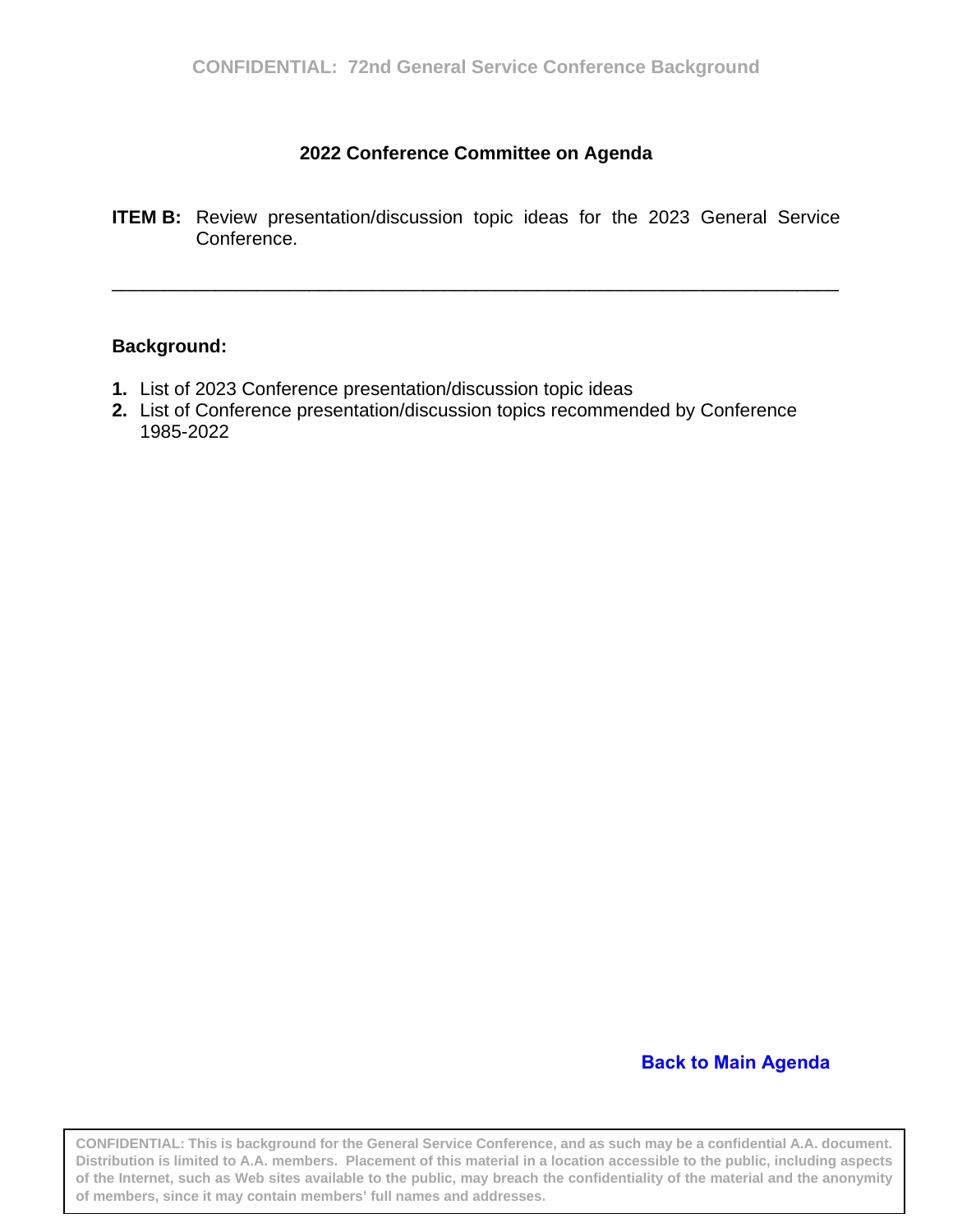## 2022 Conference Committee on Agenda

**ITEM B:** Review presentation/discussion topic ideas for the 2023 General Service Conference.

---

**Background:**

1. List of 2023 Conference presentation/discussion topic ideas
2. List of Conference presentation/discussion topics recommended by Conference 1985-2022

Back to Main Agenda

CONFIDENTIAL: This is background for the General Service Conference, and as such may be a confidential A.A. document. Distribution is limited to A.A. members. Placement of this material in a location accessible to the public, including aspects of the Internet, such as Web sites available to the public, may breach the confidentiality of the material and the anonymity of members, since it may contain members' full names and addresses.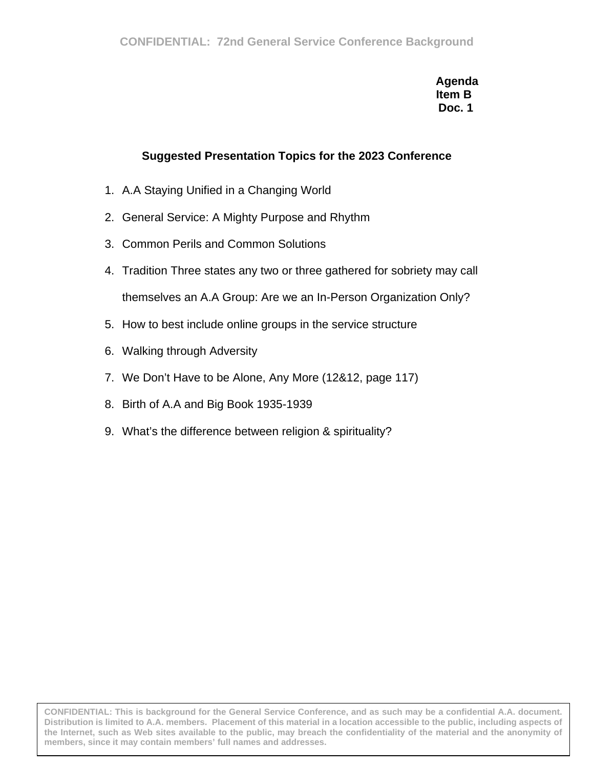Agenda
Item B
Doc. 1

## Suggested Presentation Topics for the 2023 Conference

1. A.A Staying Unified in a Changing World
2. General Service: A Mighty Purpose and Rhythm
3. Common Perils and Common Solutions
4. Tradition Three states any two or three gathered for sobriety may call themselves an A.A Group: Are we an In-Person Organization Only?
5. How to best include online groups in the service structure
6. Walking through Adversity
7. We Don't Have to be Alone, Any More (12&12, page 117)
8. Birth of A.A and Big Book 1935-1939
9. What's the difference between religion & spirituality?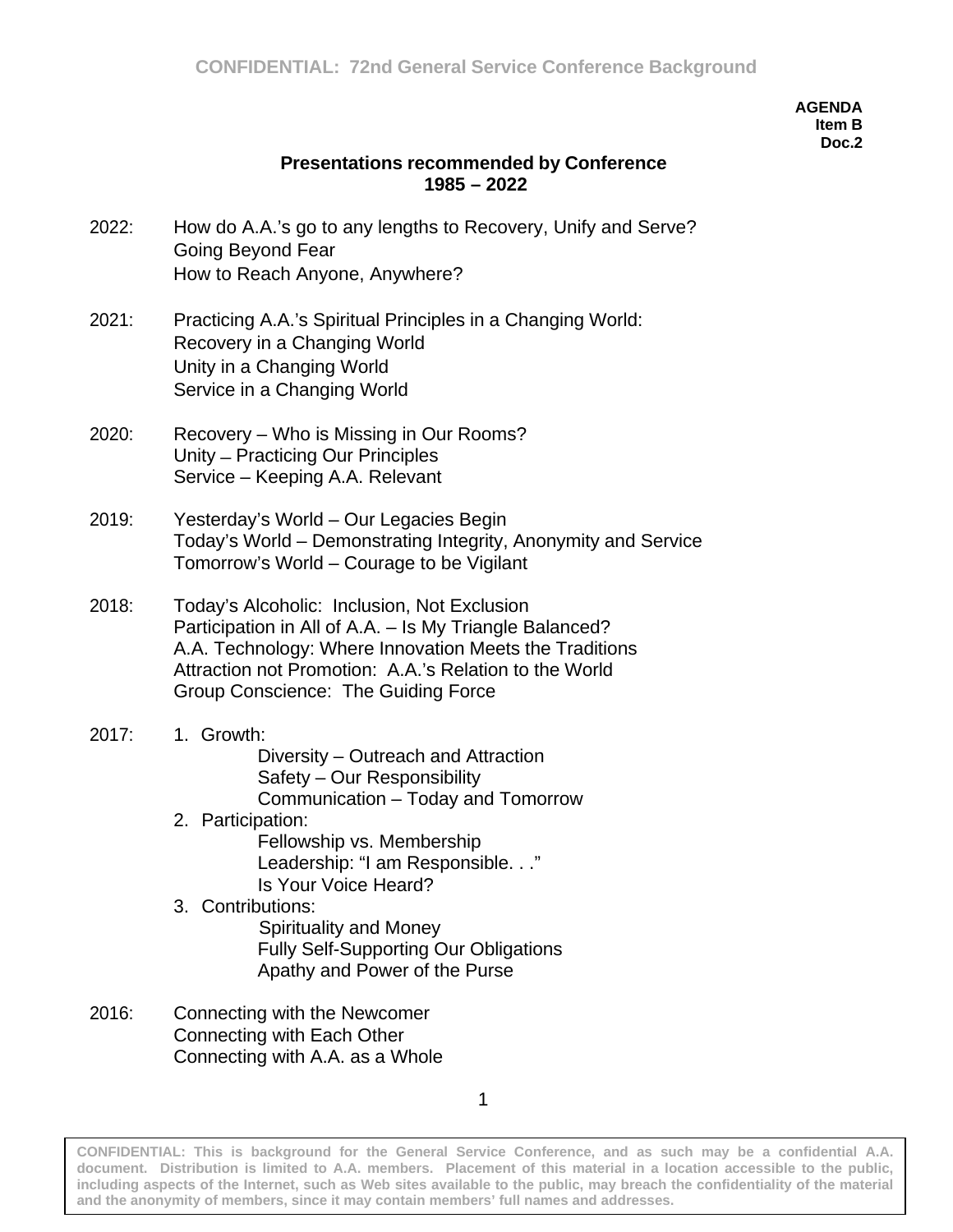**AGENDA**
**Item B**
**Doc.2**

## Presentations recommended by Conference 1985 – 2022

2022: How do A.A.'s go to any lengths to Recovery, Unify and Serve?
Going Beyond Fear
How to Reach Anyone, Anywhere?

2021: Practicing A.A.'s Spiritual Principles in a Changing World:
Recovery in a Changing World
Unity in a Changing World
Service in a Changing World

2020: Recovery – Who is Missing in Our Rooms?
Unity – Practicing Our Principles
Service – Keeping A.A. Relevant

2019: Yesterday's World – Our Legacies Begin
Today's World – Demonstrating Integrity, Anonymity and Service
Tomorrow's World – Courage to be Vigilant

2018: Today's Alcoholic: Inclusion, Not Exclusion
Participation in All of A.A. – Is My Triangle Balanced?
A.A. Technology: Where Innovation Meets the Traditions
Attraction not Promotion: A.A.'s Relation to the World
Group Conscience: The Guiding Force

2017:
1. Growth:
   - Diversity – Outreach and Attraction
   - Safety – Our Responsibility
   - Communication – Today and Tomorrow
2. Participation:
   - Fellowship vs. Membership
   - Leadership: "I am Responsible. . ."
   - Is Your Voice Heard?
3. Contributions:
   - Spirituality and Money
   - Fully Self-Supporting Our Obligations
   - Apathy and Power of the Purse

2016: Connecting with the Newcomer
Connecting with Each Other
Connecting with A.A. as a Whole

CONFIDENTIAL: This is background for the General Service Conference, and as such may be a confidential A.A. document. Distribution is limited to A.A. members. Placement of this material in a location accessible to the public, including aspects of the Internet, such as Web sites available to the public, may breach the confidentiality of the material and the anonymity of members, since it may contain members' full names and addresses.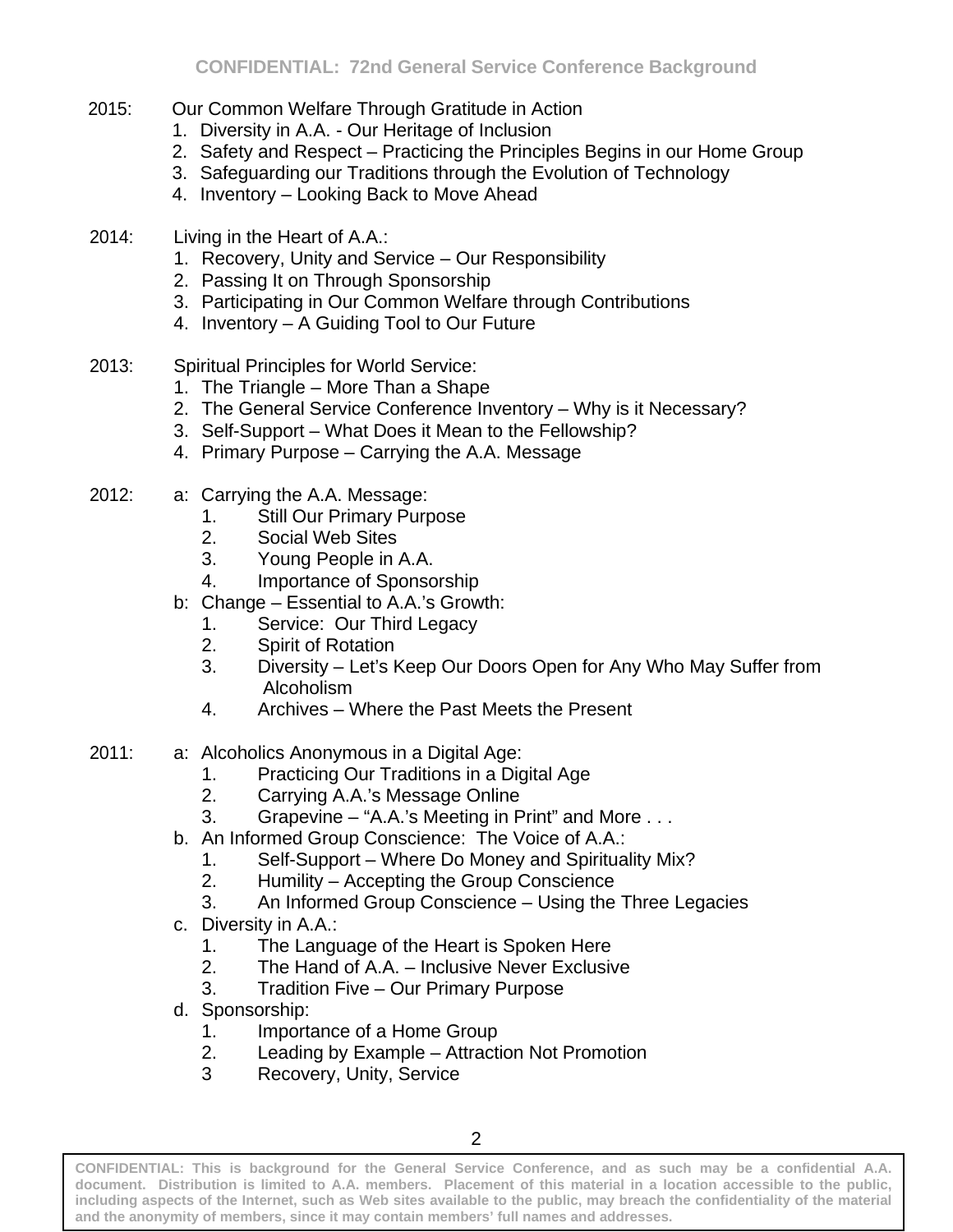2015: Our Common Welfare Through Gratitude in Action
1. Diversity in A.A. - Our Heritage of Inclusion
2. Safety and Respect – Practicing the Principles Begins in our Home Group
3. Safeguarding our Traditions through the Evolution of Technology
4. Inventory – Looking Back to Move Ahead

2014: Living in the Heart of A.A.:
1. Recovery, Unity and Service – Our Responsibility
2. Passing It on Through Sponsorship
3. Participating in Our Common Welfare through Contributions
4. Inventory – A Guiding Tool to Our Future

2013: Spiritual Principles for World Service:
1. The Triangle – More Than a Shape
2. The General Service Conference Inventory – Why is it Necessary?
3. Self-Support – What Does it Mean to the Fellowship?
4. Primary Purpose – Carrying the A.A. Message

2012:
- a: Carrying the A.A. Message:
  1. Still Our Primary Purpose
  2. Social Web Sites
  3. Young People in A.A.
  4. Importance of Sponsorship
- b: Change – Essential to A.A.'s Growth:
  1. Service: Our Third Legacy
  2. Spirit of Rotation
  3. Diversity – Let's Keep Our Doors Open for Any Who May Suffer from Alcoholism
  4. Archives – Where the Past Meets the Present

2011:
- a: Alcoholics Anonymous in a Digital Age:
  1. Practicing Our Traditions in a Digital Age
  2. Carrying A.A.'s Message Online
  3. Grapevine – "A.A.'s Meeting in Print" and More . . .
- b. An Informed Group Conscience: The Voice of A.A.:
  1. Self-Support – Where Do Money and Spirituality Mix?
  2. Humility – Accepting the Group Conscience
  3. An Informed Group Conscience – Using the Three Legacies
- c. Diversity in A.A.:
  1. The Language of the Heart is Spoken Here
  2. The Hand of A.A. – Inclusive Never Exclusive
  3. Tradition Five – Our Primary Purpose
- d. Sponsorship:
  1. Importance of a Home Group
  2. Leading by Example – Attraction Not Promotion
  3. Recovery, Unity, Service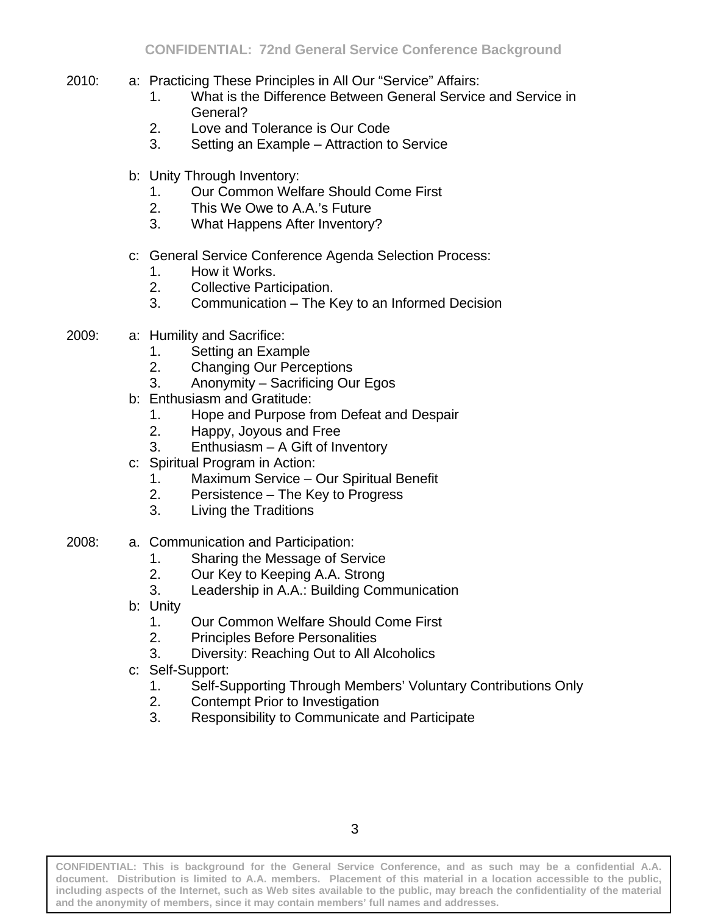2010:

a: Practicing These Principles in All Our “Service” Affairs:
1. What is the Difference Between General Service and Service in General?
2. Love and Tolerance is Our Code
3. Setting an Example – Attraction to Service

b: Unity Through Inventory:
1. Our Common Welfare Should Come First
2. This We Owe to A.A.’s Future
3. What Happens After Inventory?

c: General Service Conference Agenda Selection Process:
1. How it Works.
2. Collective Participation.
3. Communication – The Key to an Informed Decision

2009:

a: Humility and Sacrifice:
1. Setting an Example
2. Changing Our Perceptions
3. Anonymity – Sacrificing Our Egos

b: Enthusiasm and Gratitude:
1. Hope and Purpose from Defeat and Despair
2. Happy, Joyous and Free
3. Enthusiasm – A Gift of Inventory

c: Spiritual Program in Action:
1. Maximum Service – Our Spiritual Benefit
2. Persistence – The Key to Progress
3. Living the Traditions

2008:

a. Communication and Participation:
1. Sharing the Message of Service
2. Our Key to Keeping A.A. Strong
3. Leadership in A.A.: Building Communication

b: Unity
1. Our Common Welfare Should Come First
2. Principles Before Personalities
3. Diversity: Reaching Out to All Alcoholics

c: Self-Support:
1. Self-Supporting Through Members’ Voluntary Contributions Only
2. Contempt Prior to Investigation
3. Responsibility to Communicate and Participate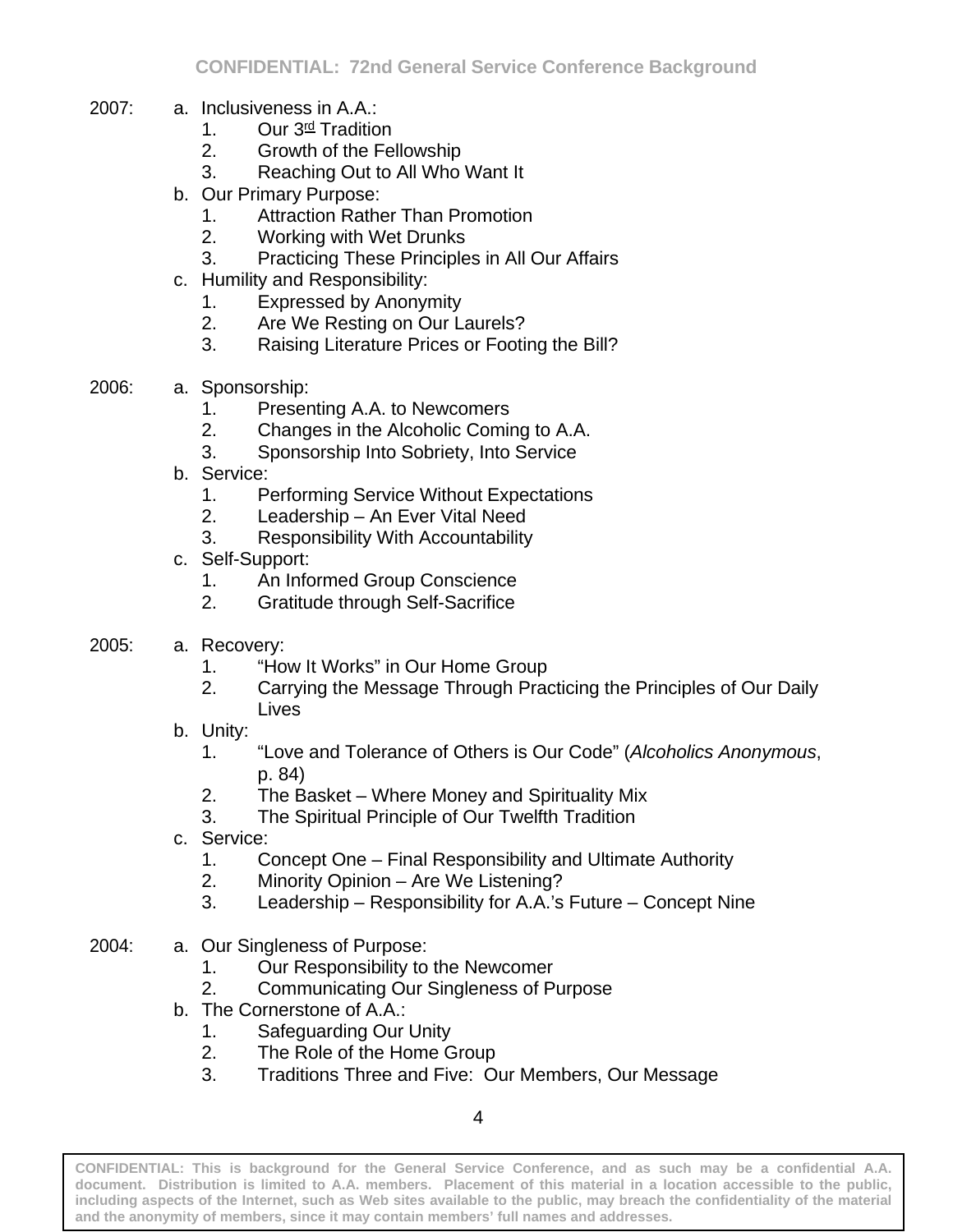2007:

a. Inclusiveness in A.A.:
   1. Our 3rd Tradition
   2. Growth of the Fellowship
   3. Reaching Out to All Who Want It

b. Our Primary Purpose:
   1. Attraction Rather Than Promotion
   2. Working with Wet Drunks
   3. Practicing These Principles in All Our Affairs

c. Humility and Responsibility:
   1. Expressed by Anonymity
   2. Are We Resting on Our Laurels?
   3. Raising Literature Prices or Footing the Bill?

2006:

a. Sponsorship:
   1. Presenting A.A. to Newcomers
   2. Changes in the Alcoholic Coming to A.A.
   3. Sponsorship Into Sobriety, Into Service

b. Service:
   1. Performing Service Without Expectations
   2. Leadership – An Ever Vital Need
   3. Responsibility With Accountability

c. Self-Support:
   1. An Informed Group Conscience
   2. Gratitude through Self-Sacrifice

2005:

a. Recovery:
   1. "How It Works" in Our Home Group
   2. Carrying the Message Through Practicing the Principles of Our Daily Lives

b. Unity:
   1. "Love and Tolerance of Others is Our Code" (*Alcoholics Anonymous*, p. 84)
   2. The Basket – Where Money and Spirituality Mix
   3. The Spiritual Principle of Our Twelfth Tradition

c. Service:
   1. Concept One – Final Responsibility and Ultimate Authority
   2. Minority Opinion – Are We Listening?
   3. Leadership – Responsibility for A.A.'s Future – Concept Nine

2004:

a. Our Singleness of Purpose:
   1. Our Responsibility to the Newcomer
   2. Communicating Our Singleness of Purpose

b. The Cornerstone of A.A.:
   1. Safeguarding Our Unity
   2. The Role of the Home Group
   3. Traditions Three and Five: Our Members, Our Message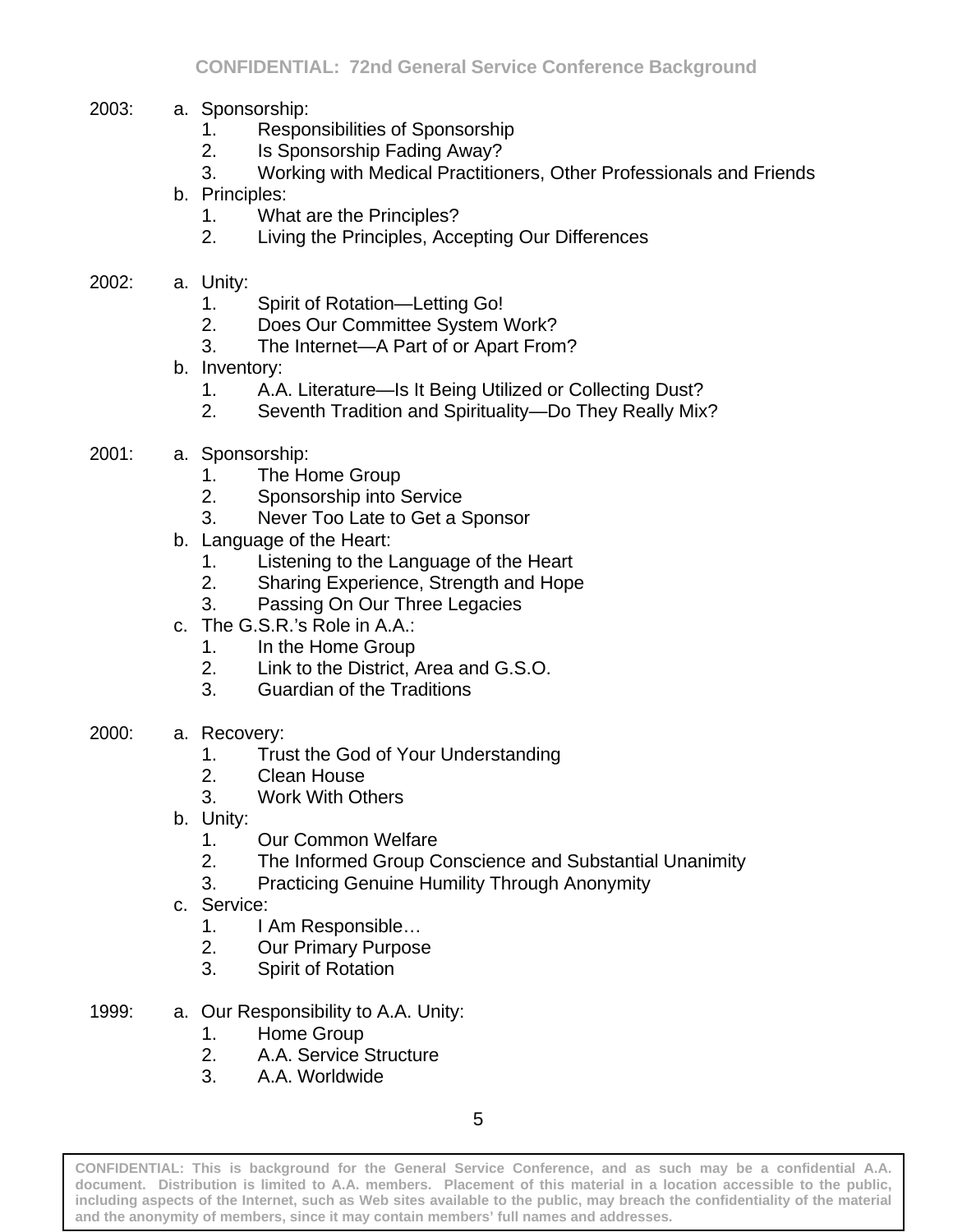2003:

- a. Sponsorship:
    1. Responsibilities of Sponsorship
    2. Is Sponsorship Fading Away?
    3. Working with Medical Practitioners, Other Professionals and Friends
- b. Principles:
    1. What are the Principles?
    2. Living the Principles, Accepting Our Differences

2002:

- a. Unity:
    1. Spirit of Rotation—Letting Go!
    2. Does Our Committee System Work?
    3. The Internet—A Part of or Apart From?
- b. Inventory:
    1. A.A. Literature—Is It Being Utilized or Collecting Dust?
    2. Seventh Tradition and Spirituality—Do They Really Mix?

2001:

- a. Sponsorship:
    1. The Home Group
    2. Sponsorship into Service
    3. Never Too Late to Get a Sponsor
- b. Language of the Heart:
    1. Listening to the Language of the Heart
    2. Sharing Experience, Strength and Hope
    3. Passing On Our Three Legacies
- c. The G.S.R.'s Role in A.A.:
    1. In the Home Group
    2. Link to the District, Area and G.S.O.
    3. Guardian of the Traditions

2000:

- a. Recovery:
    1. Trust the God of Your Understanding
    2. Clean House
    3. Work With Others
- b. Unity:
    1. Our Common Welfare
    2. The Informed Group Conscience and Substantial Unanimity
    3. Practicing Genuine Humility Through Anonymity
- c. Service:
    1. I Am Responsible…
    2. Our Primary Purpose
    3. Spirit of Rotation

1999:

- a. Our Responsibility to A.A. Unity:
    1. Home Group
    2. A.A. Service Structure
    3. A.A. Worldwide

**CONFIDENTIAL: This is background for the General Service Conference, and as such may be a confidential A.A. document. Distribution is limited to A.A. members. Placement of this material in a location accessible to the public, including aspects of the Internet, such as Web sites available to the public, may breach the confidentiality of the material and the anonymity of members, since it may contain members' full names and addresses.**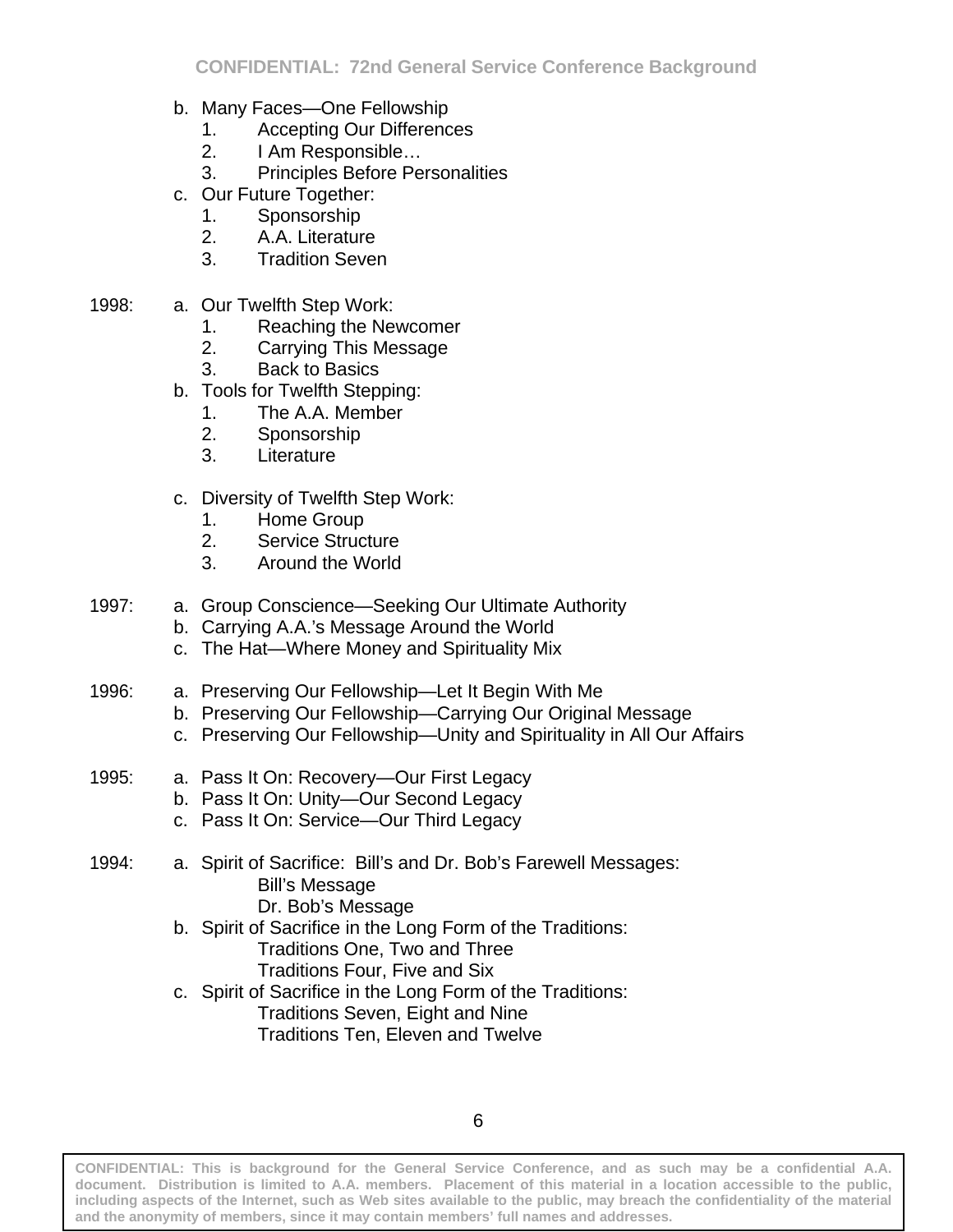b. Many Faces—One Fellowship
   1. Accepting Our Differences
   2. I Am Responsible…
   3. Principles Before Personalities
c. Our Future Together:
   1. Sponsorship
   2. A.A. Literature
   3. Tradition Seven

1998:
a. Our Twelfth Step Work:
   1. Reaching the Newcomer
   2. Carrying This Message
   3. Back to Basics
b. Tools for Twelfth Stepping:
   1. The A.A. Member
   2. Sponsorship
   3. Literature
c. Diversity of Twelfth Step Work:
   1. Home Group
   2. Service Structure
   3. Around the World

1997:
a. Group Conscience—Seeking Our Ultimate Authority
b. Carrying A.A.'s Message Around the World
c. The Hat—Where Money and Spirituality Mix

1996:
a. Preserving Our Fellowship—Let It Begin With Me
b. Preserving Our Fellowship—Carrying Our Original Message
c. Preserving Our Fellowship—Unity and Spirituality in All Our Affairs

1995:
a. Pass It On: Recovery—Our First Legacy
b. Pass It On: Unity—Our Second Legacy
c. Pass It On: Service—Our Third Legacy

1994:
a. Spirit of Sacrifice: Bill's and Dr. Bob's Farewell Messages:
   - Bill's Message
   - Dr. Bob's Message
b. Spirit of Sacrifice in the Long Form of the Traditions:
   - Traditions One, Two and Three
   - Traditions Four, Five and Six
c. Spirit of Sacrifice in the Long Form of the Traditions:
   - Traditions Seven, Eight and Nine
   - Traditions Ten, Eleven and Twelve

**CONFIDENTIAL: This is background for the General Service Conference, and as such may be a confidential A.A. document. Distribution is limited to A.A. members. Placement of this material in a location accessible to the public, including aspects of the Internet, such as Web sites available to the public, may breach the confidentiality of the material and the anonymity of members, since it may contain members' full names and addresses.**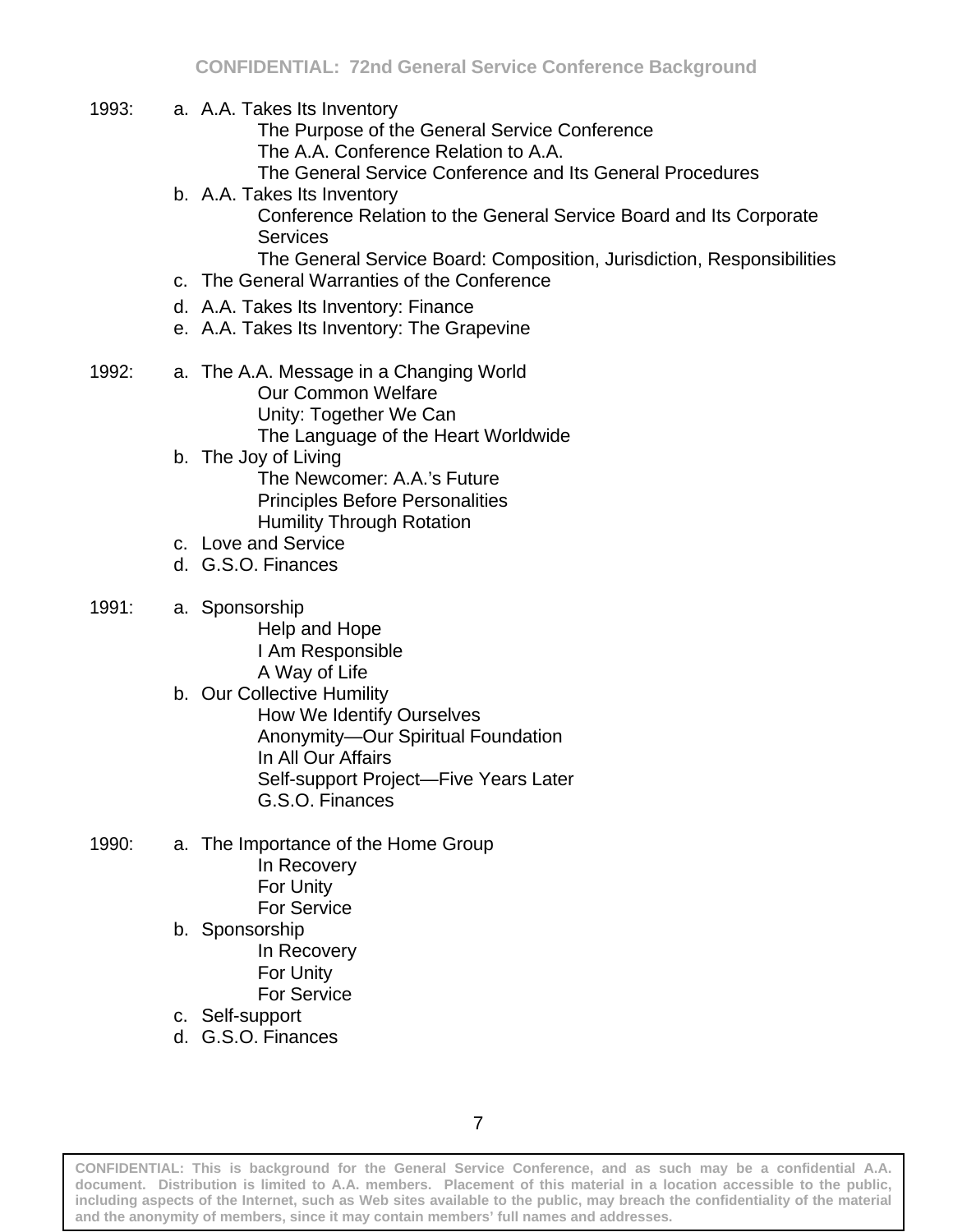1993: 

a. A.A. Takes Its Inventory
   - The Purpose of the General Service Conference
   - The A.A. Conference Relation to A.A.
   - The General Service Conference and Its General Procedures

b. A.A. Takes Its Inventory
   - Conference Relation to the General Service Board and Its Corporate Services
   - The General Service Board: Composition, Jurisdiction, Responsibilities

c. The General Warranties of the Conference

d. A.A. Takes Its Inventory: Finance

e. A.A. Takes Its Inventory: The Grapevine

1992: 

a. The A.A. Message in a Changing World
   - Our Common Welfare
   - Unity: Together We Can
   - The Language of the Heart Worldwide

b. The Joy of Living
   - The Newcomer: A.A.'s Future
   - Principles Before Personalities
   - Humility Through Rotation

c. Love and Service

d. G.S.O. Finances

1991: 

a. Sponsorship
   - Help and Hope
   - I Am Responsible
   - A Way of Life

b. Our Collective Humility
   - How We Identify Ourselves
   - Anonymity—Our Spiritual Foundation
   - In All Our Affairs
   - Self-support Project—Five Years Later
   - G.S.O. Finances

1990: 

a. The Importance of the Home Group
   - In Recovery
   - For Unity
   - For Service

b. Sponsorship
   - In Recovery
   - For Unity
   - For Service

c. Self-support

d. G.S.O. Finances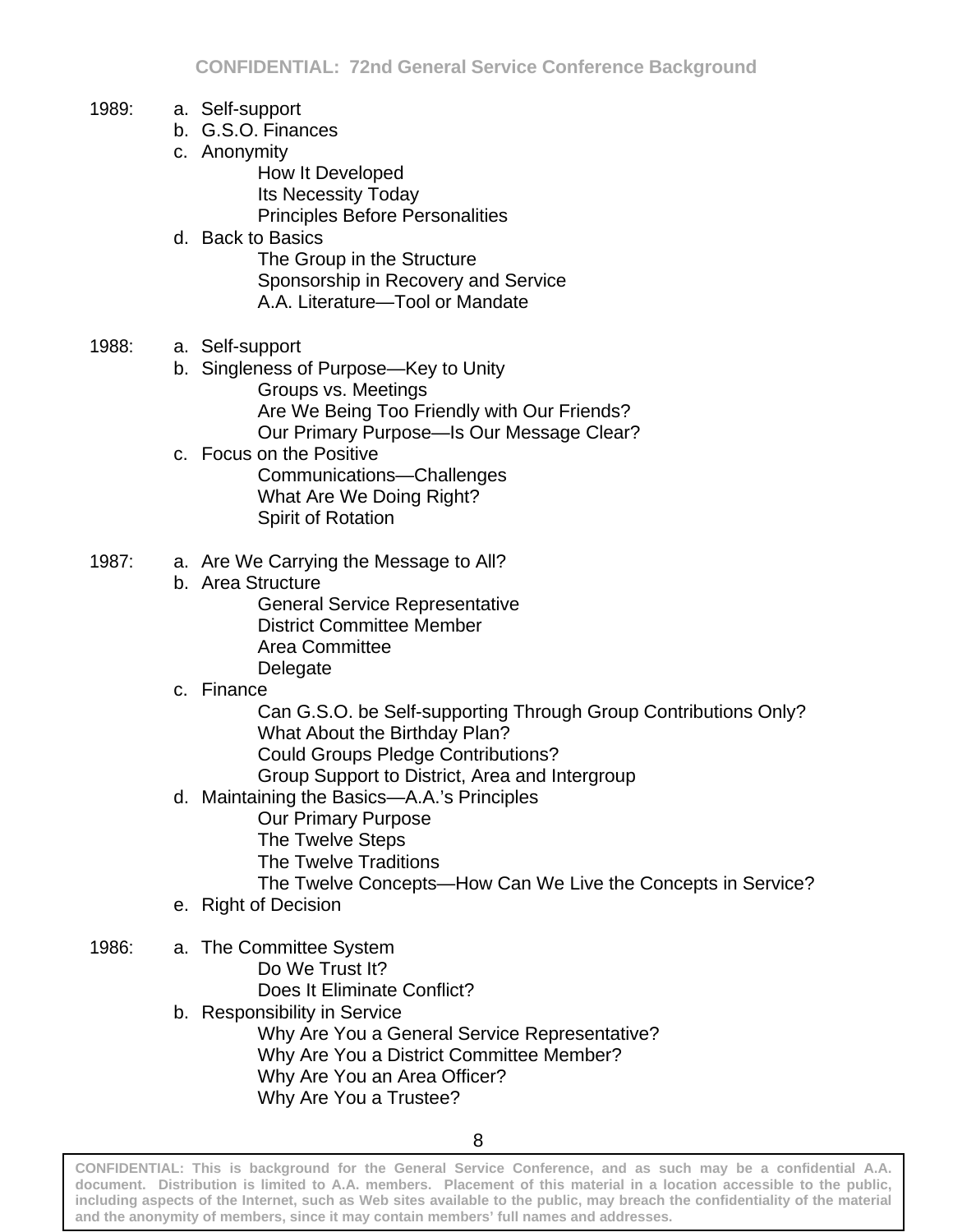1989:
- a. Self-support
- b. G.S.O. Finances
- c. Anonymity
  - How It Developed
  - Its Necessity Today
  - Principles Before Personalities
- d. Back to Basics
  - The Group in the Structure
  - Sponsorship in Recovery and Service
  - A.A. Literature—Tool or Mandate

1988:
- a. Self-support
- b. Singleness of Purpose—Key to Unity
  - Groups vs. Meetings
  - Are We Being Too Friendly with Our Friends?
  - Our Primary Purpose—Is Our Message Clear?
- c. Focus on the Positive
  - Communications—Challenges
  - What Are We Doing Right?
  - Spirit of Rotation

1987:
- a. Are We Carrying the Message to All?
- b. Area Structure
  - General Service Representative
  - District Committee Member
  - Area Committee
  - Delegate
- c. Finance
  - Can G.S.O. be Self-supporting Through Group Contributions Only?
  - What About the Birthday Plan?
  - Could Groups Pledge Contributions?
  - Group Support to District, Area and Intergroup
- d. Maintaining the Basics—A.A.'s Principles
  - Our Primary Purpose
  - The Twelve Steps
  - The Twelve Traditions
  - The Twelve Concepts—How Can We Live the Concepts in Service?
- e. Right of Decision

1986:
- a. The Committee System
  - Do We Trust It?
  - Does It Eliminate Conflict?
- b. Responsibility in Service
  - Why Are You a General Service Representative?
  - Why Are You a District Committee Member?
  - Why Are You an Area Officer?
  - Why Are You a Trustee?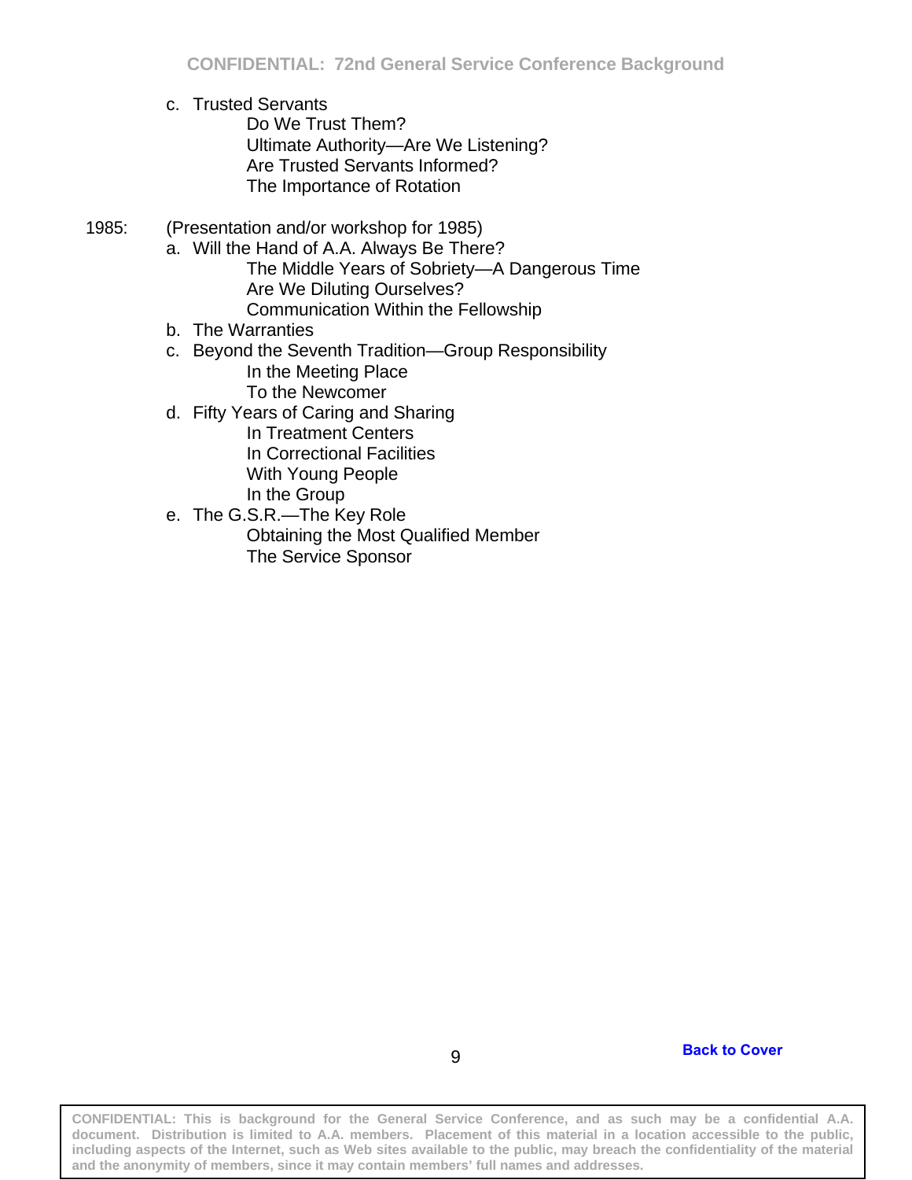c. Trusted Servants
    - Do We Trust Them?
    - Ultimate Authority—Are We Listening?
    - Are Trusted Servants Informed?
    - The Importance of Rotation

1985: (Presentation and/or workshop for 1985)

a. Will the Hand of A.A. Always Be There?
    - The Middle Years of Sobriety—A Dangerous Time
    - Are We Diluting Ourselves?
    - Communication Within the Fellowship

b. The Warranties

c. Beyond the Seventh Tradition—Group Responsibility
    - In the Meeting Place
    - To the Newcomer

d. Fifty Years of Caring and Sharing
    - In Treatment Centers
    - In Correctional Facilities
    - With Young People
    - In the Group

e. The G.S.R.—The Key Role
    - Obtaining the Most Qualified Member
    - The Service Sponsor

Back to Cover

**CONFIDENTIAL: This is background for the General Service Conference, and as such may be a confidential A.A. document. Distribution is limited to A.A. members. Placement of this material in a location accessible to the public, including aspects of the Internet, such as Web sites available to the public, may breach the confidentiality of the material and the anonymity of members, since it may contain members' full names and addresses.**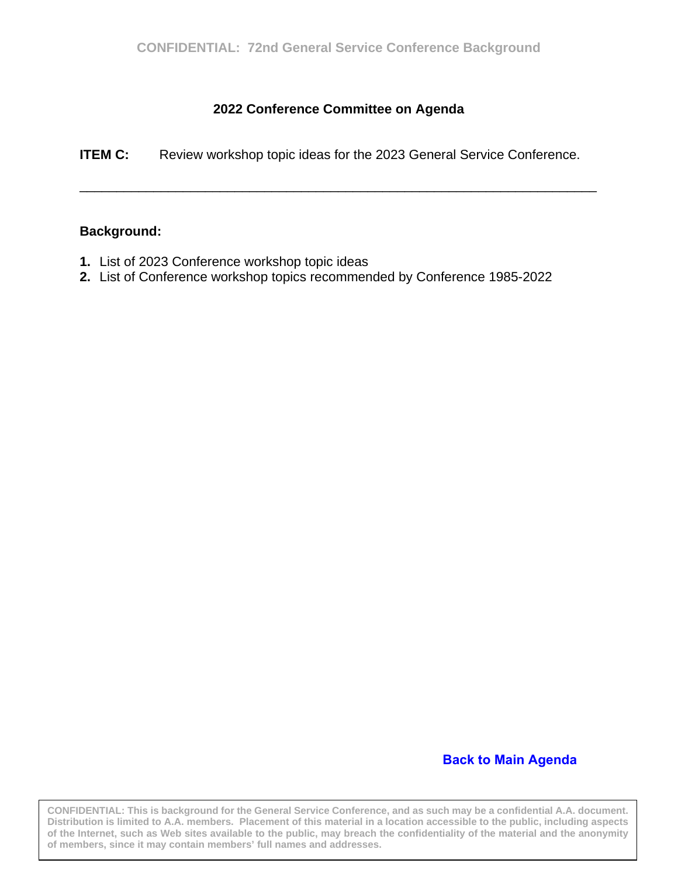## 2022 Conference Committee on Agenda

**ITEM C:** Review workshop topic ideas for the 2023 General Service Conference.

---

**Background:**

1. List of 2023 Conference workshop topic ideas
2. List of Conference workshop topics recommended by Conference 1985-2022

**Back to Main Agenda**

**CONFIDENTIAL: This is background for the General Service Conference, and as such may be a confidential A.A. document. Distribution is limited to A.A. members. Placement of this material in a location accessible to the public, including aspects of the Internet, such as Web sites available to the public, may breach the confidentiality of the material and the anonymity of members, since it may contain members' full names and addresses.**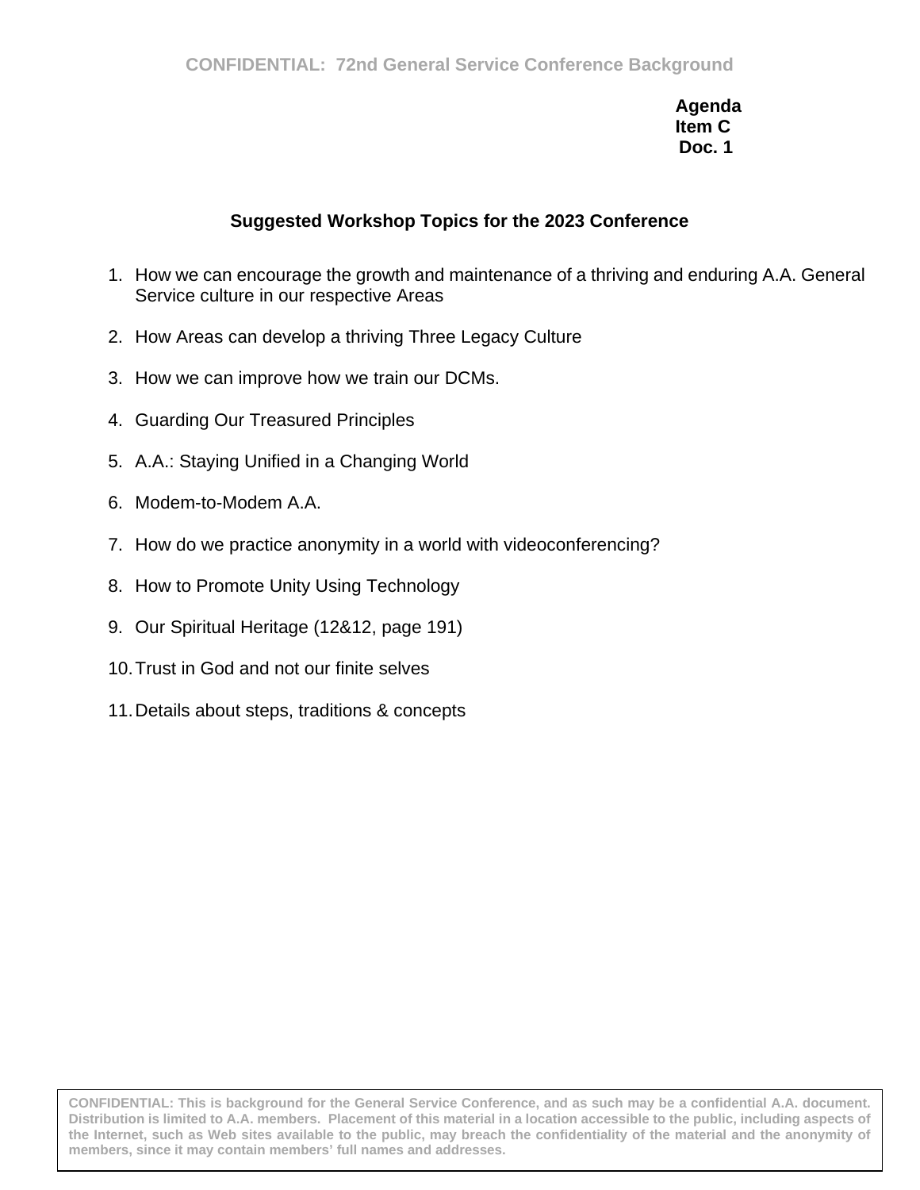**Agenda**
**Item C**
**Doc. 1**

## Suggested Workshop Topics for the 2023 Conference

1. How we can encourage the growth and maintenance of a thriving and enduring A.A. General Service culture in our respective Areas
2. How Areas can develop a thriving Three Legacy Culture
3. How we can improve how we train our DCMs.
4. Guarding Our Treasured Principles
5. A.A.: Staying Unified in a Changing World
6. Modem-to-Modem A.A.
7. How do we practice anonymity in a world with videoconferencing?
8. How to Promote Unity Using Technology
9. Our Spiritual Heritage (12&12, page 191)
10. Trust in God and not our finite selves
11. Details about steps, traditions & concepts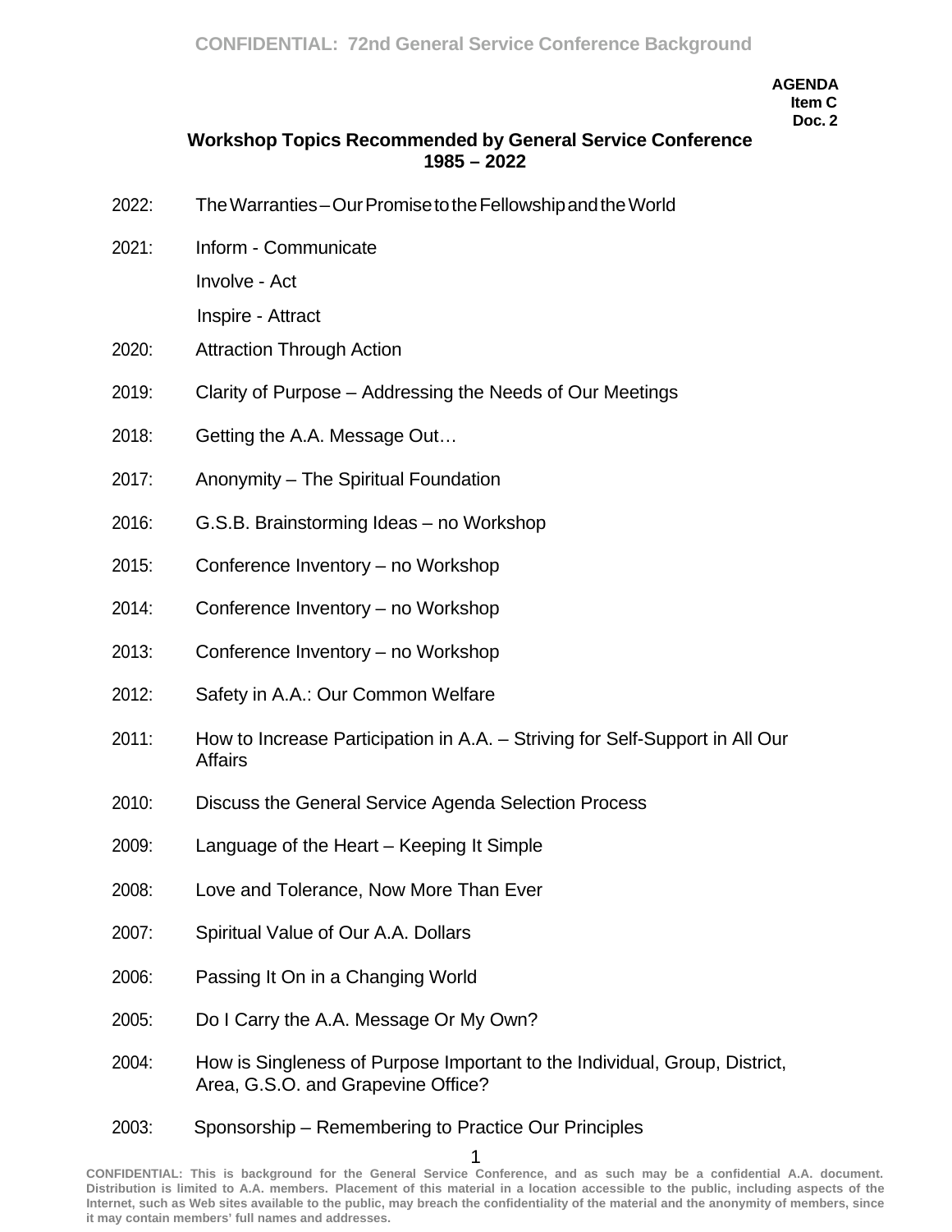**AGENDA**
**Item C**
**Doc. 2**

## Workshop Topics Recommended by General Service Conference 1985 – 2022

2022: The Warranties – Our Promise to the Fellowship and the World

2021: Inform - Communicate
Involve - Act
Inspire - Attract

2020: Attraction Through Action

2019: Clarity of Purpose – Addressing the Needs of Our Meetings

2018: Getting the A.A. Message Out…

2017: Anonymity – The Spiritual Foundation

2016: G.S.B. Brainstorming Ideas – no Workshop

2015: Conference Inventory – no Workshop

2014: Conference Inventory – no Workshop

2013: Conference Inventory – no Workshop

2012: Safety in A.A.: Our Common Welfare

2011: How to Increase Participation in A.A. – Striving for Self-Support in All Our Affairs

2010: Discuss the General Service Agenda Selection Process

2009: Language of the Heart – Keeping It Simple

2008: Love and Tolerance, Now More Than Ever

2007: Spiritual Value of Our A.A. Dollars

2006: Passing It On in a Changing World

2005: Do I Carry the A.A. Message Or My Own?

2004: How is Singleness of Purpose Important to the Individual, Group, District, Area, G.S.O. and Grapevine Office?

2003: Sponsorship – Remembering to Practice Our Principles

CONFIDENTIAL: This is background for the General Service Conference, and as such may be a confidential A.A. document. Distribution is limited to A.A. members. Placement of this material in a location accessible to the public, including aspects of the Internet, such as Web sites available to the public, may breach the confidentiality of the material and the anonymity of members, since it may contain members' full names and addresses.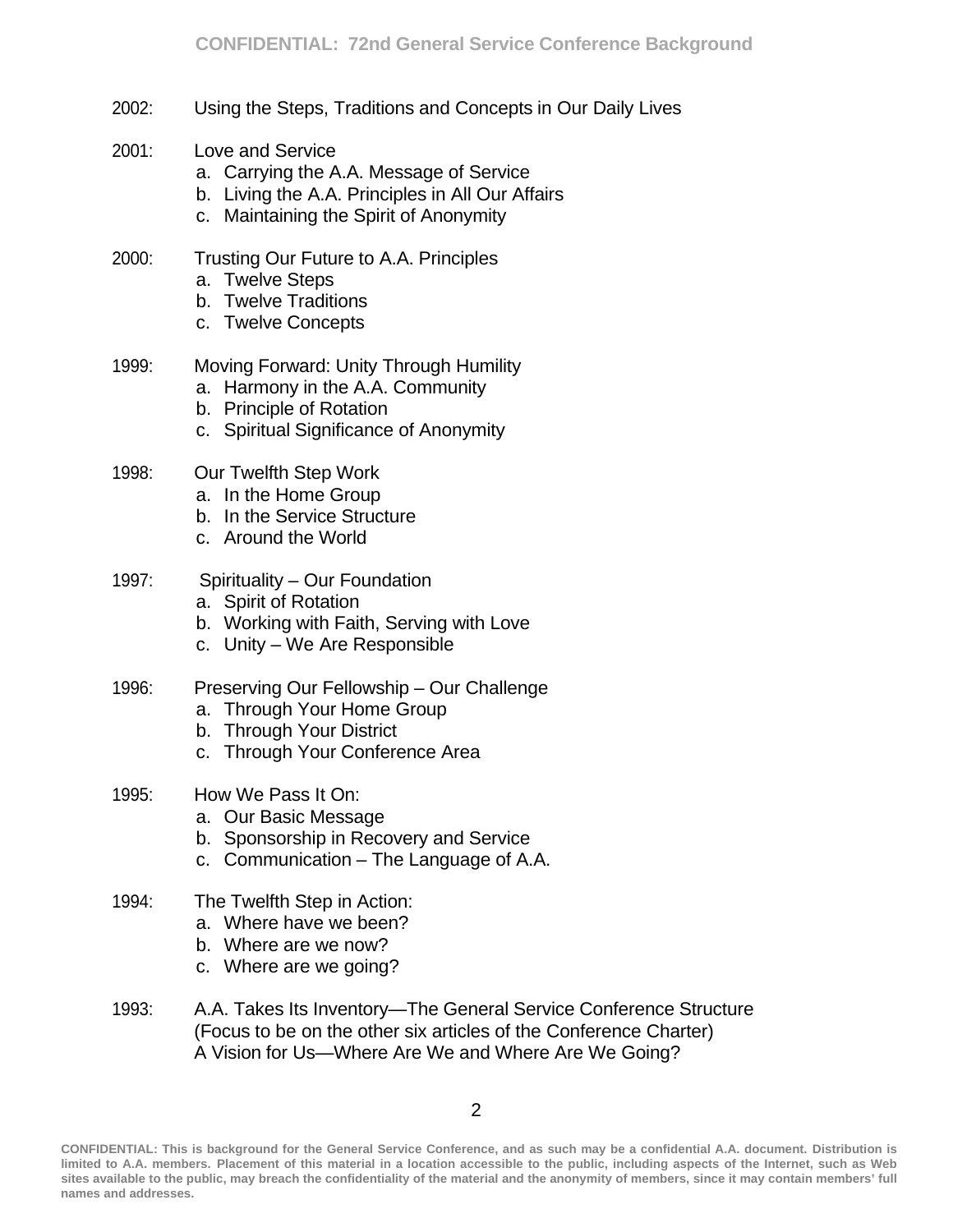2002: Using the Steps, Traditions and Concepts in Our Daily Lives

2001: Love and Service
  a. Carrying the A.A. Message of Service
  b. Living the A.A. Principles in All Our Affairs
  c. Maintaining the Spirit of Anonymity

2000: Trusting Our Future to A.A. Principles
  a. Twelve Steps
  b. Twelve Traditions
  c. Twelve Concepts

1999: Moving Forward: Unity Through Humility
  a. Harmony in the A.A. Community
  b. Principle of Rotation
  c. Spiritual Significance of Anonymity

1998: Our Twelfth Step Work
  a. In the Home Group
  b. In the Service Structure
  c. Around the World

1997: Spirituality – Our Foundation
  a. Spirit of Rotation
  b. Working with Faith, Serving with Love
  c. Unity – We Are Responsible

1996: Preserving Our Fellowship – Our Challenge
  a. Through Your Home Group
  b. Through Your District
  c. Through Your Conference Area

1995: How We Pass It On:
  a. Our Basic Message
  b. Sponsorship in Recovery and Service
  c. Communication – The Language of A.A.

1994: The Twelfth Step in Action:
  a. Where have we been?
  b. Where are we now?
  c. Where are we going?

1993: A.A. Takes Its Inventory—The General Service Conference Structure
(Focus to be on the other six articles of the Conference Charter)
A Vision for Us—Where Are We and Where Are We Going?

**CONFIDENTIAL: This is background for the General Service Conference, and as such may be a confidential A.A. document. Distribution is limited to A.A. members. Placement of this material in a location accessible to the public, including aspects of the Internet, such as Web sites available to the public, may breach the confidentiality of the material and the anonymity of members, since it may contain members' full names and addresses.**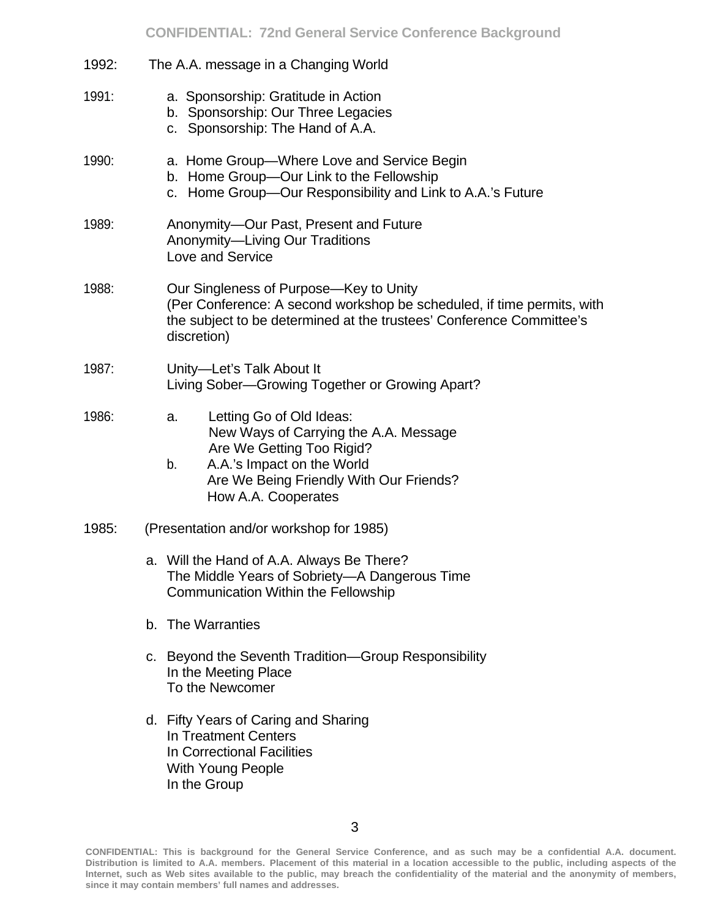1992: The A.A. message in a Changing World

1991:
- a. Sponsorship: Gratitude in Action
- b. Sponsorship: Our Three Legacies
- c. Sponsorship: The Hand of A.A.

1990:
- a. Home Group—Where Love and Service Begin
- b. Home Group—Our Link to the Fellowship
- c. Home Group—Our Responsibility and Link to A.A.'s Future

1989:
Anonymity—Our Past, Present and Future
Anonymity—Living Our Traditions
Love and Service

1988:
Our Singleness of Purpose—Key to Unity
(Per Conference: A second workshop be scheduled, if time permits, with the subject to be determined at the trustees' Conference Committee's discretion)

1987:
Unity—Let's Talk About It
Living Sober—Growing Together or Growing Apart?

1986:
- a. Letting Go of Old Ideas:
  New Ways of Carrying the A.A. Message
  Are We Getting Too Rigid?
- b. A.A.'s Impact on the World
  Are We Being Friendly With Our Friends?
  How A.A. Cooperates

1985: (Presentation and/or workshop for 1985)

- a. Will the Hand of A.A. Always Be There?
  The Middle Years of Sobriety—A Dangerous Time
  Communication Within the Fellowship

- b. The Warranties

- c. Beyond the Seventh Tradition—Group Responsibility
  In the Meeting Place
  To the Newcomer

- d. Fifty Years of Caring and Sharing
  In Treatment Centers
  In Correctional Facilities
  With Young People
  In the Group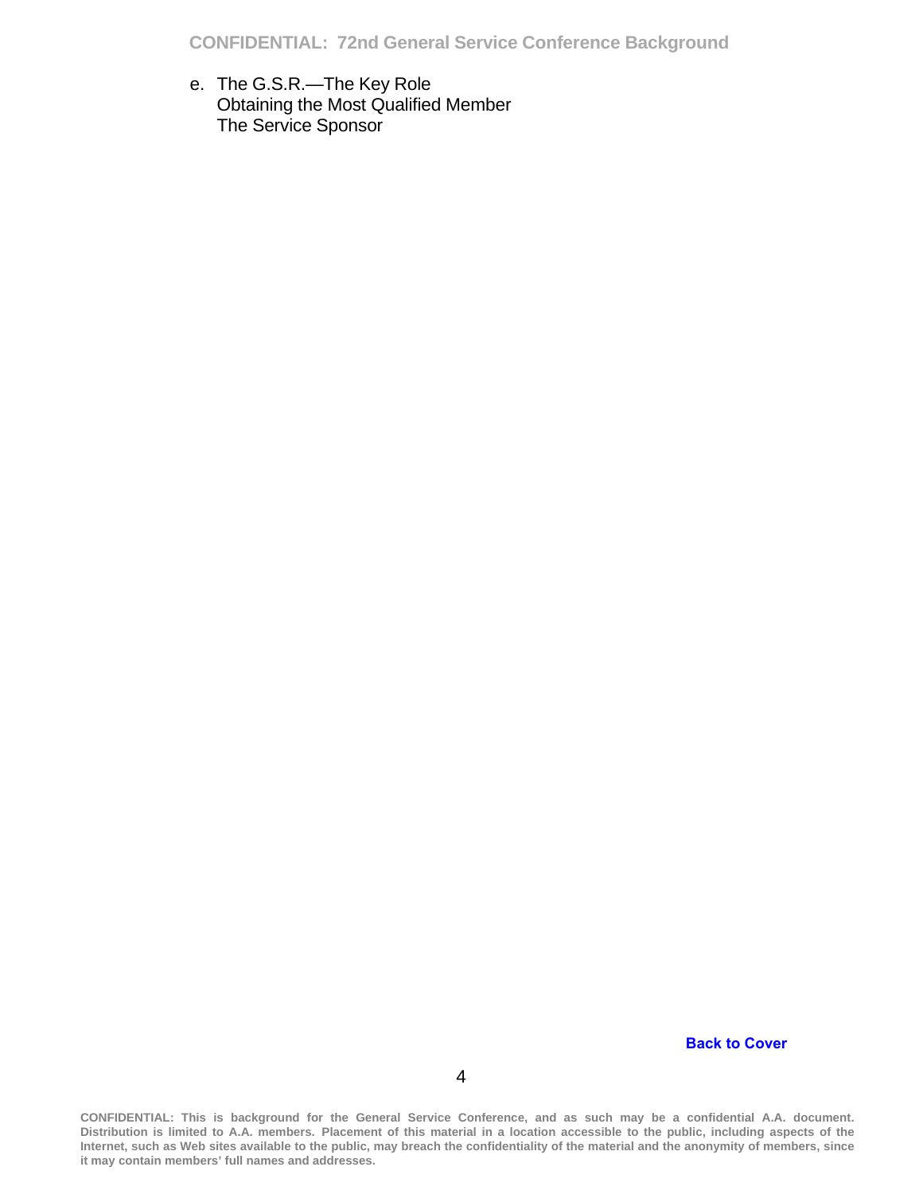e. The G.S.R.—The Key Role
   Obtaining the Most Qualified Member
   The Service Sponsor

Back to Cover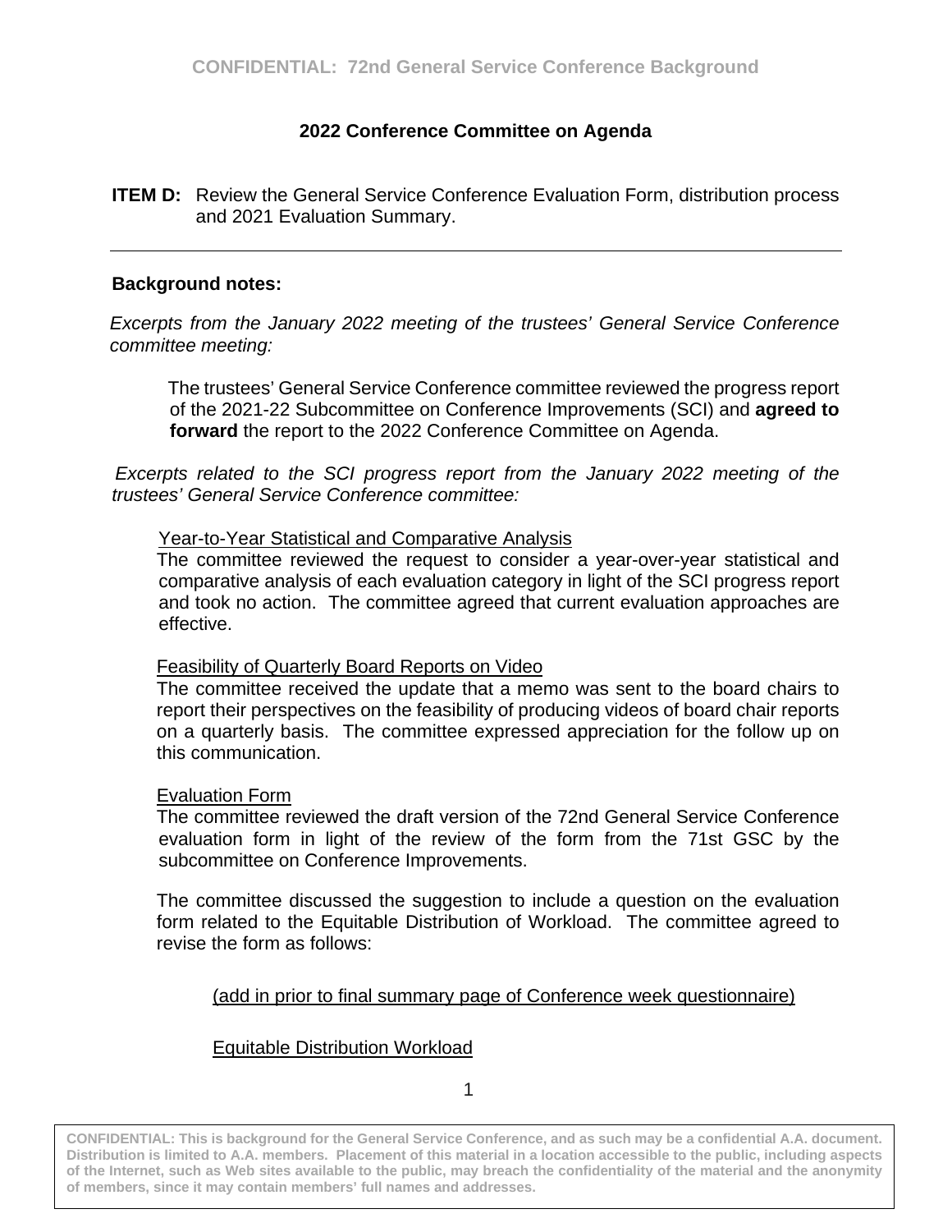## 2022 Conference Committee on Agenda

**ITEM D:** Review the General Service Conference Evaluation Form, distribution process and 2021 Evaluation Summary.

---

**Background notes:**

*Excerpts from the January 2022 meeting of the trustees' General Service Conference committee meeting:*

> The trustees' General Service Conference committee reviewed the progress report of the 2021-22 Subcommittee on Conference Improvements (SCI) and **agreed to forward** the report to the 2022 Conference Committee on Agenda.

*Excerpts related to the SCI progress report from the January 2022 meeting of the trustees' General Service Conference committee:*

<u>Year-to-Year Statistical and Comparative Analysis</u>
The committee reviewed the request to consider a year-over-year statistical and comparative analysis of each evaluation category in light of the SCI progress report and took no action. The committee agreed that current evaluation approaches are effective.

<u>Feasibility of Quarterly Board Reports on Video</u>
The committee received the update that a memo was sent to the board chairs to report their perspectives on the feasibility of producing videos of board chair reports on a quarterly basis. The committee expressed appreciation for the follow up on this communication.

<u>Evaluation Form</u>
The committee reviewed the draft version of the 72nd General Service Conference evaluation form in light of the review of the form from the 71st GSC by the subcommittee on Conference Improvements.

The committee discussed the suggestion to include a question on the evaluation form related to the Equitable Distribution of Workload. The committee agreed to revise the form as follows:

<u>(add in prior to final summary page of Conference week questionnaire)</u>

<u>Equitable Distribution Workload</u>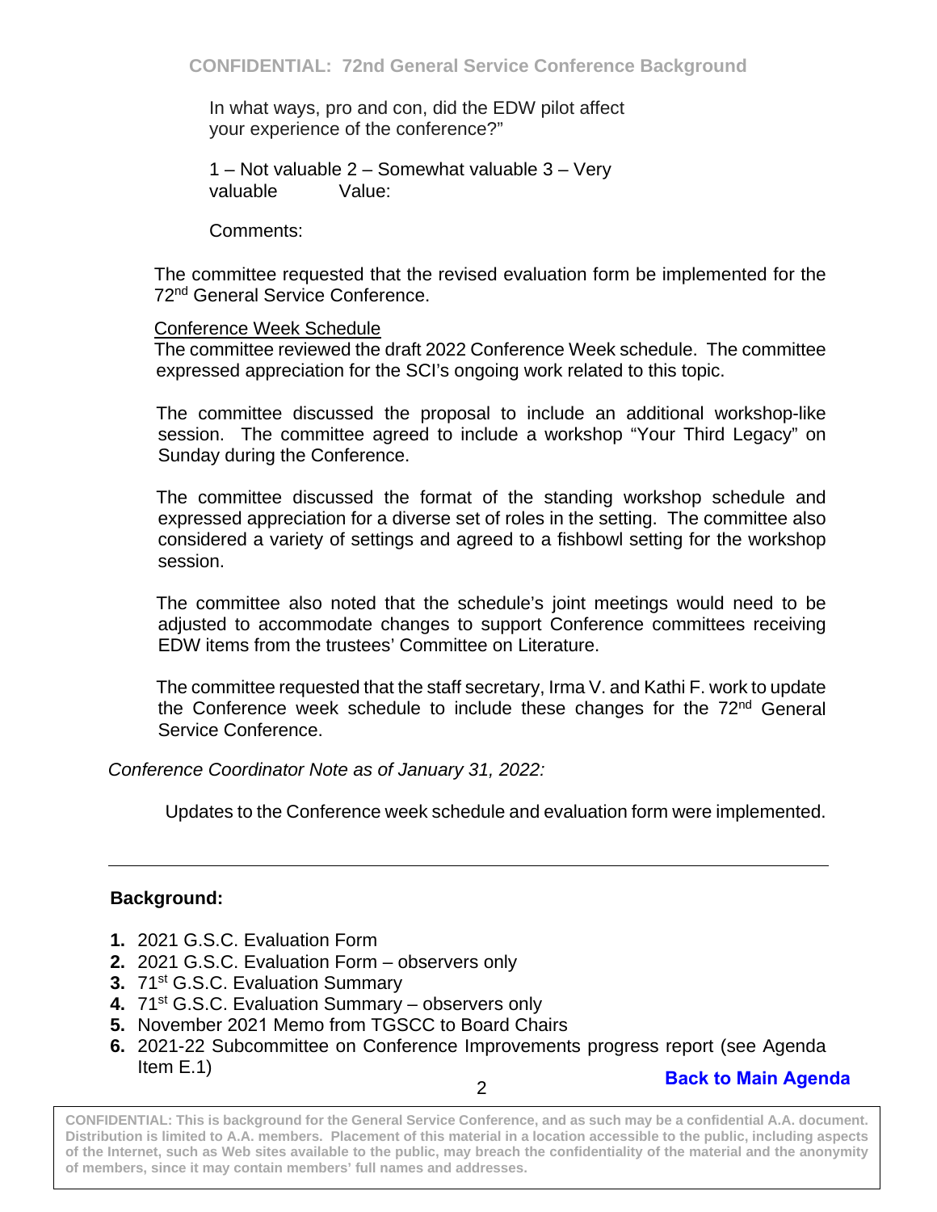In what ways, pro and con, did the EDW pilot affect your experience of the conference?"

1 – Not valuable 2 – Somewhat valuable 3 – Very valuable     Value:

Comments:

The committee requested that the revised evaluation form be implemented for the 72nd General Service Conference.

Conference Week Schedule

The committee reviewed the draft 2022 Conference Week schedule. The committee expressed appreciation for the SCI's ongoing work related to this topic.

The committee discussed the proposal to include an additional workshop-like session. The committee agreed to include a workshop "Your Third Legacy" on Sunday during the Conference.

The committee discussed the format of the standing workshop schedule and expressed appreciation for a diverse set of roles in the setting. The committee also considered a variety of settings and agreed to a fishbowl setting for the workshop session.

The committee also noted that the schedule's joint meetings would need to be adjusted to accommodate changes to support Conference committees receiving EDW items from the trustees' Committee on Literature.

The committee requested that the staff secretary, Irma V. and Kathi F. work to update the Conference week schedule to include these changes for the 72nd General Service Conference.

*Conference Coordinator Note as of January 31, 2022:*

Updates to the Conference week schedule and evaluation form were implemented.

---

**Background:**

1. 2021 G.S.C. Evaluation Form
2. 2021 G.S.C. Evaluation Form – observers only
3. 71st G.S.C. Evaluation Summary
4. 71st G.S.C. Evaluation Summary – observers only
5. November 2021 Memo from TGSCC to Board Chairs
6. 2021-22 Subcommittee on Conference Improvements progress report (see Agenda Item E.1)

**Back to Main Agenda**

**CONFIDENTIAL: This is background for the General Service Conference, and as such may be a confidential A.A. document. Distribution is limited to A.A. members. Placement of this material in a location accessible to the public, including aspects of the Internet, such as Web sites available to the public, may breach the confidentiality of the material and the anonymity of members, since it may contain members' full names and addresses.**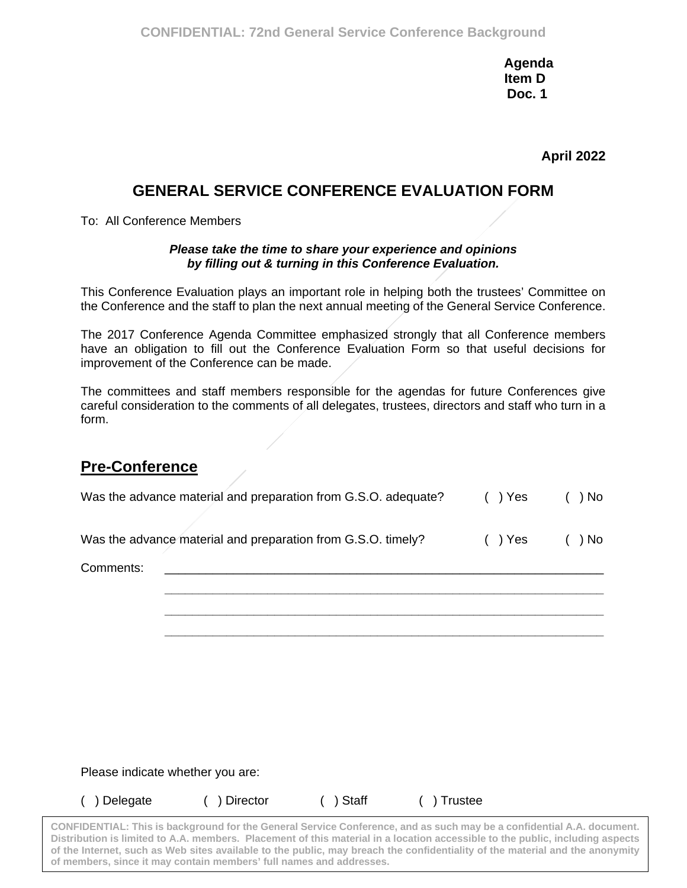Agenda
Item D
Doc. 1

April 2022

# GENERAL SERVICE CONFERENCE EVALUATION FORM

To: All Conference Members

***Please take the time to share your experience and opinions by filling out & turning in this Conference Evaluation.***

This Conference Evaluation plays an important role in helping both the trustees' Committee on the Conference and the staff to plan the next annual meeting of the General Service Conference.

The 2017 Conference Agenda Committee emphasized strongly that all Conference members have an obligation to fill out the Conference Evaluation Form so that useful decisions for improvement of the Conference can be made.

The committees and staff members responsible for the agendas for future Conferences give careful consideration to the comments of all delegates, trustees, directors and staff who turn in a form.

## Pre-Conference

Was the advance material and preparation from G.S.O. adequate? ( ) Yes ( ) No

Was the advance material and preparation from G.S.O. timely? ( ) Yes ( ) No

Comments: ____________________________________________________________

____________________________________________________________

____________________________________________________________

____________________________________________________________

Please indicate whether you are:

( ) Delegate ( ) Director ( ) Staff ( ) Trustee

CONFIDENTIAL: This is background for the General Service Conference, and as such may be a confidential A.A. document. Distribution is limited to A.A. members. Placement of this material in a location accessible to the public, including aspects of the Internet, such as Web sites available to the public, may breach the confidentiality of the material and the anonymity of members, since it may contain members' full names and addresses.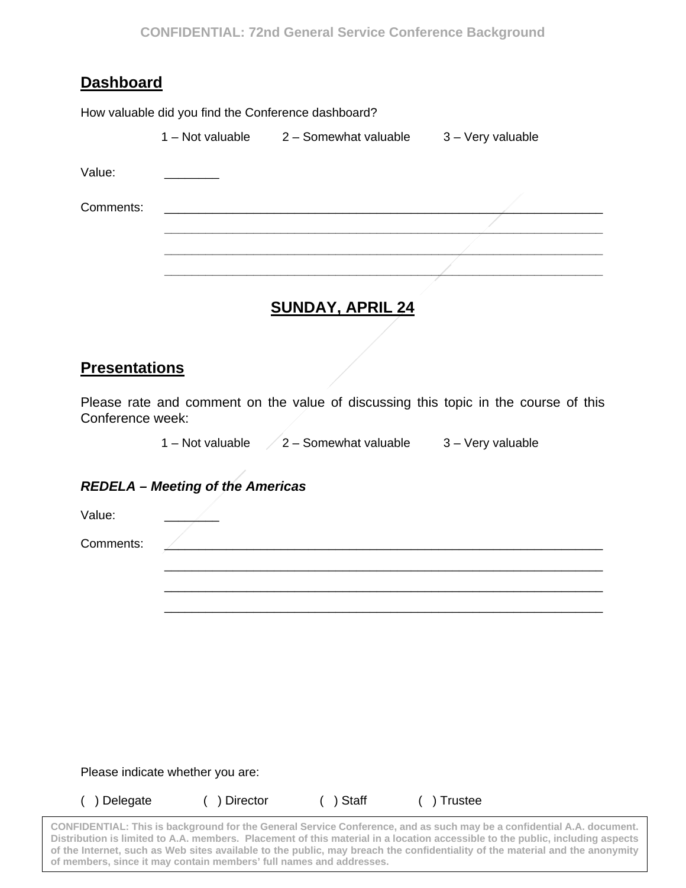## Dashboard

How valuable did you find the Conference dashboard?

1 – Not valuable 2 – Somewhat valuable 3 – Very valuable

Value: ________

Comments: ________________________________________________________________

________________________________________________________________

________________________________________________________________

________________________________________________________________

## SUNDAY, APRIL 24

## Presentations

Please rate and comment on the value of discussing this topic in the course of this Conference week:

1 – Not valuable 2 – Somewhat valuable 3 – Very valuable

### *REDELA – Meeting of the Americas*

Value: ________

Comments: ________________________________________________________________

________________________________________________________________

________________________________________________________________

________________________________________________________________

Please indicate whether you are:

( ) Delegate ( ) Director ( ) Staff ( ) Trustee

**CONFIDENTIAL: This is background for the General Service Conference, and as such may be a confidential A.A. document. Distribution is limited to A.A. members. Placement of this material in a location accessible to the public, including aspects of the Internet, such as Web sites available to the public, may breach the confidentiality of the material and the anonymity of members, since it may contain members' full names and addresses.**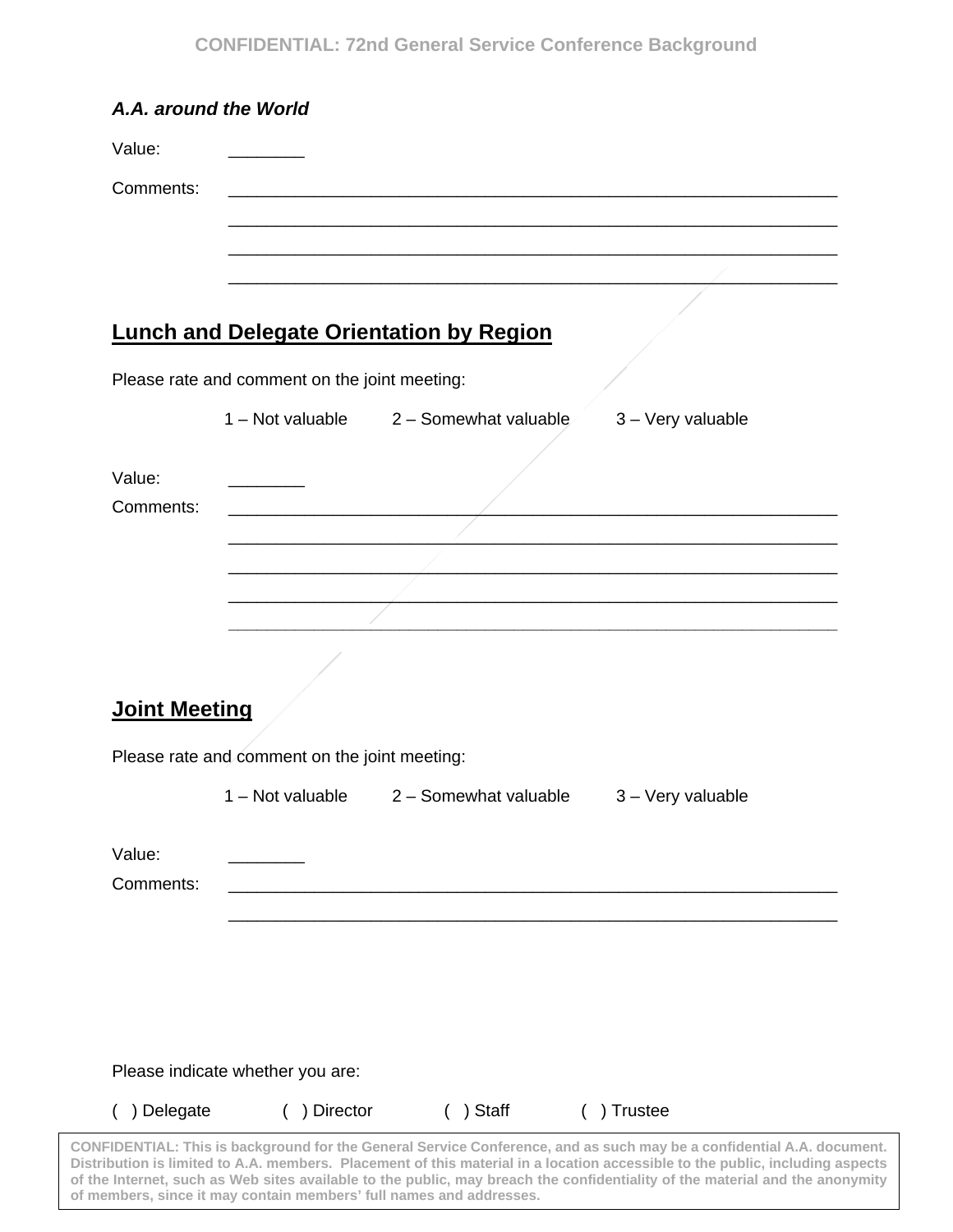***A.A. around the World***

Value: ________

Comments: ________________________________________________________________

________________________________________________________________

________________________________________________________________

________________________________________________________________

## Lunch and Delegate Orientation by Region

Please rate and comment on the joint meeting:

1 – Not valuable    2 – Somewhat valuable    3 – Very valuable

Value: ________

Comments: ________________________________________________________________

________________________________________________________________

________________________________________________________________

________________________________________________________________

________________________________________________________________

## Joint Meeting

Please rate and comment on the joint meeting:

1 – Not valuable    2 – Somewhat valuable    3 – Very valuable

Value: ________

Comments: ________________________________________________________________

________________________________________________________________

Please indicate whether you are:

( ) Delegate    ( ) Director    ( ) Staff    ( ) Trustee

**CONFIDENTIAL: This is background for the General Service Conference, and as such may be a confidential A.A. document. Distribution is limited to A.A. members. Placement of this material in a location accessible to the public, including aspects of the Internet, such as Web sites available to the public, may breach the confidentiality of the material and the anonymity of members, since it may contain members' full names and addresses.**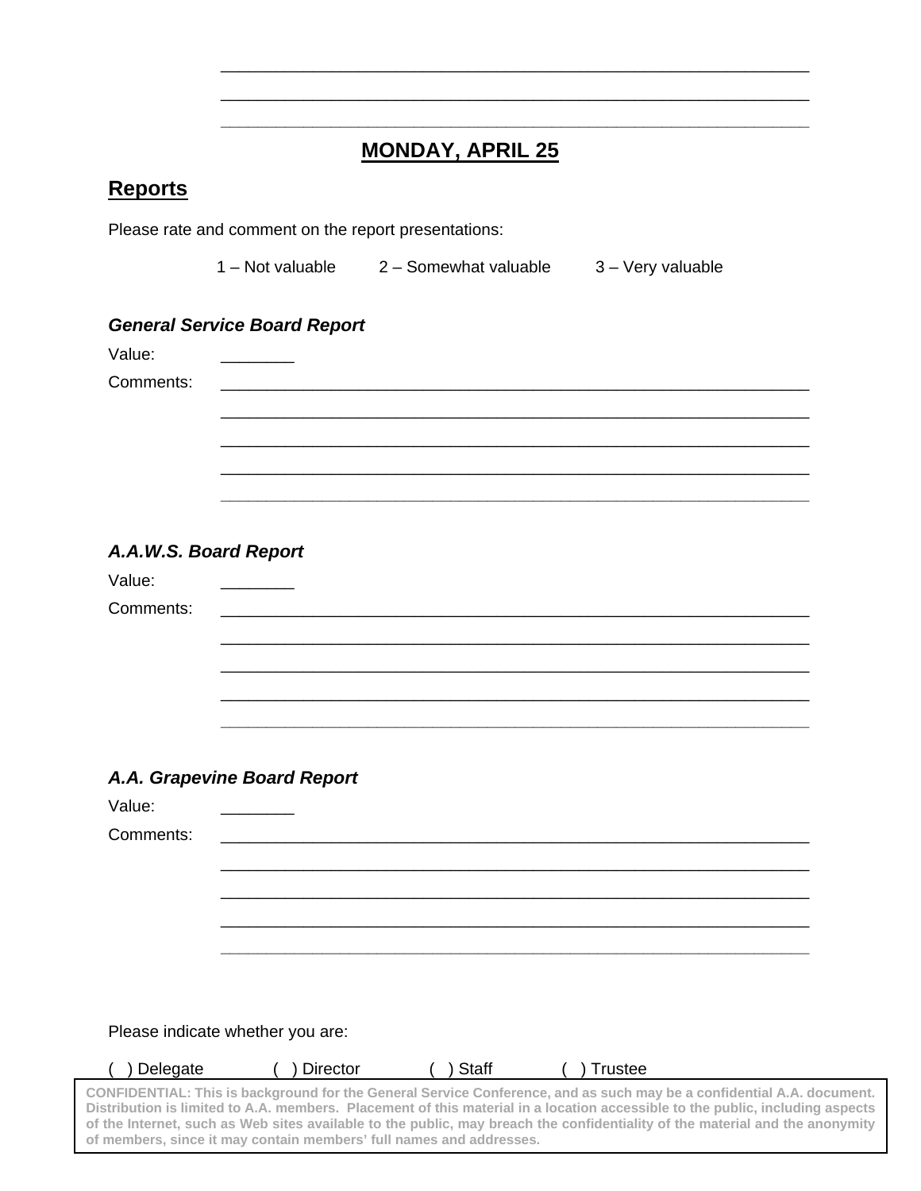\_\_\_\_\_\_\_\_\_\_\_\_\_\_\_\_\_\_\_\_\_\_\_\_\_\_\_\_\_\_\_\_\_\_\_\_\_\_\_\_\_\_\_\_\_\_\_\_\_\_\_\_\_\_\_\_\_\_\_\_

\_\_\_\_\_\_\_\_\_\_\_\_\_\_\_\_\_\_\_\_\_\_\_\_\_\_\_\_\_\_\_\_\_\_\_\_\_\_\_\_\_\_\_\_\_\_\_\_\_\_\_\_\_\_\_\_\_\_\_\_

\_\_\_\_\_\_\_\_\_\_\_\_\_\_\_\_\_\_\_\_\_\_\_\_\_\_\_\_\_\_\_\_\_\_\_\_\_\_\_\_\_\_\_\_\_\_\_\_\_\_\_\_\_\_\_\_\_\_\_\_

## MONDAY, APRIL 25

## Reports

Please rate and comment on the report presentations:

1 – Not valuable 2 – Somewhat valuable 3 – Very valuable

### *General Service Board Report*

Value: \_\_\_\_\_\_\_\_

Comments: \_\_\_\_\_\_\_\_\_\_\_\_\_\_\_\_\_\_\_\_\_\_\_\_\_\_\_\_\_\_\_\_\_\_\_\_\_\_\_\_\_\_\_\_\_\_\_\_\_\_\_\_\_\_\_\_\_\_\_\_

\_\_\_\_\_\_\_\_\_\_\_\_\_\_\_\_\_\_\_\_\_\_\_\_\_\_\_\_\_\_\_\_\_\_\_\_\_\_\_\_\_\_\_\_\_\_\_\_\_\_\_\_\_\_\_\_\_\_\_\_

\_\_\_\_\_\_\_\_\_\_\_\_\_\_\_\_\_\_\_\_\_\_\_\_\_\_\_\_\_\_\_\_\_\_\_\_\_\_\_\_\_\_\_\_\_\_\_\_\_\_\_\_\_\_\_\_\_\_\_\_

\_\_\_\_\_\_\_\_\_\_\_\_\_\_\_\_\_\_\_\_\_\_\_\_\_\_\_\_\_\_\_\_\_\_\_\_\_\_\_\_\_\_\_\_\_\_\_\_\_\_\_\_\_\_\_\_\_\_\_\_

\_\_\_\_\_\_\_\_\_\_\_\_\_\_\_\_\_\_\_\_\_\_\_\_\_\_\_\_\_\_\_\_\_\_\_\_\_\_\_\_\_\_\_\_\_\_\_\_\_\_\_\_\_\_\_\_\_\_\_\_

### *A.A.W.S. Board Report*

Value: \_\_\_\_\_\_\_\_

Comments: \_\_\_\_\_\_\_\_\_\_\_\_\_\_\_\_\_\_\_\_\_\_\_\_\_\_\_\_\_\_\_\_\_\_\_\_\_\_\_\_\_\_\_\_\_\_\_\_\_\_\_\_\_\_\_\_\_\_\_\_

\_\_\_\_\_\_\_\_\_\_\_\_\_\_\_\_\_\_\_\_\_\_\_\_\_\_\_\_\_\_\_\_\_\_\_\_\_\_\_\_\_\_\_\_\_\_\_\_\_\_\_\_\_\_\_\_\_\_\_\_

\_\_\_\_\_\_\_\_\_\_\_\_\_\_\_\_\_\_\_\_\_\_\_\_\_\_\_\_\_\_\_\_\_\_\_\_\_\_\_\_\_\_\_\_\_\_\_\_\_\_\_\_\_\_\_\_\_\_\_\_

\_\_\_\_\_\_\_\_\_\_\_\_\_\_\_\_\_\_\_\_\_\_\_\_\_\_\_\_\_\_\_\_\_\_\_\_\_\_\_\_\_\_\_\_\_\_\_\_\_\_\_\_\_\_\_\_\_\_\_\_

\_\_\_\_\_\_\_\_\_\_\_\_\_\_\_\_\_\_\_\_\_\_\_\_\_\_\_\_\_\_\_\_\_\_\_\_\_\_\_\_\_\_\_\_\_\_\_\_\_\_\_\_\_\_\_\_\_\_\_\_

### *A.A. Grapevine Board Report*

Value: \_\_\_\_\_\_\_\_

Comments: \_\_\_\_\_\_\_\_\_\_\_\_\_\_\_\_\_\_\_\_\_\_\_\_\_\_\_\_\_\_\_\_\_\_\_\_\_\_\_\_\_\_\_\_\_\_\_\_\_\_\_\_\_\_\_\_\_\_\_\_

\_\_\_\_\_\_\_\_\_\_\_\_\_\_\_\_\_\_\_\_\_\_\_\_\_\_\_\_\_\_\_\_\_\_\_\_\_\_\_\_\_\_\_\_\_\_\_\_\_\_\_\_\_\_\_\_\_\_\_\_

\_\_\_\_\_\_\_\_\_\_\_\_\_\_\_\_\_\_\_\_\_\_\_\_\_\_\_\_\_\_\_\_\_\_\_\_\_\_\_\_\_\_\_\_\_\_\_\_\_\_\_\_\_\_\_\_\_\_\_\_

\_\_\_\_\_\_\_\_\_\_\_\_\_\_\_\_\_\_\_\_\_\_\_\_\_\_\_\_\_\_\_\_\_\_\_\_\_\_\_\_\_\_\_\_\_\_\_\_\_\_\_\_\_\_\_\_\_\_\_\_

\_\_\_\_\_\_\_\_\_\_\_\_\_\_\_\_\_\_\_\_\_\_\_\_\_\_\_\_\_\_\_\_\_\_\_\_\_\_\_\_\_\_\_\_\_\_\_\_\_\_\_\_\_\_\_\_\_\_\_\_

Please indicate whether you are:

( ) Delegate ( ) Director ( ) Staff ( ) Trustee

**CONFIDENTIAL: This is background for the General Service Conference, and as such may be a confidential A.A. document. Distribution is limited to A.A. members. Placement of this material in a location accessible to the public, including aspects of the Internet, such as Web sites available to the public, may breach the confidentiality of the material and the anonymity of members, since it may contain members' full names and addresses.**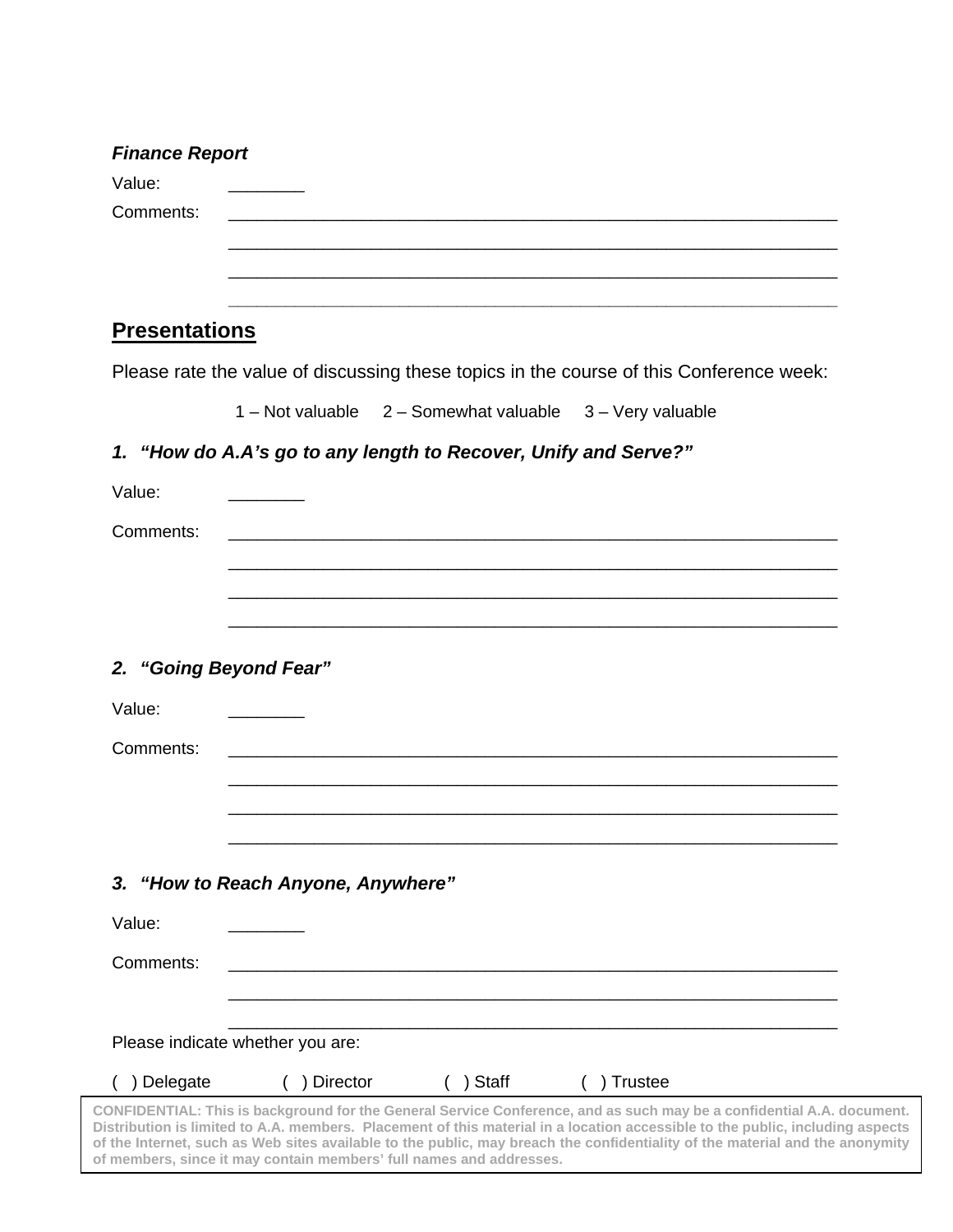***Finance Report***

Value: ________

Comments: ____________________________________________________________________

____________________________________________________________________

____________________________________________________________________

____________________________________________________________________

## Presentations

Please rate the value of discussing these topics in the course of this Conference week:

1 – Not valuable  2 – Somewhat valuable  3 – Very valuable

***1. "How do A.A's go to any length to Recover, Unify and Serve?"***

Value: ________

Comments: ____________________________________________________________________

____________________________________________________________________

____________________________________________________________________

____________________________________________________________________

***2. "Going Beyond Fear"***

Value: ________

Comments: ____________________________________________________________________

____________________________________________________________________

____________________________________________________________________

____________________________________________________________________

***3. "How to Reach Anyone, Anywhere"***

Value: ________

Comments: ____________________________________________________________________

____________________________________________________________________

____________________________________________________________________

Please indicate whether you are:

( ) Delegate  ( ) Director  ( ) Staff  ( ) Trustee

**CONFIDENTIAL: This is background for the General Service Conference, and as such may be a confidential A.A. document. Distribution is limited to A.A. members. Placement of this material in a location accessible to the public, including aspects of the Internet, such as Web sites available to the public, may breach the confidentiality of the material and the anonymity of members, since it may contain members' full names and addresses.**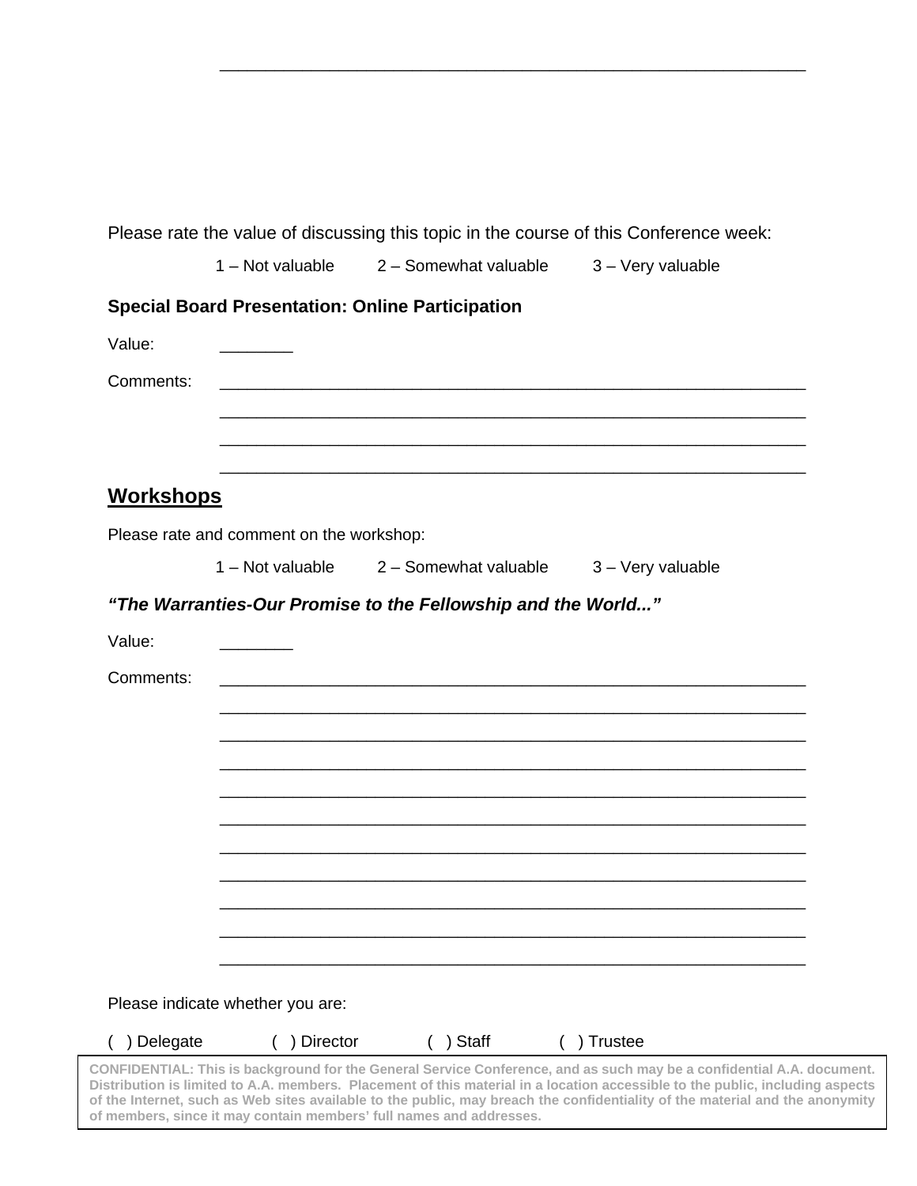______________________________________________________________

Please rate the value of discussing this topic in the course of this Conference week:

1 – Not valuable 2 – Somewhat valuable 3 – Very valuable

**Special Board Presentation: Online Participation**

Value: ________

Comments: ______________________________________________________________
______________________________________________________________
______________________________________________________________
______________________________________________________________

## Workshops

Please rate and comment on the workshop:

1 – Not valuable 2 – Somewhat valuable 3 – Very valuable

***"The Warranties-Our Promise to the Fellowship and the World..."***

Value: ________

Comments: ______________________________________________________________
______________________________________________________________
______________________________________________________________
______________________________________________________________
______________________________________________________________
______________________________________________________________
______________________________________________________________
______________________________________________________________
______________________________________________________________
______________________________________________________________
______________________________________________________________

Please indicate whether you are:

( ) Delegate ( ) Director ( ) Staff ( ) Trustee

**CONFIDENTIAL: This is background for the General Service Conference, and as such may be a confidential A.A. document. Distribution is limited to A.A. members. Placement of this material in a location accessible to the public, including aspects of the Internet, such as Web sites available to the public, may breach the confidentiality of the material and the anonymity of members, since it may contain members' full names and addresses.**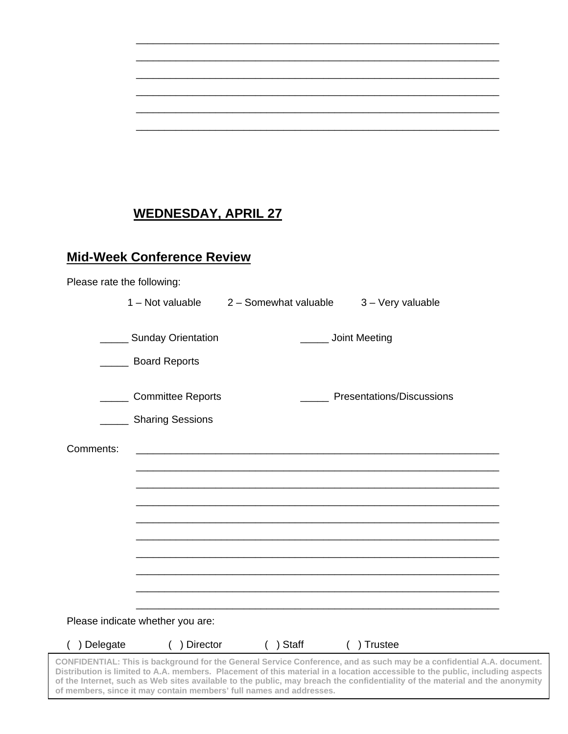\_\_\_\_\_\_\_\_\_\_\_\_\_\_\_\_\_\_\_\_\_\_\_\_\_\_\_\_\_\_\_\_\_\_\_\_\_\_\_\_\_\_\_\_\_\_\_\_\_\_\_\_\_\_\_\_\_\_\_\_\_\_\_\_
\_\_\_\_\_\_\_\_\_\_\_\_\_\_\_\_\_\_\_\_\_\_\_\_\_\_\_\_\_\_\_\_\_\_\_\_\_\_\_\_\_\_\_\_\_\_\_\_\_\_\_\_\_\_\_\_\_\_\_\_\_\_\_\_
\_\_\_\_\_\_\_\_\_\_\_\_\_\_\_\_\_\_\_\_\_\_\_\_\_\_\_\_\_\_\_\_\_\_\_\_\_\_\_\_\_\_\_\_\_\_\_\_\_\_\_\_\_\_\_\_\_\_\_\_\_\_\_\_
\_\_\_\_\_\_\_\_\_\_\_\_\_\_\_\_\_\_\_\_\_\_\_\_\_\_\_\_\_\_\_\_\_\_\_\_\_\_\_\_\_\_\_\_\_\_\_\_\_\_\_\_\_\_\_\_\_\_\_\_\_\_\_\_
\_\_\_\_\_\_\_\_\_\_\_\_\_\_\_\_\_\_\_\_\_\_\_\_\_\_\_\_\_\_\_\_\_\_\_\_\_\_\_\_\_\_\_\_\_\_\_\_\_\_\_\_\_\_\_\_\_\_\_\_\_\_\_\_
\_\_\_\_\_\_\_\_\_\_\_\_\_\_\_\_\_\_\_\_\_\_\_\_\_\_\_\_\_\_\_\_\_\_\_\_\_\_\_\_\_\_\_\_\_\_\_\_\_\_\_\_\_\_\_\_\_\_\_\_\_\_\_\_

## WEDNESDAY, APRIL 27

## Mid-Week Conference Review

Please rate the following:

1 – Not valuable   2 – Somewhat valuable   3 – Very valuable

_____ Sunday Orientation   _____ Joint Meeting

_____ Board Reports

_____ Committee Reports   _____ Presentations/Discussions

_____ Sharing Sessions

Comments: \_\_\_\_\_\_\_\_\_\_\_\_\_\_\_\_\_\_\_\_\_\_\_\_\_\_\_\_\_\_\_\_\_\_\_\_\_\_\_\_\_\_\_\_\_\_\_\_\_\_\_\_\_\_\_\_\_\_\_\_\_\_\_\_
\_\_\_\_\_\_\_\_\_\_\_\_\_\_\_\_\_\_\_\_\_\_\_\_\_\_\_\_\_\_\_\_\_\_\_\_\_\_\_\_\_\_\_\_\_\_\_\_\_\_\_\_\_\_\_\_\_\_\_\_\_\_\_\_
\_\_\_\_\_\_\_\_\_\_\_\_\_\_\_\_\_\_\_\_\_\_\_\_\_\_\_\_\_\_\_\_\_\_\_\_\_\_\_\_\_\_\_\_\_\_\_\_\_\_\_\_\_\_\_\_\_\_\_\_\_\_\_\_
\_\_\_\_\_\_\_\_\_\_\_\_\_\_\_\_\_\_\_\_\_\_\_\_\_\_\_\_\_\_\_\_\_\_\_\_\_\_\_\_\_\_\_\_\_\_\_\_\_\_\_\_\_\_\_\_\_\_\_\_\_\_\_\_
\_\_\_\_\_\_\_\_\_\_\_\_\_\_\_\_\_\_\_\_\_\_\_\_\_\_\_\_\_\_\_\_\_\_\_\_\_\_\_\_\_\_\_\_\_\_\_\_\_\_\_\_\_\_\_\_\_\_\_\_\_\_\_\_
\_\_\_\_\_\_\_\_\_\_\_\_\_\_\_\_\_\_\_\_\_\_\_\_\_\_\_\_\_\_\_\_\_\_\_\_\_\_\_\_\_\_\_\_\_\_\_\_\_\_\_\_\_\_\_\_\_\_\_\_\_\_\_\_
\_\_\_\_\_\_\_\_\_\_\_\_\_\_\_\_\_\_\_\_\_\_\_\_\_\_\_\_\_\_\_\_\_\_\_\_\_\_\_\_\_\_\_\_\_\_\_\_\_\_\_\_\_\_\_\_\_\_\_\_\_\_\_\_
\_\_\_\_\_\_\_\_\_\_\_\_\_\_\_\_\_\_\_\_\_\_\_\_\_\_\_\_\_\_\_\_\_\_\_\_\_\_\_\_\_\_\_\_\_\_\_\_\_\_\_\_\_\_\_\_\_\_\_\_\_\_\_\_
\_\_\_\_\_\_\_\_\_\_\_\_\_\_\_\_\_\_\_\_\_\_\_\_\_\_\_\_\_\_\_\_\_\_\_\_\_\_\_\_\_\_\_\_\_\_\_\_\_\_\_\_\_\_\_\_\_\_\_\_\_\_\_\_
\_\_\_\_\_\_\_\_\_\_\_\_\_\_\_\_\_\_\_\_\_\_\_\_\_\_\_\_\_\_\_\_\_\_\_\_\_\_\_\_\_\_\_\_\_\_\_\_\_\_\_\_\_\_\_\_\_\_\_\_\_\_\_\_

Please indicate whether you are:

( ) Delegate   ( ) Director   ( ) Staff   ( ) Trustee

**CONFIDENTIAL: This is background for the General Service Conference, and as such may be a confidential A.A. document. Distribution is limited to A.A. members. Placement of this material in a location accessible to the public, including aspects of the Internet, such as Web sites available to the public, may breach the confidentiality of the material and the anonymity of members, since it may contain members' full names and addresses.**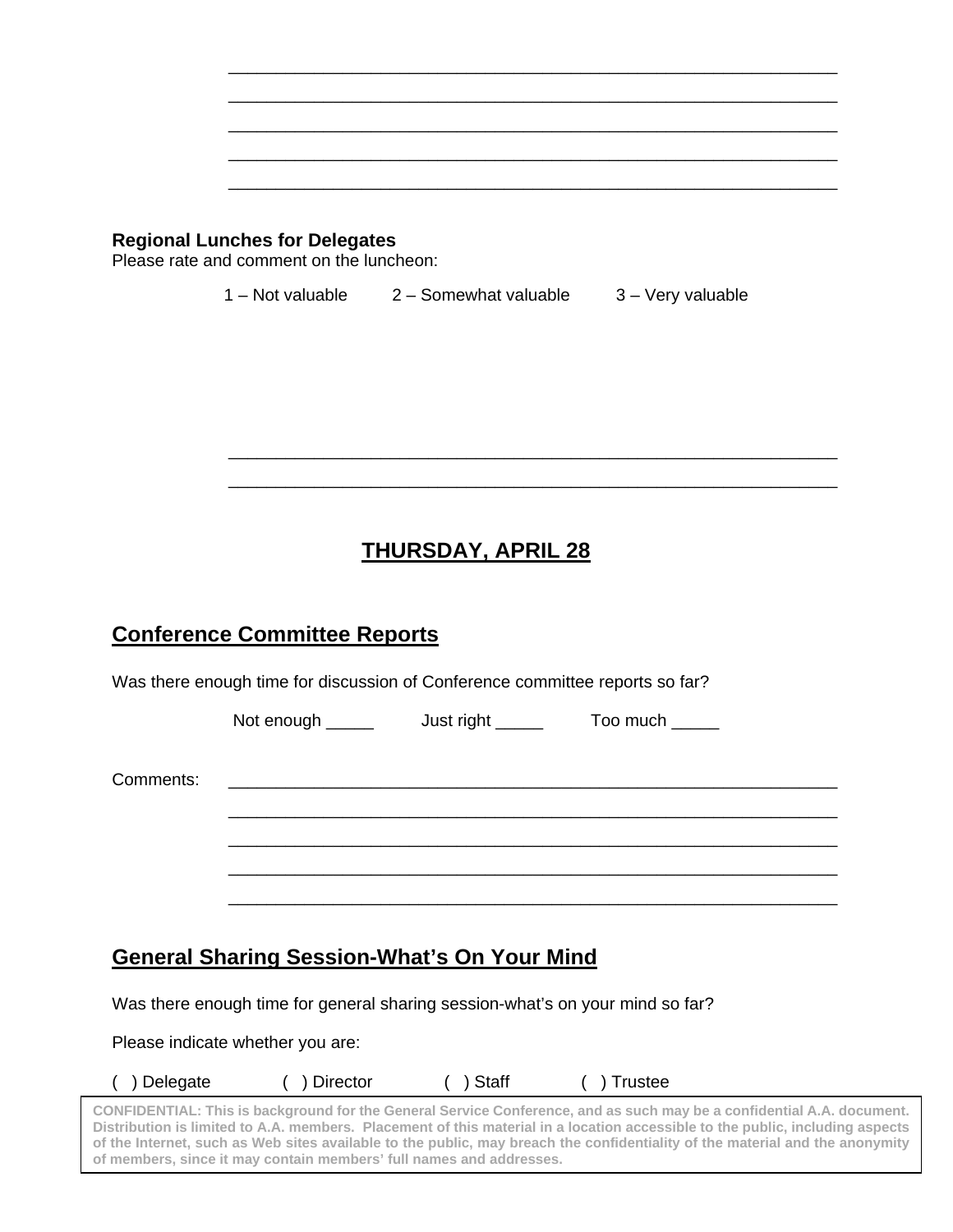\_\_\_\_\_\_\_\_\_\_\_\_\_\_\_\_\_\_\_\_\_\_\_\_\_\_\_\_\_\_\_\_\_\_\_\_\_\_\_\_\_\_\_\_\_\_\_\_\_\_\_\_\_\_\_\_\_\_\_\_

\_\_\_\_\_\_\_\_\_\_\_\_\_\_\_\_\_\_\_\_\_\_\_\_\_\_\_\_\_\_\_\_\_\_\_\_\_\_\_\_\_\_\_\_\_\_\_\_\_\_\_\_\_\_\_\_\_\_\_\_

\_\_\_\_\_\_\_\_\_\_\_\_\_\_\_\_\_\_\_\_\_\_\_\_\_\_\_\_\_\_\_\_\_\_\_\_\_\_\_\_\_\_\_\_\_\_\_\_\_\_\_\_\_\_\_\_\_\_\_\_

\_\_\_\_\_\_\_\_\_\_\_\_\_\_\_\_\_\_\_\_\_\_\_\_\_\_\_\_\_\_\_\_\_\_\_\_\_\_\_\_\_\_\_\_\_\_\_\_\_\_\_\_\_\_\_\_\_\_\_\_

\_\_\_\_\_\_\_\_\_\_\_\_\_\_\_\_\_\_\_\_\_\_\_\_\_\_\_\_\_\_\_\_\_\_\_\_\_\_\_\_\_\_\_\_\_\_\_\_\_\_\_\_\_\_\_\_\_\_\_\_

**Regional Lunches for Delegates**
Please rate and comment on the luncheon:

1 – Not valuable      2 – Somewhat valuable      3 – Very valuable

\_\_\_\_\_\_\_\_\_\_\_\_\_\_\_\_\_\_\_\_\_\_\_\_\_\_\_\_\_\_\_\_\_\_\_\_\_\_\_\_\_\_\_\_\_\_\_\_\_\_\_\_\_\_\_\_\_\_\_\_

\_\_\_\_\_\_\_\_\_\_\_\_\_\_\_\_\_\_\_\_\_\_\_\_\_\_\_\_\_\_\_\_\_\_\_\_\_\_\_\_\_\_\_\_\_\_\_\_\_\_\_\_\_\_\_\_\_\_\_\_

## THURSDAY, APRIL 28

## Conference Committee Reports

Was there enough time for discussion of Conference committee reports so far?

Not enough \_\_\_\_\_      Just right \_\_\_\_\_      Too much \_\_\_\_\_

Comments: \_\_\_\_\_\_\_\_\_\_\_\_\_\_\_\_\_\_\_\_\_\_\_\_\_\_\_\_\_\_\_\_\_\_\_\_\_\_\_\_\_\_\_\_\_\_\_\_\_\_\_\_\_\_\_\_\_\_\_\_

\_\_\_\_\_\_\_\_\_\_\_\_\_\_\_\_\_\_\_\_\_\_\_\_\_\_\_\_\_\_\_\_\_\_\_\_\_\_\_\_\_\_\_\_\_\_\_\_\_\_\_\_\_\_\_\_\_\_\_\_

\_\_\_\_\_\_\_\_\_\_\_\_\_\_\_\_\_\_\_\_\_\_\_\_\_\_\_\_\_\_\_\_\_\_\_\_\_\_\_\_\_\_\_\_\_\_\_\_\_\_\_\_\_\_\_\_\_\_\_\_

\_\_\_\_\_\_\_\_\_\_\_\_\_\_\_\_\_\_\_\_\_\_\_\_\_\_\_\_\_\_\_\_\_\_\_\_\_\_\_\_\_\_\_\_\_\_\_\_\_\_\_\_\_\_\_\_\_\_\_\_

\_\_\_\_\_\_\_\_\_\_\_\_\_\_\_\_\_\_\_\_\_\_\_\_\_\_\_\_\_\_\_\_\_\_\_\_\_\_\_\_\_\_\_\_\_\_\_\_\_\_\_\_\_\_\_\_\_\_\_\_

## General Sharing Session-What's On Your Mind

Was there enough time for general sharing session-what's on your mind so far?

Please indicate whether you are:

(  ) Delegate      (  ) Director      (  ) Staff      (  ) Trustee

**CONFIDENTIAL: This is background for the General Service Conference, and as such may be a confidential A.A. document. Distribution is limited to A.A. members. Placement of this material in a location accessible to the public, including aspects of the Internet, such as Web sites available to the public, may breach the confidentiality of the material and the anonymity of members, since it may contain members' full names and addresses.**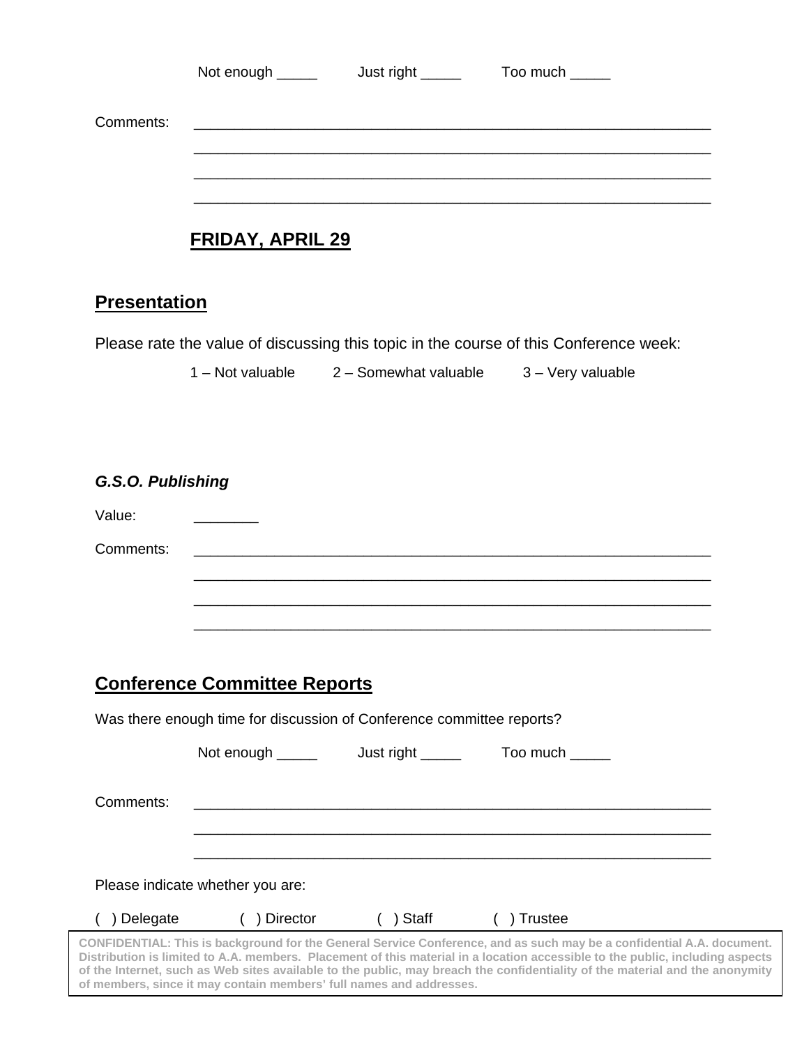Not enough _____ Just right _____ Too much _____

Comments: ________________________________________________________________

________________________________________________________________

________________________________________________________________

________________________________________________________________

## FRIDAY, APRIL 29

## Presentation

Please rate the value of discussing this topic in the course of this Conference week:

1 – Not valuable 2 – Somewhat valuable 3 – Very valuable

***G.S.O. Publishing***

Value: ________

Comments: ________________________________________________________________

________________________________________________________________

________________________________________________________________

________________________________________________________________

## Conference Committee Reports

Was there enough time for discussion of Conference committee reports?

Not enough _____ Just right _____ Too much _____

Comments: ________________________________________________________________

________________________________________________________________

________________________________________________________________

Please indicate whether you are:

( ) Delegate ( ) Director ( ) Staff ( ) Trustee

**CONFIDENTIAL: This is background for the General Service Conference, and as such may be a confidential A.A. document. Distribution is limited to A.A. members. Placement of this material in a location accessible to the public, including aspects of the Internet, such as Web sites available to the public, may breach the confidentiality of the material and the anonymity of members, since it may contain members' full names and addresses.**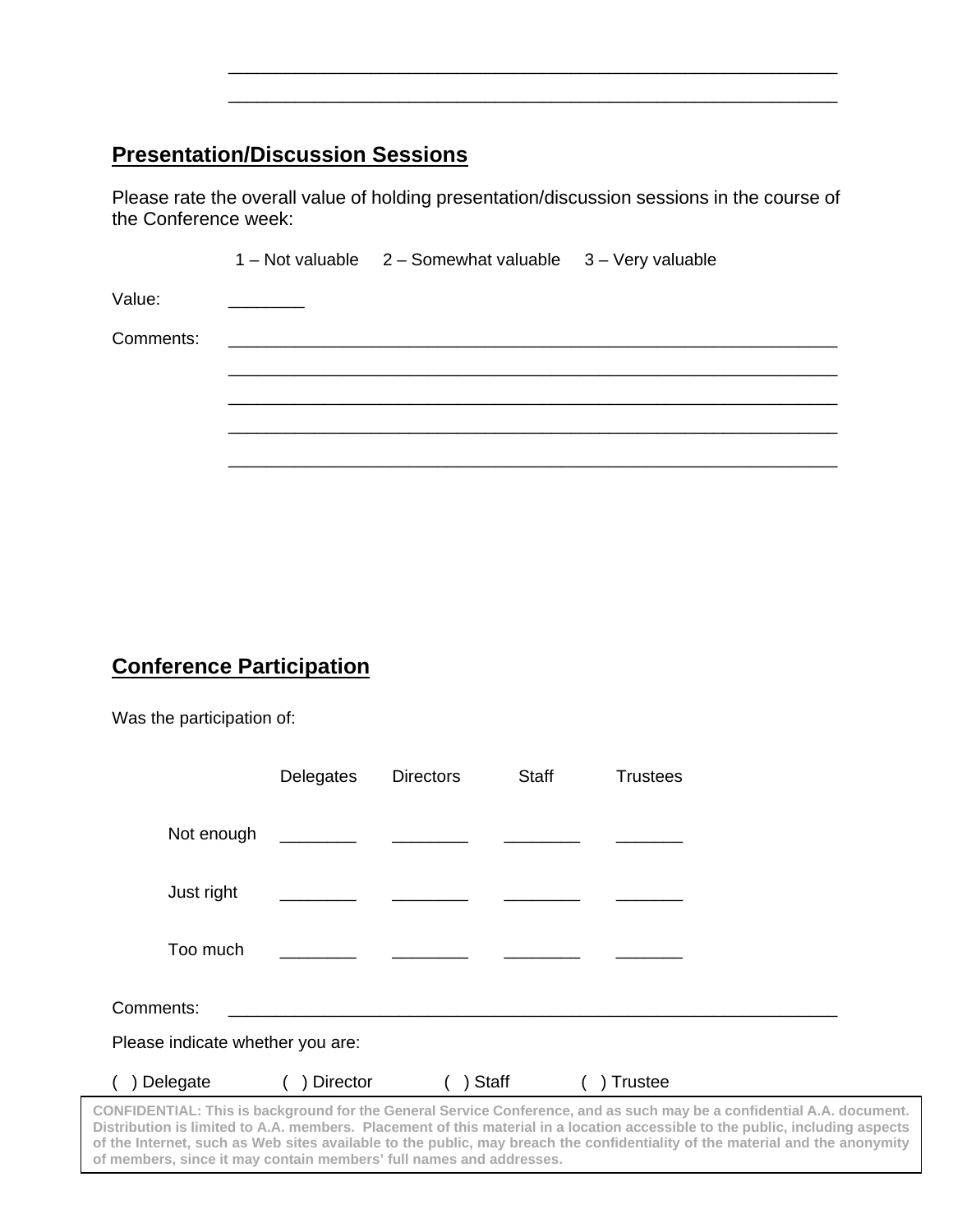\_\_\_\_\_\_\_\_\_\_\_\_\_\_\_\_\_\_\_\_\_\_\_\_\_\_\_\_\_\_\_\_\_\_\_\_\_\_\_\_\_\_\_\_\_\_\_\_\_\_\_\_\_\_\_\_\_\_\_\_

\_\_\_\_\_\_\_\_\_\_\_\_\_\_\_\_\_\_\_\_\_\_\_\_\_\_\_\_\_\_\_\_\_\_\_\_\_\_\_\_\_\_\_\_\_\_\_\_\_\_\_\_\_\_\_\_\_\_\_\_

## Presentation/Discussion Sessions

Please rate the overall value of holding presentation/discussion sessions in the course of the Conference week:

1 – Not valuable     2 – Somewhat valuable     3 – Very valuable

Value: \_\_\_\_\_\_\_\_

Comments: \_\_\_\_\_\_\_\_\_\_\_\_\_\_\_\_\_\_\_\_\_\_\_\_\_\_\_\_\_\_\_\_\_\_\_\_\_\_\_\_\_\_\_\_\_\_\_\_\_\_\_\_\_\_\_\_\_\_\_\_

\_\_\_\_\_\_\_\_\_\_\_\_\_\_\_\_\_\_\_\_\_\_\_\_\_\_\_\_\_\_\_\_\_\_\_\_\_\_\_\_\_\_\_\_\_\_\_\_\_\_\_\_\_\_\_\_\_\_\_\_

\_\_\_\_\_\_\_\_\_\_\_\_\_\_\_\_\_\_\_\_\_\_\_\_\_\_\_\_\_\_\_\_\_\_\_\_\_\_\_\_\_\_\_\_\_\_\_\_\_\_\_\_\_\_\_\_\_\_\_\_

\_\_\_\_\_\_\_\_\_\_\_\_\_\_\_\_\_\_\_\_\_\_\_\_\_\_\_\_\_\_\_\_\_\_\_\_\_\_\_\_\_\_\_\_\_\_\_\_\_\_\_\_\_\_\_\_\_\_\_\_

\_\_\_\_\_\_\_\_\_\_\_\_\_\_\_\_\_\_\_\_\_\_\_\_\_\_\_\_\_\_\_\_\_\_\_\_\_\_\_\_\_\_\_\_\_\_\_\_\_\_\_\_\_\_\_\_\_\_\_\_

## Conference Participation

Was the participation of:

| | Delegates | Directors | Staff | Trustees |
|---|---|---|---|---|
| Not enough | \_\_\_\_\_\_\_\_ | \_\_\_\_\_\_\_\_ | \_\_\_\_\_\_\_\_ | \_\_\_\_\_\_\_ |
| Just right | \_\_\_\_\_\_\_\_ | \_\_\_\_\_\_\_\_ | \_\_\_\_\_\_\_\_ | \_\_\_\_\_\_\_ |
| Too much | \_\_\_\_\_\_\_\_ | \_\_\_\_\_\_\_\_ | \_\_\_\_\_\_\_\_ | \_\_\_\_\_\_\_ |

Comments: \_\_\_\_\_\_\_\_\_\_\_\_\_\_\_\_\_\_\_\_\_\_\_\_\_\_\_\_\_\_\_\_\_\_\_\_\_\_\_\_\_\_\_\_\_\_\_\_\_\_\_\_\_\_\_\_\_\_\_\_

Please indicate whether you are:

(  ) Delegate     (  ) Director     (  ) Staff     (  ) Trustee

**CONFIDENTIAL: This is background for the General Service Conference, and as such may be a confidential A.A. document. Distribution is limited to A.A. members. Placement of this material in a location accessible to the public, including aspects of the Internet, such as Web sites available to the public, may breach the confidentiality of the material and the anonymity of members, since it may contain members' full names and addresses.**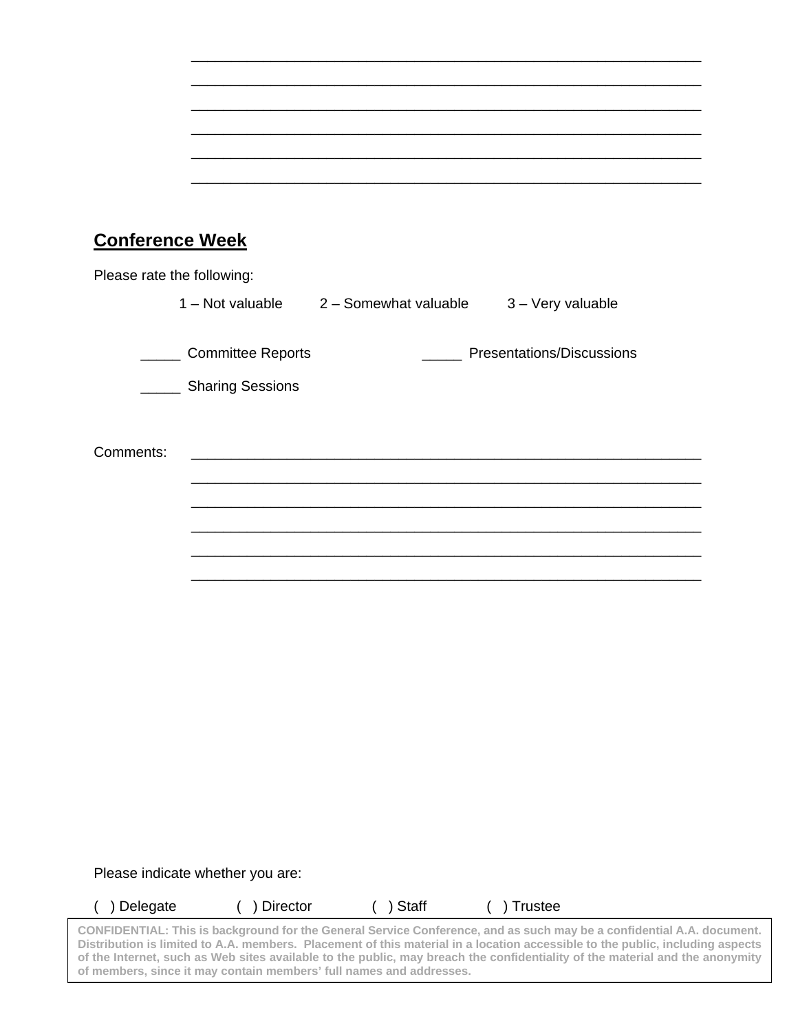______________________________________________________________

______________________________________________________________

______________________________________________________________

______________________________________________________________

______________________________________________________________

______________________________________________________________

## Conference Week

Please rate the following:

1 – Not valuable    2 – Somewhat valuable    3 – Very valuable

_____ Committee Reports    _____ Presentations/Discussions

_____ Sharing Sessions

Comments: ______________________________________________________________

______________________________________________________________

______________________________________________________________

______________________________________________________________

______________________________________________________________

______________________________________________________________

Please indicate whether you are:

( ) Delegate    ( ) Director    ( ) Staff    ( ) Trustee

**CONFIDENTIAL: This is background for the General Service Conference, and as such may be a confidential A.A. document. Distribution is limited to A.A. members. Placement of this material in a location accessible to the public, including aspects of the Internet, such as Web sites available to the public, may breach the confidentiality of the material and the anonymity of members, since it may contain members' full names and addresses.**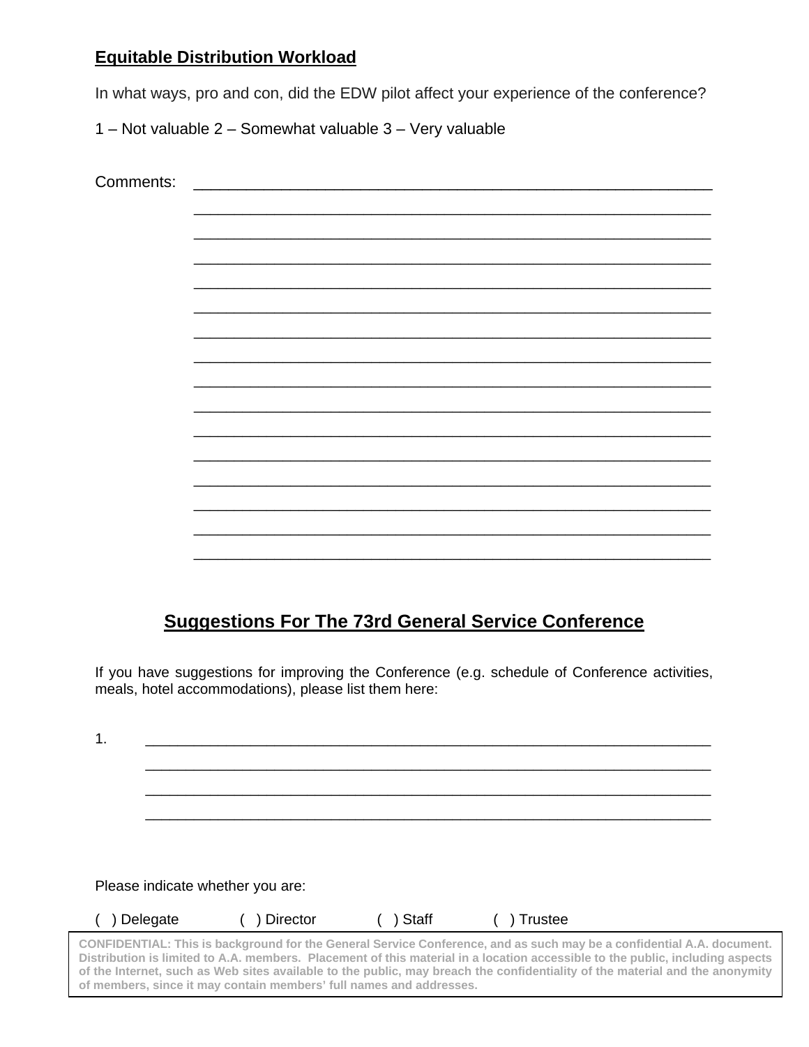**Equitable Distribution Workload**

In what ways, pro and con, did the EDW pilot affect your experience of the conference?

1 – Not valuable 2 – Somewhat valuable 3 – Very valuable

Comments: _______________________________________________________________

_______________________________________________________________

_______________________________________________________________

_______________________________________________________________

_______________________________________________________________

_______________________________________________________________

_______________________________________________________________

_______________________________________________________________

_______________________________________________________________

_______________________________________________________________

_______________________________________________________________

_______________________________________________________________

_______________________________________________________________

_______________________________________________________________

_______________________________________________________________

_______________________________________________________________

## Suggestions For The 73rd General Service Conference

If you have suggestions for improving the Conference (e.g. schedule of Conference activities, meals, hotel accommodations), please list them here:

1. _______________________________________________________________

_______________________________________________________________

_______________________________________________________________

_______________________________________________________________

Please indicate whether you are:

( ) Delegate ( ) Director ( ) Staff ( ) Trustee

**CONFIDENTIAL: This is background for the General Service Conference, and as such may be a confidential A.A. document. Distribution is limited to A.A. members. Placement of this material in a location accessible to the public, including aspects of the Internet, such as Web sites available to the public, may breach the confidentiality of the material and the anonymity of members, since it may contain members' full names and addresses.**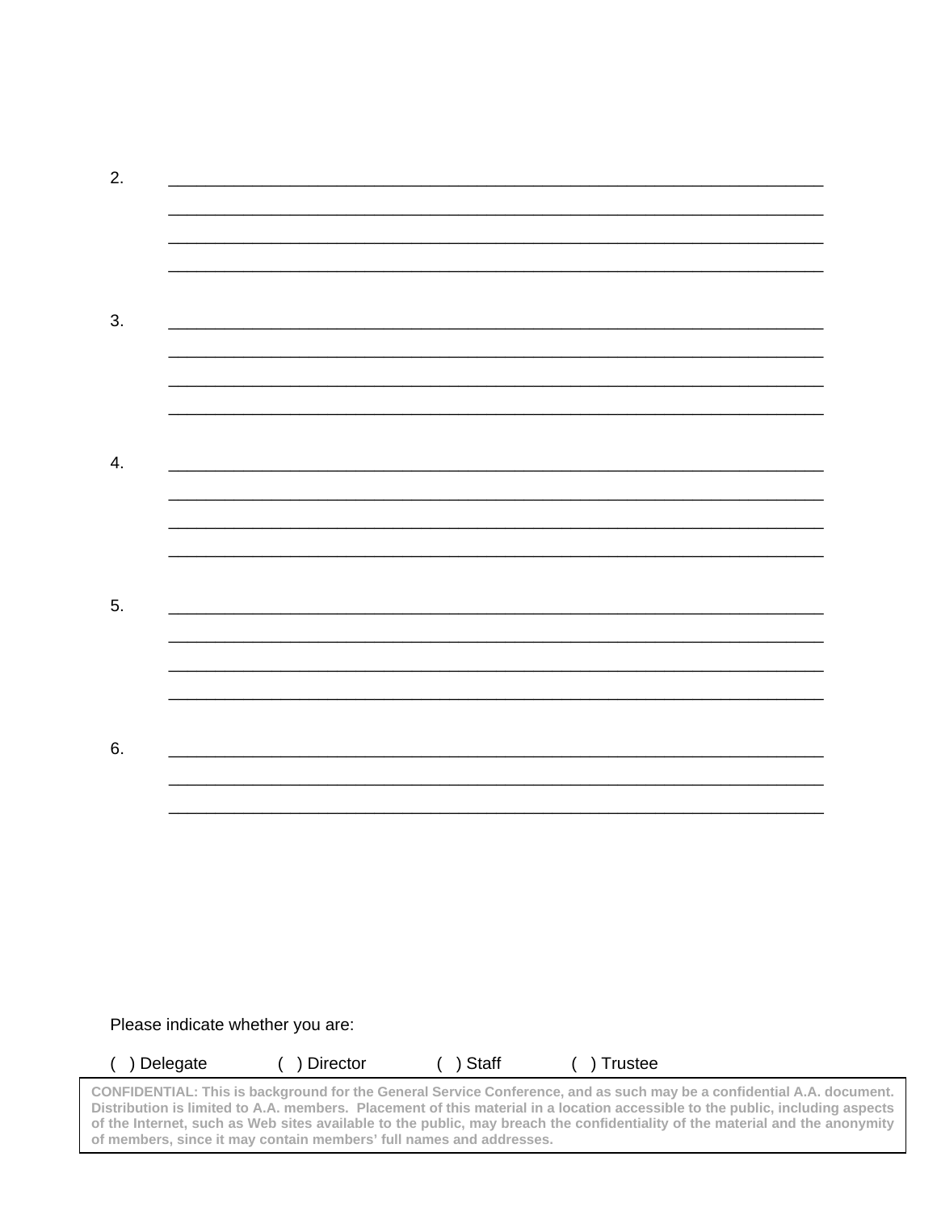2. ____________________________________________________________________

____________________________________________________________________

____________________________________________________________________

____________________________________________________________________

3. ____________________________________________________________________

____________________________________________________________________

____________________________________________________________________

____________________________________________________________________

4. ____________________________________________________________________

____________________________________________________________________

____________________________________________________________________

____________________________________________________________________

5. ____________________________________________________________________

____________________________________________________________________

____________________________________________________________________

____________________________________________________________________

6. ____________________________________________________________________

____________________________________________________________________

____________________________________________________________________

Please indicate whether you are:

( ) Delegate ( ) Director ( ) Staff ( ) Trustee

**CONFIDENTIAL: This is background for the General Service Conference, and as such may be a confidential A.A. document. Distribution is limited to A.A. members. Placement of this material in a location accessible to the public, including aspects of the Internet, such as Web sites available to the public, may breach the confidentiality of the material and the anonymity of members, since it may contain members' full names and addresses.**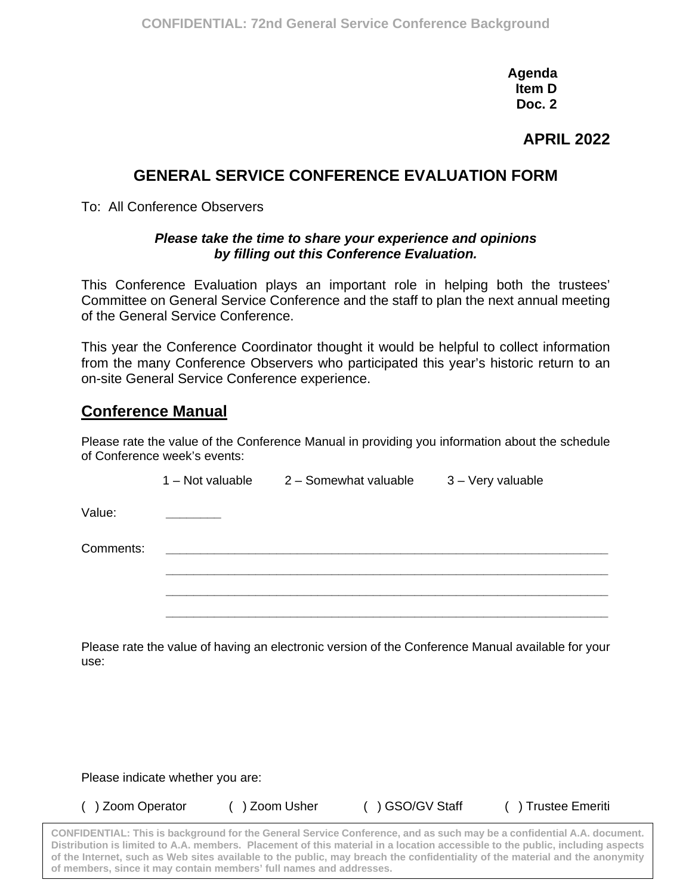Agenda
Item D
Doc. 2

**APRIL 2022**

# GENERAL SERVICE CONFERENCE EVALUATION FORM

To: All Conference Observers

***Please take the time to share your experience and opinions by filling out this Conference Evaluation.***

This Conference Evaluation plays an important role in helping both the trustees' Committee on General Service Conference and the staff to plan the next annual meeting of the General Service Conference.

This year the Conference Coordinator thought it would be helpful to collect information from the many Conference Observers who participated this year's historic return to an on-site General Service Conference experience.

## Conference Manual

Please rate the value of the Conference Manual in providing you information about the schedule of Conference week's events:

1 – Not valuable 2 – Somewhat valuable 3 – Very valuable

Value: ________

Comments: ______________________________________________________________________

______________________________________________________________________

______________________________________________________________________

______________________________________________________________________

Please rate the value of having an electronic version of the Conference Manual available for your use:

Please indicate whether you are:

( ) Zoom Operator ( ) Zoom Usher ( ) GSO/GV Staff ( ) Trustee Emeriti

CONFIDENTIAL: This is background for the General Service Conference, and as such may be a confidential A.A. document. Distribution is limited to A.A. members. Placement of this material in a location accessible to the public, including aspects of the Internet, such as Web sites available to the public, may breach the confidentiality of the material and the anonymity of members, since it may contain members' full names and addresses.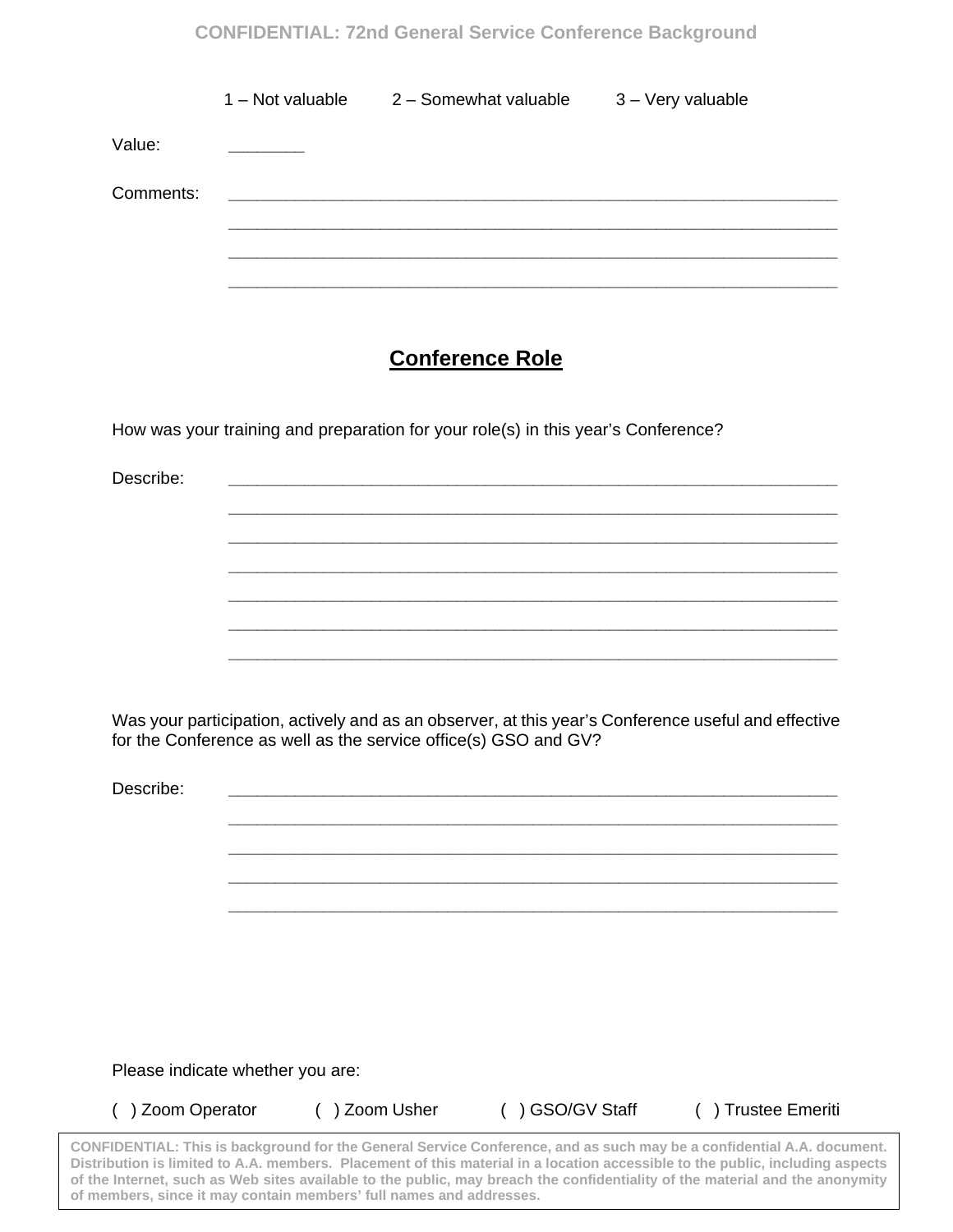1 – Not valuable    2 – Somewhat valuable    3 – Very valuable

Value: _______

Comments: ___________________________________________________________________

___________________________________________________________________

___________________________________________________________________

___________________________________________________________________

## Conference Role

How was your training and preparation for your role(s) in this year's Conference?

Describe: ___________________________________________________________________

___________________________________________________________________

___________________________________________________________________

___________________________________________________________________

___________________________________________________________________

___________________________________________________________________

___________________________________________________________________

Was your participation, actively and as an observer, at this year's Conference useful and effective for the Conference as well as the service office(s) GSO and GV?

Describe: ___________________________________________________________________

___________________________________________________________________

___________________________________________________________________

___________________________________________________________________

___________________________________________________________________

Please indicate whether you are:

( ) Zoom Operator    ( ) Zoom Usher    ( ) GSO/GV Staff    ( ) Trustee Emeriti

**CONFIDENTIAL: This is background for the General Service Conference, and as such may be a confidential A.A. document. Distribution is limited to A.A. members. Placement of this material in a location accessible to the public, including aspects of the Internet, such as Web sites available to the public, may breach the confidentiality of the material and the anonymity of members, since it may contain members' full names and addresses.**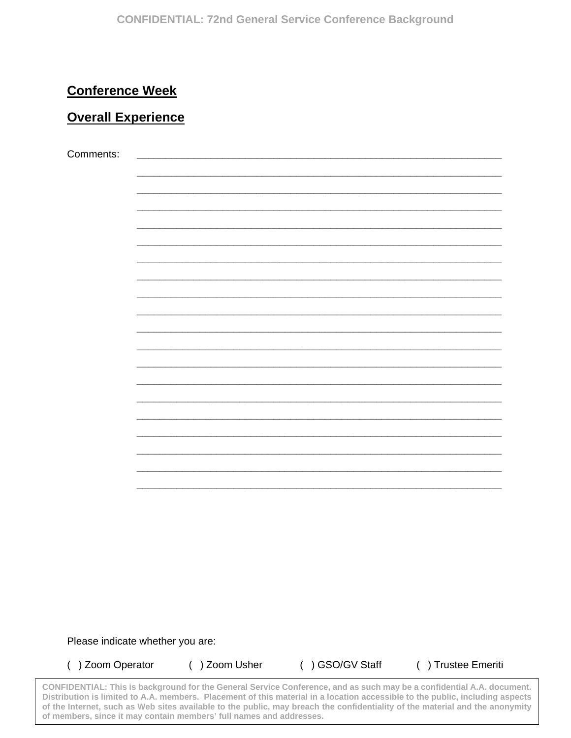## Conference Week

## Overall Experience

Comments: ______________________________________________________________________

______________________________________________________________________

______________________________________________________________________

______________________________________________________________________

______________________________________________________________________

______________________________________________________________________

______________________________________________________________________

______________________________________________________________________

______________________________________________________________________

______________________________________________________________________

______________________________________________________________________

______________________________________________________________________

______________________________________________________________________

______________________________________________________________________

______________________________________________________________________

______________________________________________________________________

______________________________________________________________________

______________________________________________________________________

______________________________________________________________________

______________________________________________________________________

Please indicate whether you are:

( ) Zoom Operator ( ) Zoom Usher ( ) GSO/GV Staff ( ) Trustee Emeriti

CONFIDENTIAL: This is background for the General Service Conference, and as such may be a confidential A.A. document. Distribution is limited to A.A. members. Placement of this material in a location accessible to the public, including aspects of the Internet, such as Web sites available to the public, may breach the confidentiality of the material and the anonymity of members, since it may contain members' full names and addresses.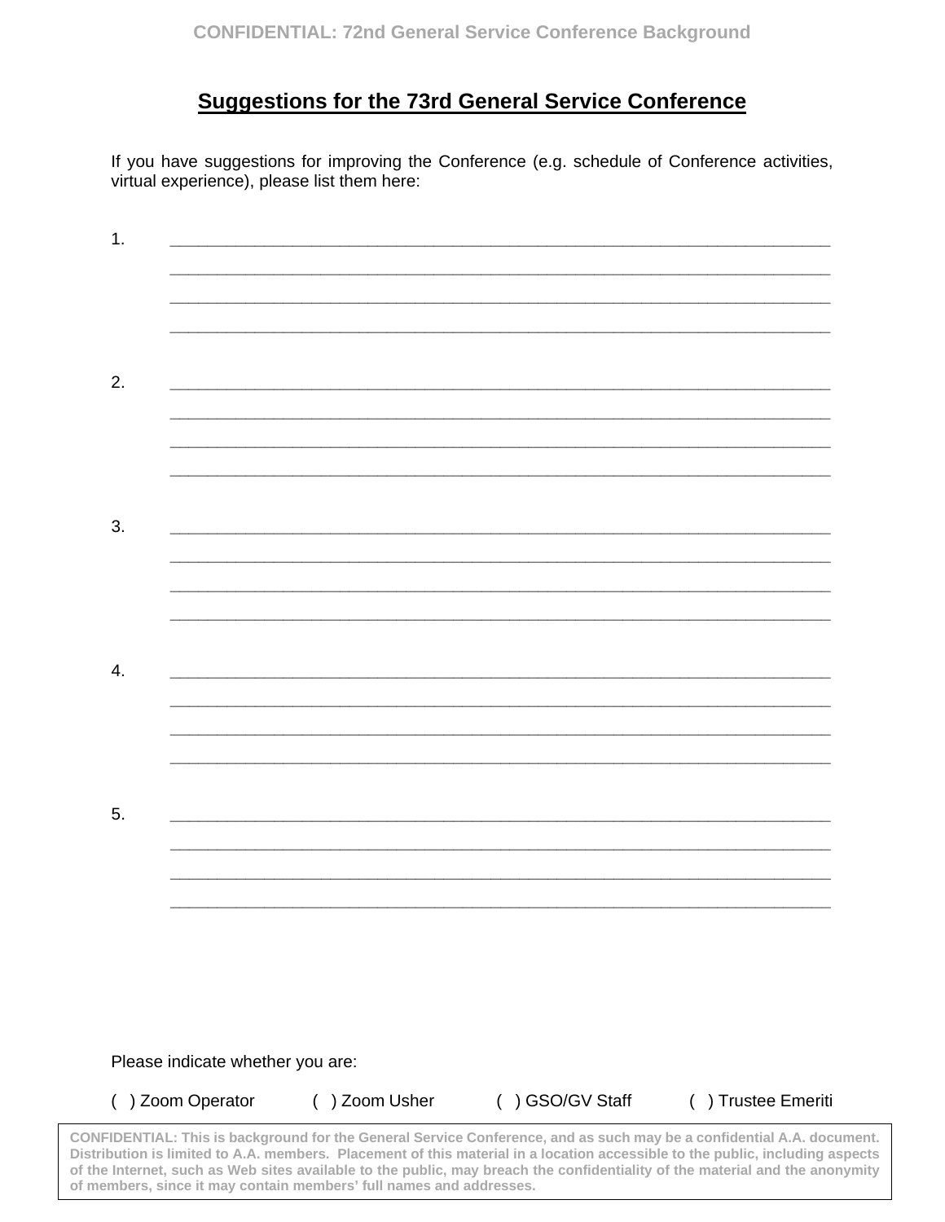## Suggestions for the 73rd General Service Conference

If you have suggestions for improving the Conference (e.g. schedule of Conference activities, virtual experience), please list them here:

1. ____________________________________________________________________________
____________________________________________________________________________
____________________________________________________________________________
____________________________________________________________________________

2. ____________________________________________________________________________
____________________________________________________________________________
____________________________________________________________________________
____________________________________________________________________________

3. ____________________________________________________________________________
____________________________________________________________________________
____________________________________________________________________________
____________________________________________________________________________

4. ____________________________________________________________________________
____________________________________________________________________________
____________________________________________________________________________
____________________________________________________________________________

5. ____________________________________________________________________________
____________________________________________________________________________
____________________________________________________________________________
____________________________________________________________________________

Please indicate whether you are:

( ) Zoom Operator ( ) Zoom Usher ( ) GSO/GV Staff ( ) Trustee Emeriti

**CONFIDENTIAL: This is background for the General Service Conference, and as such may be a confidential A.A. document. Distribution is limited to A.A. members. Placement of this material in a location accessible to the public, including aspects of the Internet, such as Web sites available to the public, may breach the confidentiality of the material and the anonymity of members, since it may contain members' full names and addresses.**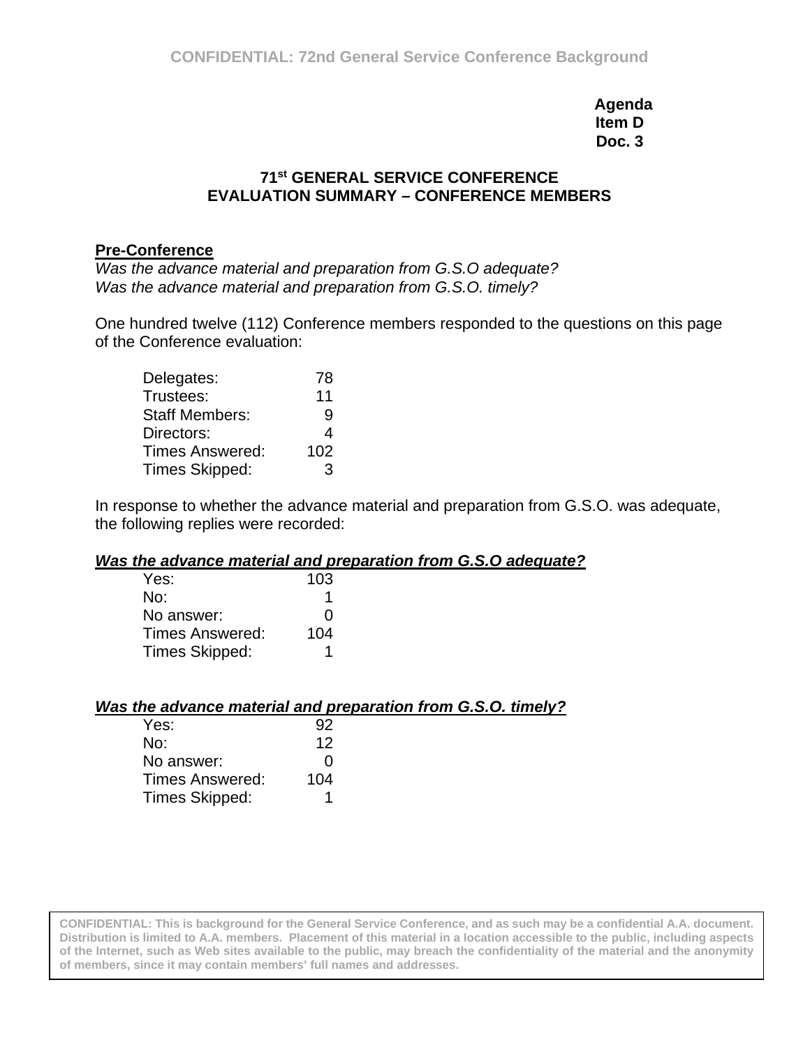**Agenda Item D Doc. 3**

## 71st GENERAL SERVICE CONFERENCE EVALUATION SUMMARY – CONFERENCE MEMBERS

**Pre-Conference**

*Was the advance material and preparation from G.S.O adequate?*
*Was the advance material and preparation from G.S.O. timely?*

One hundred twelve (112) Conference members responded to the questions on this page of the Conference evaluation:

| | |
|---|---|
| Delegates: | 78 |
| Trustees: | 11 |
| Staff Members: | 9 |
| Directors: | 4 |
| Times Answered: | 102 |
| Times Skipped: | 3 |

In response to whether the advance material and preparation from G.S.O. was adequate, the following replies were recorded:

***Was the advance material and preparation from G.S.O adequate?***

| | |
|---|---|
| Yes: | 103 |
| No: | 1 |
| No answer: | 0 |
| Times Answered: | 104 |
| Times Skipped: | 1 |

***Was the advance material and preparation from G.S.O. timely?***

| | |
|---|---|
| Yes: | 92 |
| No: | 12 |
| No answer: | 0 |
| Times Answered: | 104 |
| Times Skipped: | 1 |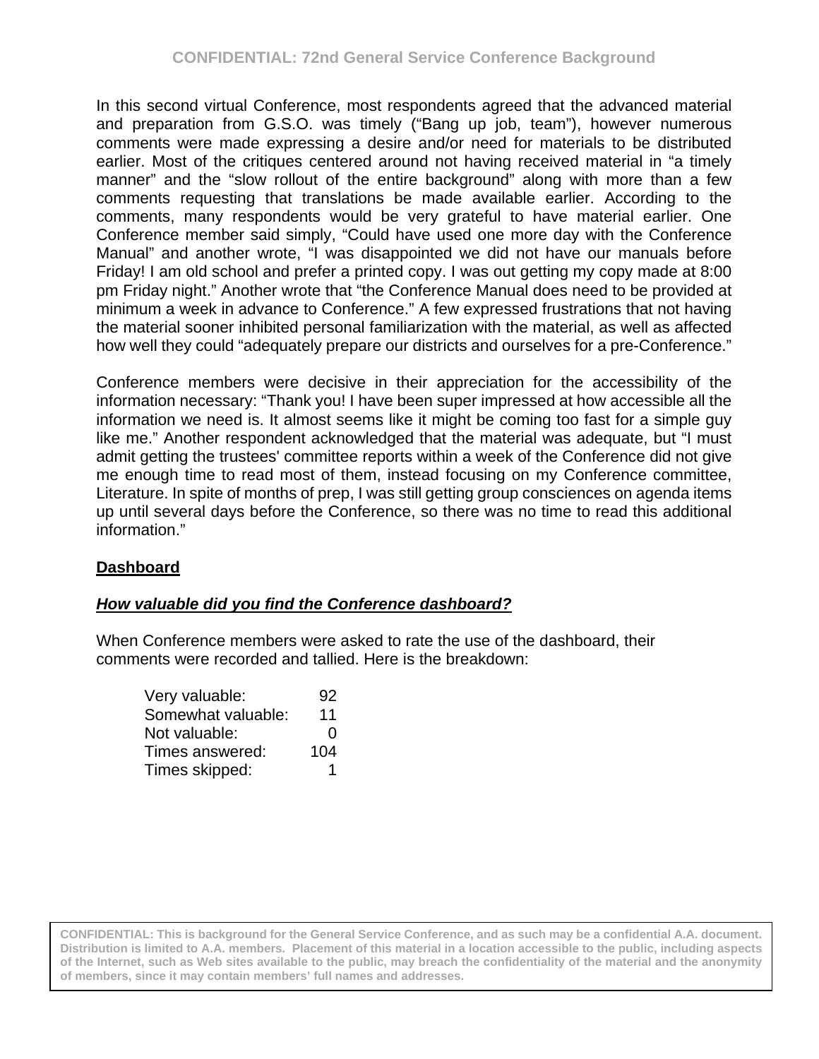In this second virtual Conference, most respondents agreed that the advanced material and preparation from G.S.O. was timely ("Bang up job, team"), however numerous comments were made expressing a desire and/or need for materials to be distributed earlier. Most of the critiques centered around not having received material in "a timely manner" and the "slow rollout of the entire background" along with more than a few comments requesting that translations be made available earlier. According to the comments, many respondents would be very grateful to have material earlier. One Conference member said simply, "Could have used one more day with the Conference Manual" and another wrote, "I was disappointed we did not have our manuals before Friday! I am old school and prefer a printed copy. I was out getting my copy made at 8:00 pm Friday night." Another wrote that "the Conference Manual does need to be provided at minimum a week in advance to Conference." A few expressed frustrations that not having the material sooner inhibited personal familiarization with the material, as well as affected how well they could "adequately prepare our districts and ourselves for a pre-Conference."

Conference members were decisive in their appreciation for the accessibility of the information necessary: "Thank you! I have been super impressed at how accessible all the information we need is. It almost seems like it might be coming too fast for a simple guy like me." Another respondent acknowledged that the material was adequate, but "I must admit getting the trustees' committee reports within a week of the Conference did not give me enough time to read most of them, instead focusing on my Conference committee, Literature. In spite of months of prep, I was still getting group consciences on agenda items up until several days before the Conference, so there was no time to read this additional information."

## Dashboard

### *How valuable did you find the Conference dashboard?*

When Conference members were asked to rate the use of the dashboard, their comments were recorded and tallied. Here is the breakdown:

| | |
|---|---|
| Very valuable: | 92 |
| Somewhat valuable: | 11 |
| Not valuable: | 0 |
| Times answered: | 104 |
| Times skipped: | 1 |

**CONFIDENTIAL: This is background for the General Service Conference, and as such may be a confidential A.A. document. Distribution is limited to A.A. members. Placement of this material in a location accessible to the public, including aspects of the Internet, such as Web sites available to the public, may breach the confidentiality of the material and the anonymity of members, since it may contain members' full names and addresses.**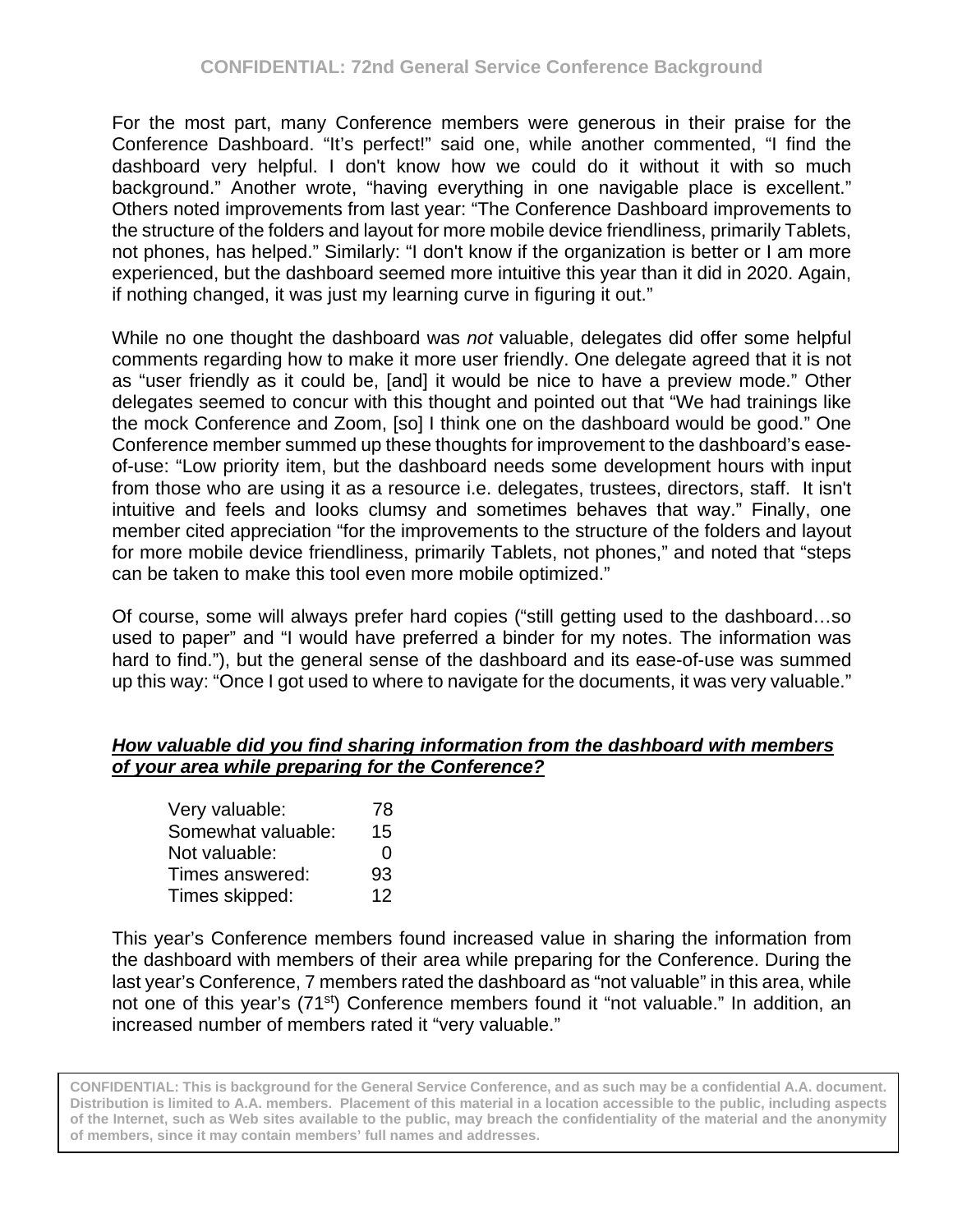For the most part, many Conference members were generous in their praise for the Conference Dashboard. "It's perfect!" said one, while another commented, "I find the dashboard very helpful. I don't know how we could do it without it with so much background." Another wrote, "having everything in one navigable place is excellent." Others noted improvements from last year: "The Conference Dashboard improvements to the structure of the folders and layout for more mobile device friendliness, primarily Tablets, not phones, has helped." Similarly: "I don't know if the organization is better or I am more experienced, but the dashboard seemed more intuitive this year than it did in 2020. Again, if nothing changed, it was just my learning curve in figuring it out."

While no one thought the dashboard was *not* valuable, delegates did offer some helpful comments regarding how to make it more user friendly. One delegate agreed that it is not as "user friendly as it could be, [and] it would be nice to have a preview mode." Other delegates seemed to concur with this thought and pointed out that "We had trainings like the mock Conference and Zoom, [so] I think one on the dashboard would be good." One Conference member summed up these thoughts for improvement to the dashboard's ease-of-use: "Low priority item, but the dashboard needs some development hours with input from those who are using it as a resource i.e. delegates, trustees, directors, staff. It isn't intuitive and feels and looks clumsy and sometimes behaves that way." Finally, one member cited appreciation "for the improvements to the structure of the folders and layout for more mobile device friendliness, primarily Tablets, not phones," and noted that "steps can be taken to make this tool even more mobile optimized."

Of course, some will always prefer hard copies ("still getting used to the dashboard…so used to paper" and "I would have preferred a binder for my notes. The information was hard to find."), but the general sense of the dashboard and its ease-of-use was summed up this way: "Once I got used to where to navigate for the documents, it was very valuable."

***How valuable did you find sharing information from the dashboard with members of your area while preparing for the Conference?***

| | |
|---|---|
| Very valuable: | 78 |
| Somewhat valuable: | 15 |
| Not valuable: | 0 |
| Times answered: | 93 |
| Times skipped: | 12 |

This year's Conference members found increased value in sharing the information from the dashboard with members of their area while preparing for the Conference. During the last year's Conference, 7 members rated the dashboard as "not valuable" in this area, while not one of this year's (71st) Conference members found it "not valuable." In addition, an increased number of members rated it "very valuable."

**CONFIDENTIAL: This is background for the General Service Conference, and as such may be a confidential A.A. document. Distribution is limited to A.A. members. Placement of this material in a location accessible to the public, including aspects of the Internet, such as Web sites available to the public, may breach the confidentiality of the material and the anonymity of members, since it may contain members' full names and addresses.**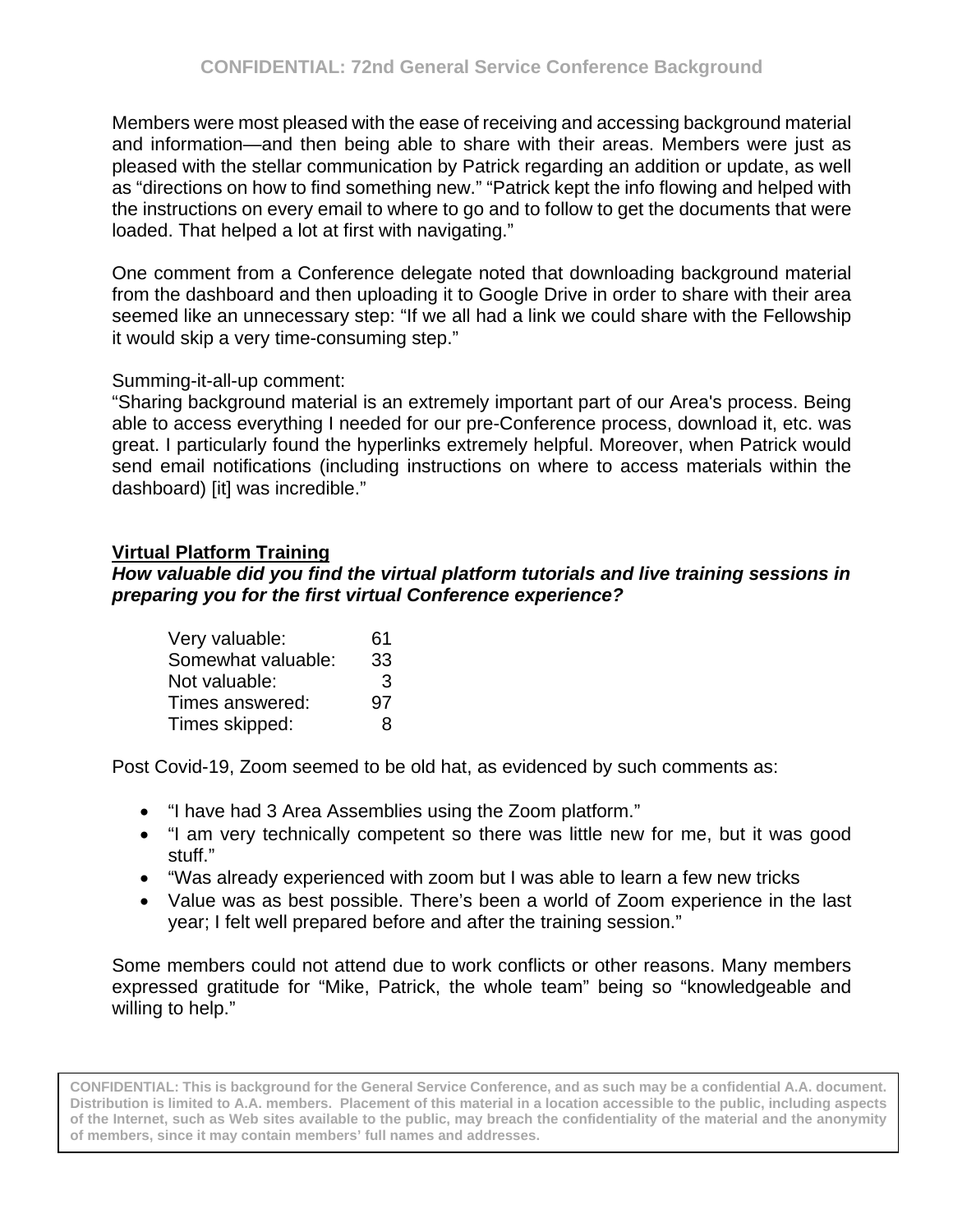Members were most pleased with the ease of receiving and accessing background material and information—and then being able to share with their areas. Members were just as pleased with the stellar communication by Patrick regarding an addition or update, as well as "directions on how to find something new." "Patrick kept the info flowing and helped with the instructions on every email to where to go and to follow to get the documents that were loaded. That helped a lot at first with navigating."

One comment from a Conference delegate noted that downloading background material from the dashboard and then uploading it to Google Drive in order to share with their area seemed like an unnecessary step: "If we all had a link we could share with the Fellowship it would skip a very time-consuming step."

Summing-it-all-up comment:
"Sharing background material is an extremely important part of our Area's process. Being able to access everything I needed for our pre-Conference process, download it, etc. was great. I particularly found the hyperlinks extremely helpful. Moreover, when Patrick would send email notifications (including instructions on where to access materials within the dashboard) [it] was incredible."

**Virtual Platform Training**

***How valuable did you find the virtual platform tutorials and live training sessions in preparing you for the first virtual Conference experience?***

| | |
|---|---|
| Very valuable: | 61 |
| Somewhat valuable: | 33 |
| Not valuable: | 3 |
| Times answered: | 97 |
| Times skipped: | 8 |

Post Covid-19, Zoom seemed to be old hat, as evidenced by such comments as:

- "I have had 3 Area Assemblies using the Zoom platform."
- "I am very technically competent so there was little new for me, but it was good stuff."
- "Was already experienced with zoom but I was able to learn a few new tricks
- Value was as best possible. There's been a world of Zoom experience in the last year; I felt well prepared before and after the training session."

Some members could not attend due to work conflicts or other reasons. Many members expressed gratitude for "Mike, Patrick, the whole team" being so "knowledgeable and willing to help."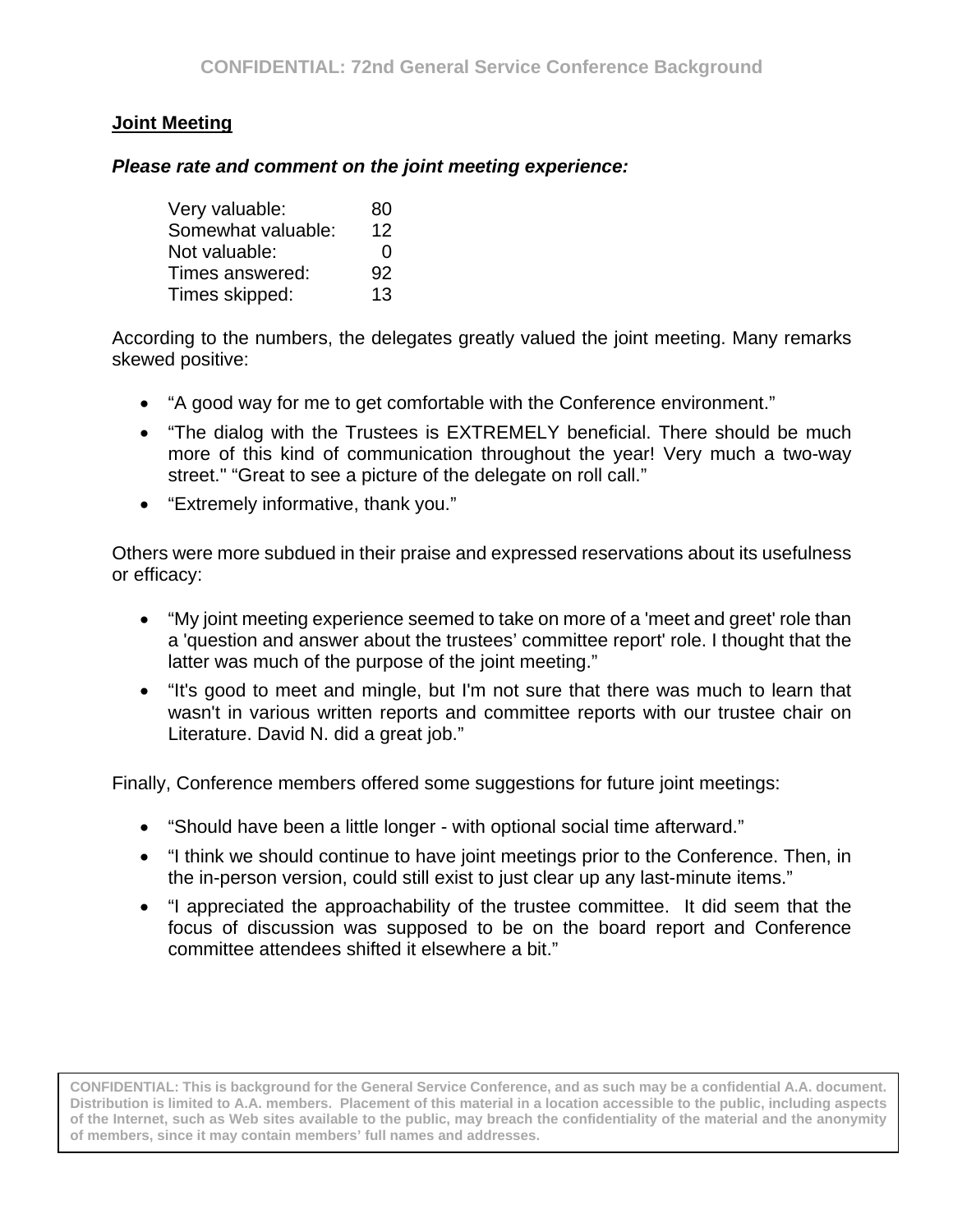## Joint Meeting

***Please rate and comment on the joint meeting experience:***

| | |
|---|---|
| Very valuable: | 80 |
| Somewhat valuable: | 12 |
| Not valuable: | 0 |
| Times answered: | 92 |
| Times skipped: | 13 |

According to the numbers, the delegates greatly valued the joint meeting. Many remarks skewed positive:

- “A good way for me to get comfortable with the Conference environment.”
- “The dialog with the Trustees is EXTREMELY beneficial. There should be much more of this kind of communication throughout the year! Very much a two-way street." “Great to see a picture of the delegate on roll call.”
- “Extremely informative, thank you.”

Others were more subdued in their praise and expressed reservations about its usefulness or efficacy:

- “My joint meeting experience seemed to take on more of a 'meet and greet' role than a 'question and answer about the trustees’ committee report' role. I thought that the latter was much of the purpose of the joint meeting.”
- “It's good to meet and mingle, but I'm not sure that there was much to learn that wasn't in various written reports and committee reports with our trustee chair on Literature. David N. did a great job.”

Finally, Conference members offered some suggestions for future joint meetings:

- “Should have been a little longer - with optional social time afterward.”
- “I think we should continue to have joint meetings prior to the Conference. Then, in the in-person version, could still exist to just clear up any last-minute items.”
- “I appreciated the approachability of the trustee committee. It did seem that the focus of discussion was supposed to be on the board report and Conference committee attendees shifted it elsewhere a bit.”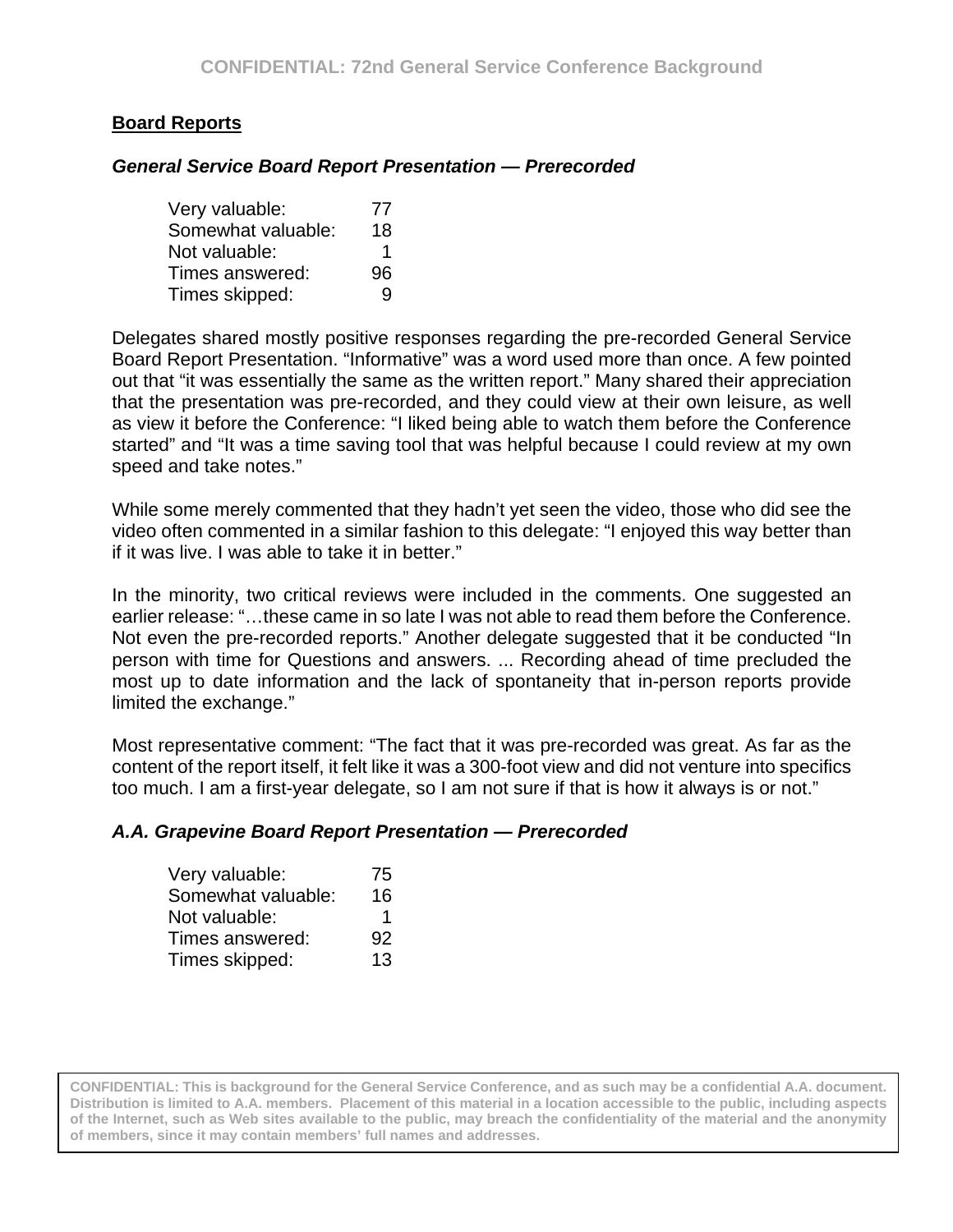## Board Reports

### *General Service Board Report Presentation — Prerecorded*

| | |
|---|---|
| Very valuable: | 77 |
| Somewhat valuable: | 18 |
| Not valuable: | 1 |
| Times answered: | 96 |
| Times skipped: | 9 |

Delegates shared mostly positive responses regarding the pre-recorded General Service Board Report Presentation. "Informative" was a word used more than once. A few pointed out that "it was essentially the same as the written report." Many shared their appreciation that the presentation was pre-recorded, and they could view at their own leisure, as well as view it before the Conference: "I liked being able to watch them before the Conference started" and "It was a time saving tool that was helpful because I could review at my own speed and take notes."

While some merely commented that they hadn't yet seen the video, those who did see the video often commented in a similar fashion to this delegate: "I enjoyed this way better than if it was live. I was able to take it in better."

In the minority, two critical reviews were included in the comments. One suggested an earlier release: "…these came in so late I was not able to read them before the Conference. Not even the pre-recorded reports." Another delegate suggested that it be conducted "In person with time for Questions and answers. ... Recording ahead of time precluded the most up to date information and the lack of spontaneity that in-person reports provide limited the exchange."

Most representative comment: "The fact that it was pre-recorded was great. As far as the content of the report itself, it felt like it was a 300-foot view and did not venture into specifics too much. I am a first-year delegate, so I am not sure if that is how it always is or not."

### *A.A. Grapevine Board Report Presentation — Prerecorded*

| | |
|---|---|
| Very valuable: | 75 |
| Somewhat valuable: | 16 |
| Not valuable: | 1 |
| Times answered: | 92 |
| Times skipped: | 13 |

**CONFIDENTIAL: This is background for the General Service Conference, and as such may be a confidential A.A. document. Distribution is limited to A.A. members. Placement of this material in a location accessible to the public, including aspects of the Internet, such as Web sites available to the public, may breach the confidentiality of the material and the anonymity of members, since it may contain members' full names and addresses.**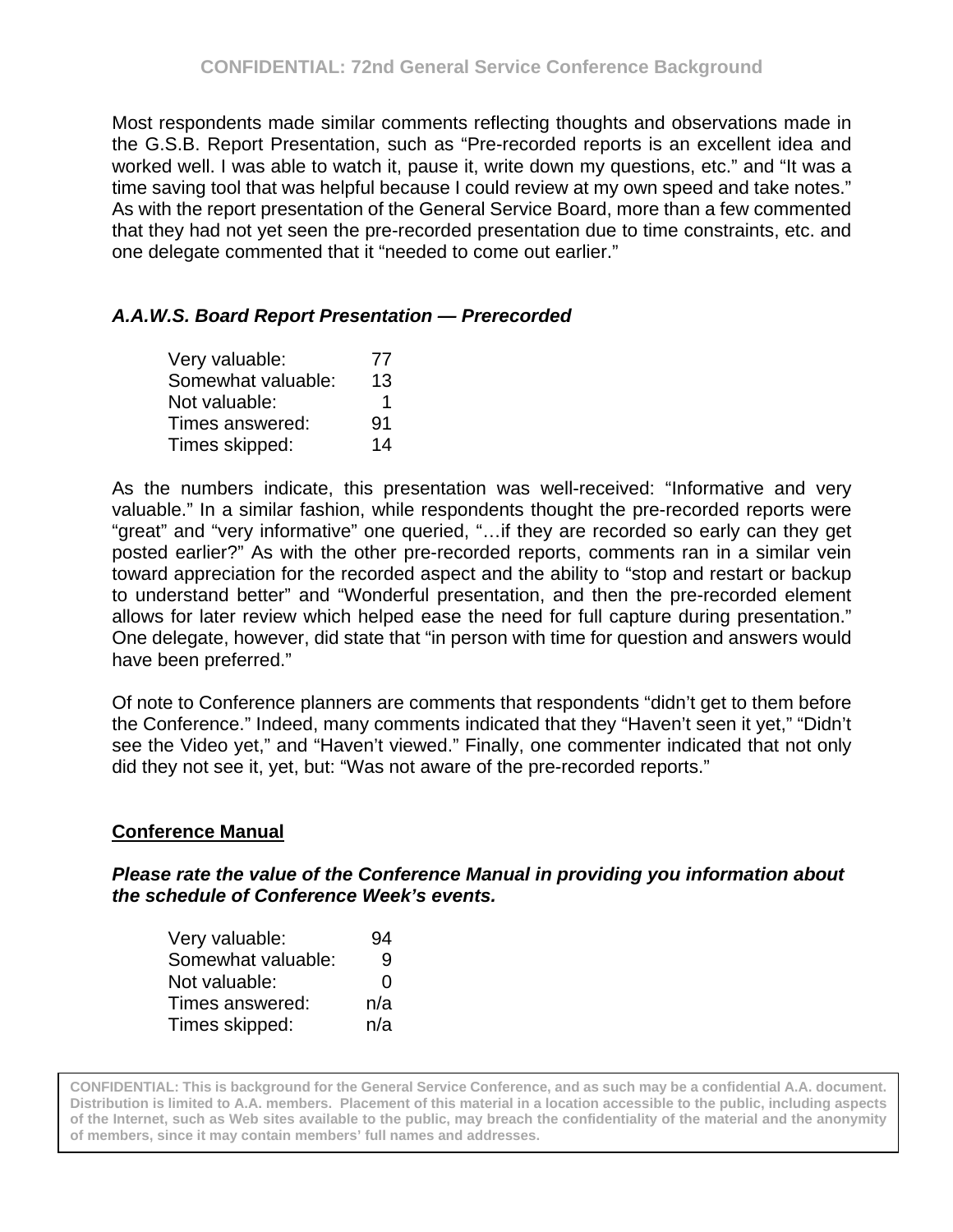Most respondents made similar comments reflecting thoughts and observations made in the G.S.B. Report Presentation, such as “Pre-recorded reports is an excellent idea and worked well. I was able to watch it, pause it, write down my questions, etc.” and “It was a time saving tool that was helpful because I could review at my own speed and take notes.” As with the report presentation of the General Service Board, more than a few commented that they had not yet seen the pre-recorded presentation due to time constraints, etc. and one delegate commented that it “needed to come out earlier.”

***A.A.W.S. Board Report Presentation — Prerecorded***

| | |
|---|---|
| Very valuable: | 77 |
| Somewhat valuable: | 13 |
| Not valuable: | 1 |
| Times answered: | 91 |
| Times skipped: | 14 |

As the numbers indicate, this presentation was well-received: “Informative and very valuable.” In a similar fashion, while respondents thought the pre-recorded reports were “great” and “very informative” one queried, “…if they are recorded so early can they get posted earlier?” As with the other pre-recorded reports, comments ran in a similar vein toward appreciation for the recorded aspect and the ability to “stop and restart or backup to understand better” and “Wonderful presentation, and then the pre-recorded element allows for later review which helped ease the need for full capture during presentation.” One delegate, however, did state that “in person with time for question and answers would have been preferred.”

Of note to Conference planners are comments that respondents “didn’t get to them before the Conference.” Indeed, many comments indicated that they “Haven’t seen it yet,” “Didn’t see the Video yet,” and “Haven’t viewed.” Finally, one commenter indicated that not only did they not see it, yet, but: “Was not aware of the pre-recorded reports.”

## Conference Manual

***Please rate the value of the Conference Manual in providing you information about the schedule of Conference Week’s events.***

| | |
|---|---|
| Very valuable: | 94 |
| Somewhat valuable: | 9 |
| Not valuable: | 0 |
| Times answered: | n/a |
| Times skipped: | n/a |

**CONFIDENTIAL: This is background for the General Service Conference, and as such may be a confidential A.A. document. Distribution is limited to A.A. members. Placement of this material in a location accessible to the public, including aspects of the Internet, such as Web sites available to the public, may breach the confidentiality of the material and the anonymity of members, since it may contain members’ full names and addresses.**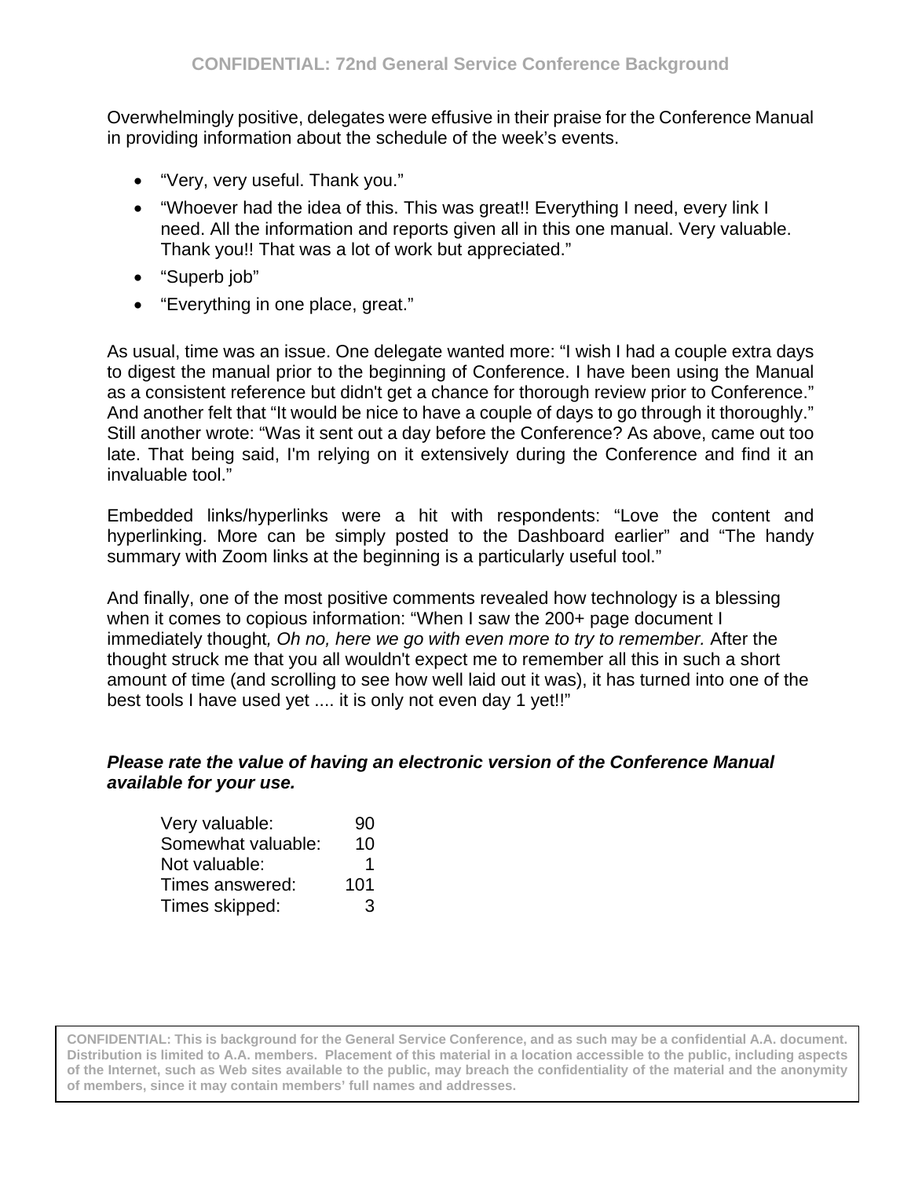Overwhelmingly positive, delegates were effusive in their praise for the Conference Manual in providing information about the schedule of the week's events.

- "Very, very useful. Thank you."
- "Whoever had the idea of this. This was great!! Everything I need, every link I need. All the information and reports given all in this one manual. Very valuable. Thank you!! That was a lot of work but appreciated."
- "Superb job"
- "Everything in one place, great."

As usual, time was an issue. One delegate wanted more: "I wish I had a couple extra days to digest the manual prior to the beginning of Conference. I have been using the Manual as a consistent reference but didn't get a chance for thorough review prior to Conference." And another felt that "It would be nice to have a couple of days to go through it thoroughly." Still another wrote: "Was it sent out a day before the Conference? As above, came out too late. That being said, I'm relying on it extensively during the Conference and find it an invaluable tool."

Embedded links/hyperlinks were a hit with respondents: "Love the content and hyperlinking. More can be simply posted to the Dashboard earlier" and "The handy summary with Zoom links at the beginning is a particularly useful tool."

And finally, one of the most positive comments revealed how technology is a blessing when it comes to copious information: "When I saw the 200+ page document I immediately thought*, Oh no, here we go with even more to try to remember.* After the thought struck me that you all wouldn't expect me to remember all this in such a short amount of time (and scrolling to see how well laid out it was), it has turned into one of the best tools I have used yet .... it is only not even day 1 yet!!"

***Please rate the value of having an electronic version of the Conference Manual available for your use.***

| | |
|---|---|
| Very valuable: | 90 |
| Somewhat valuable: | 10 |
| Not valuable: | 1 |
| Times answered: | 101 |
| Times skipped: | 3 |

**CONFIDENTIAL: This is background for the General Service Conference, and as such may be a confidential A.A. document. Distribution is limited to A.A. members. Placement of this material in a location accessible to the public, including aspects of the Internet, such as Web sites available to the public, may breach the confidentiality of the material and the anonymity of members, since it may contain members' full names and addresses.**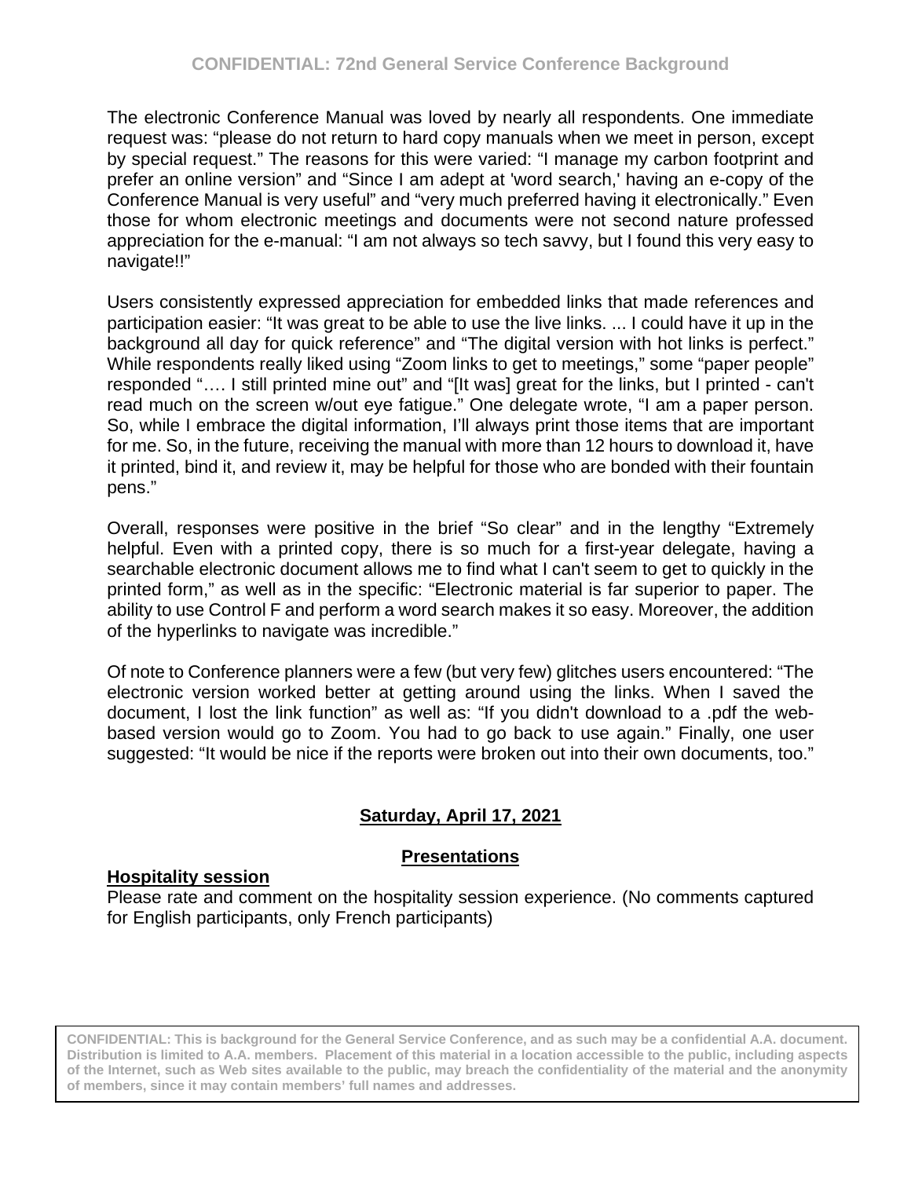The electronic Conference Manual was loved by nearly all respondents. One immediate request was: "please do not return to hard copy manuals when we meet in person, except by special request." The reasons for this were varied: "I manage my carbon footprint and prefer an online version" and "Since I am adept at 'word search,' having an e-copy of the Conference Manual is very useful" and "very much preferred having it electronically." Even those for whom electronic meetings and documents were not second nature professed appreciation for the e-manual: "I am not always so tech savvy, but I found this very easy to navigate!!"

Users consistently expressed appreciation for embedded links that made references and participation easier: "It was great to be able to use the live links. ... I could have it up in the background all day for quick reference" and "The digital version with hot links is perfect." While respondents really liked using "Zoom links to get to meetings," some "paper people" responded "…. I still printed mine out" and "[It was] great for the links, but I printed - can't read much on the screen w/out eye fatigue." One delegate wrote, "I am a paper person. So, while I embrace the digital information, I'll always print those items that are important for me. So, in the future, receiving the manual with more than 12 hours to download it, have it printed, bind it, and review it, may be helpful for those who are bonded with their fountain pens."

Overall, responses were positive in the brief "So clear" and in the lengthy "Extremely helpful. Even with a printed copy, there is so much for a first-year delegate, having a searchable electronic document allows me to find what I can't seem to get to quickly in the printed form," as well as in the specific: "Electronic material is far superior to paper. The ability to use Control F and perform a word search makes it so easy. Moreover, the addition of the hyperlinks to navigate was incredible."

Of note to Conference planners were a few (but very few) glitches users encountered: "The electronic version worked better at getting around using the links. When I saved the document, I lost the link function" as well as: "If you didn't download to a .pdf the web-based version would go to Zoom. You had to go back to use again." Finally, one user suggested: "It would be nice if the reports were broken out into their own documents, too."

## Saturday, April 17, 2021

### Presentations

**Hospitality session**

Please rate and comment on the hospitality session experience. (No comments captured for English participants, only French participants)

**CONFIDENTIAL: This is background for the General Service Conference, and as such may be a confidential A.A. document. Distribution is limited to A.A. members. Placement of this material in a location accessible to the public, including aspects of the Internet, such as Web sites available to the public, may breach the confidentiality of the material and the anonymity of members, since it may contain members' full names and addresses.**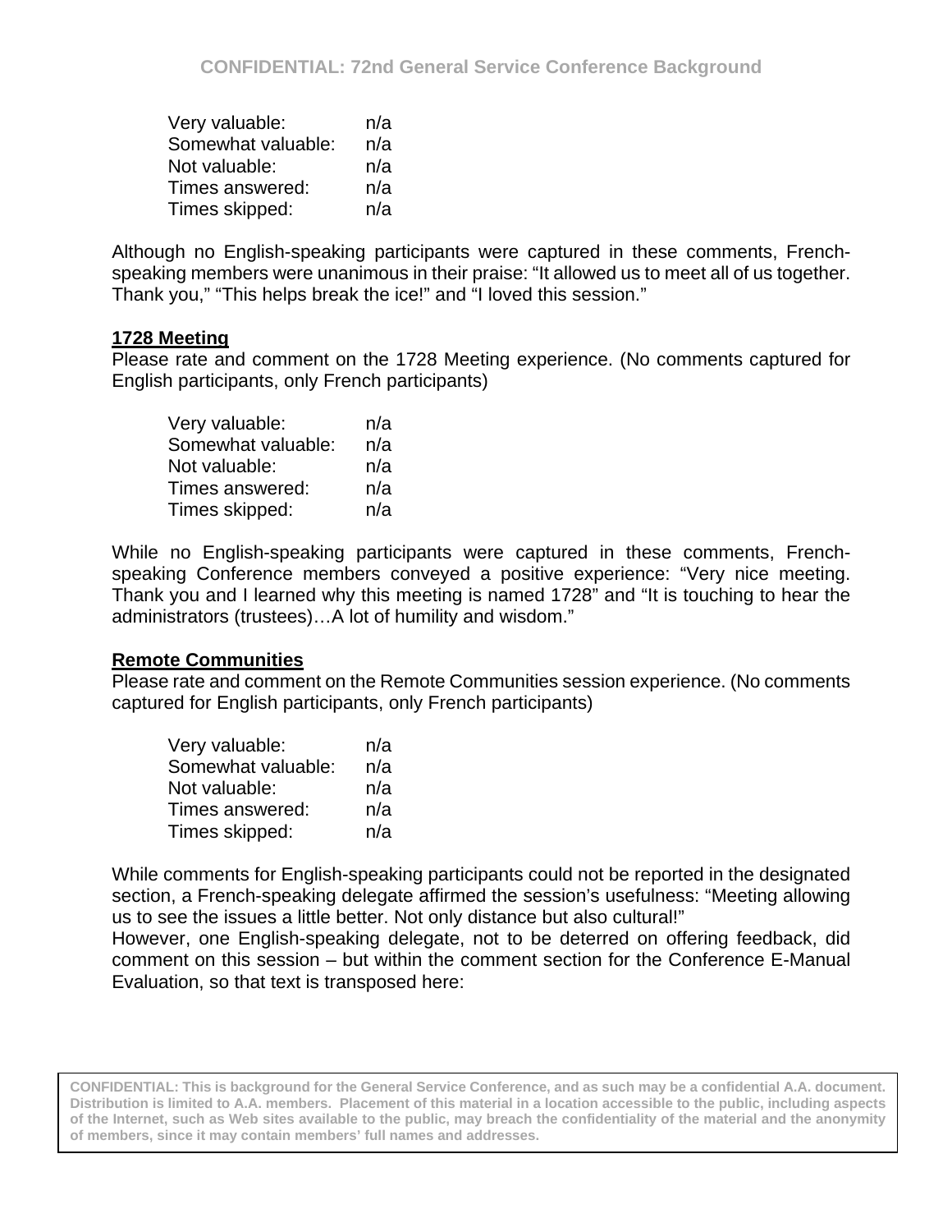| | |
|---|---|
| Very valuable: | n/a |
| Somewhat valuable: | n/a |
| Not valuable: | n/a |
| Times answered: | n/a |
| Times skipped: | n/a |

Although no English-speaking participants were captured in these comments, French-speaking members were unanimous in their praise: "It allowed us to meet all of us together. Thank you," "This helps break the ice!" and "I loved this session."

**1728 Meeting**

Please rate and comment on the 1728 Meeting experience. (No comments captured for English participants, only French participants)

| | |
|---|---|
| Very valuable: | n/a |
| Somewhat valuable: | n/a |
| Not valuable: | n/a |
| Times answered: | n/a |
| Times skipped: | n/a |

While no English-speaking participants were captured in these comments, French-speaking Conference members conveyed a positive experience: "Very nice meeting. Thank you and I learned why this meeting is named 1728" and "It is touching to hear the administrators (trustees)…A lot of humility and wisdom."

**Remote Communities**

Please rate and comment on the Remote Communities session experience. (No comments captured for English participants, only French participants)

| | |
|---|---|
| Very valuable: | n/a |
| Somewhat valuable: | n/a |
| Not valuable: | n/a |
| Times answered: | n/a |
| Times skipped: | n/a |

While comments for English-speaking participants could not be reported in the designated section, a French-speaking delegate affirmed the session's usefulness: "Meeting allowing us to see the issues a little better. Not only distance but also cultural!"

However, one English-speaking delegate, not to be deterred on offering feedback, did comment on this session – but within the comment section for the Conference E-Manual Evaluation, so that text is transposed here:

CONFIDENTIAL: This is background for the General Service Conference, and as such may be a confidential A.A. document. Distribution is limited to A.A. members. Placement of this material in a location accessible to the public, including aspects of the Internet, such as Web sites available to the public, may breach the confidentiality of the material and the anonymity of members, since it may contain members' full names and addresses.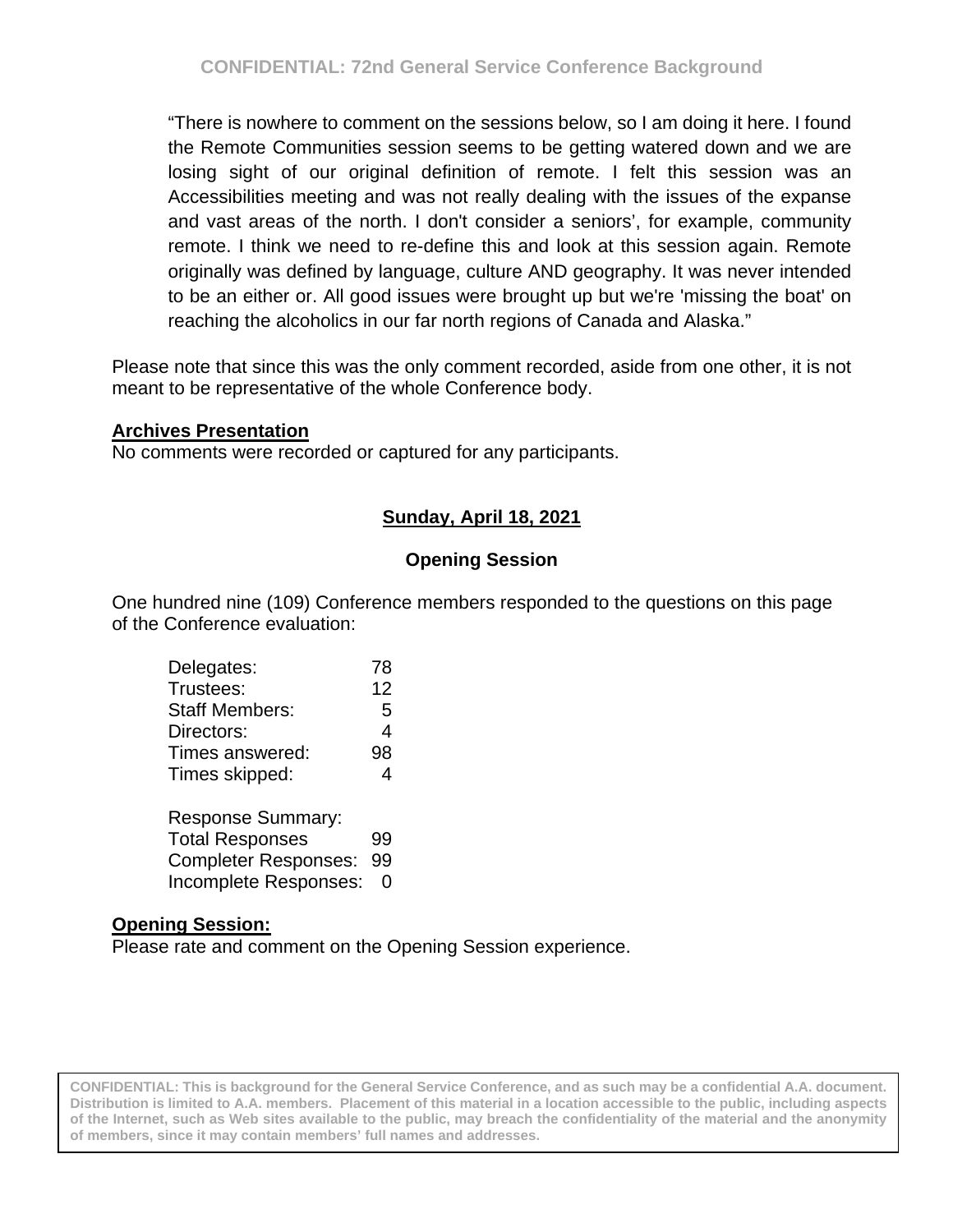"There is nowhere to comment on the sessions below, so I am doing it here. I found the Remote Communities session seems to be getting watered down and we are losing sight of our original definition of remote. I felt this session was an Accessibilities meeting and was not really dealing with the issues of the expanse and vast areas of the north. I don't consider a seniors', for example, community remote. I think we need to re-define this and look at this session again. Remote originally was defined by language, culture AND geography. It was never intended to be an either or. All good issues were brought up but we're 'missing the boat' on reaching the alcoholics in our far north regions of Canada and Alaska."

Please note that since this was the only comment recorded, aside from one other, it is not meant to be representative of the whole Conference body.

**Archives Presentation**
No comments were recorded or captured for any participants.

## Sunday, April 18, 2021

### Opening Session

One hundred nine (109) Conference members responded to the questions on this page of the Conference evaluation:

| | |
|---|---|
| Delegates: | 78 |
| Trustees: | 12 |
| Staff Members: | 5 |
| Directors: | 4 |
| Times answered: | 98 |
| Times skipped: | 4 |

| Response Summary: | |
|---|---|
| Total Responses | 99 |
| Completer Responses: | 99 |
| Incomplete Responses: | 0 |

**Opening Session:**
Please rate and comment on the Opening Session experience.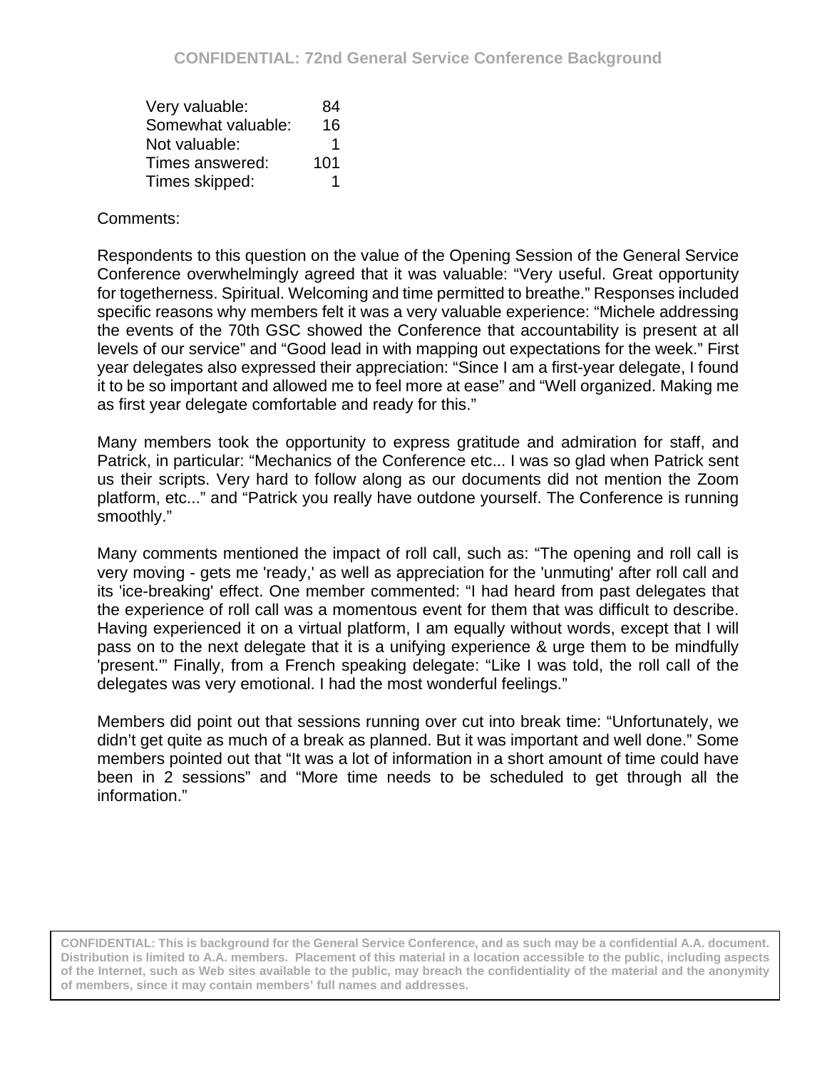| | |
|---|---|
| Very valuable: | 84 |
| Somewhat valuable: | 16 |
| Not valuable: | 1 |
| Times answered: | 101 |
| Times skipped: | 1 |

Comments:

Respondents to this question on the value of the Opening Session of the General Service Conference overwhelmingly agreed that it was valuable: "Very useful. Great opportunity for togetherness. Spiritual. Welcoming and time permitted to breathe." Responses included specific reasons why members felt it was a very valuable experience: "Michele addressing the events of the 70th GSC showed the Conference that accountability is present at all levels of our service" and "Good lead in with mapping out expectations for the week." First year delegates also expressed their appreciation: "Since I am a first-year delegate, I found it to be so important and allowed me to feel more at ease" and "Well organized. Making me as first year delegate comfortable and ready for this."

Many members took the opportunity to express gratitude and admiration for staff, and Patrick, in particular: "Mechanics of the Conference etc... I was so glad when Patrick sent us their scripts. Very hard to follow along as our documents did not mention the Zoom platform, etc..." and "Patrick you really have outdone yourself. The Conference is running smoothly."

Many comments mentioned the impact of roll call, such as: "The opening and roll call is very moving - gets me 'ready,' as well as appreciation for the 'unmuting' after roll call and its 'ice-breaking' effect. One member commented: "I had heard from past delegates that the experience of roll call was a momentous event for them that was difficult to describe. Having experienced it on a virtual platform, I am equally without words, except that I will pass on to the next delegate that it is a unifying experience & urge them to be mindfully 'present.'" Finally, from a French speaking delegate: "Like I was told, the roll call of the delegates was very emotional. I had the most wonderful feelings."

Members did point out that sessions running over cut into break time: "Unfortunately, we didn't get quite as much of a break as planned. But it was important and well done." Some members pointed out that "It was a lot of information in a short amount of time could have been in 2 sessions" and "More time needs to be scheduled to get through all the information."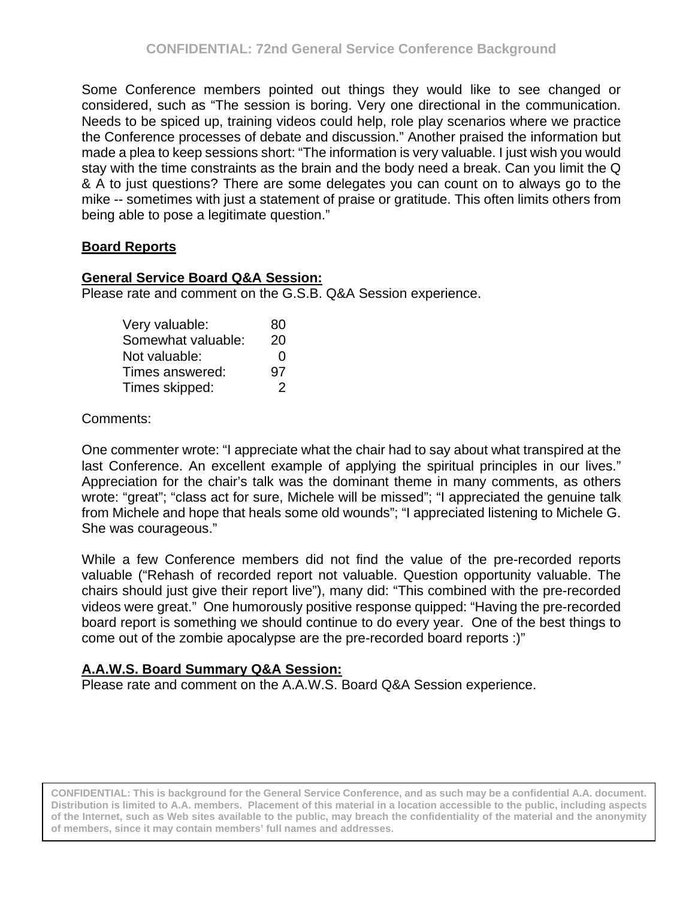Some Conference members pointed out things they would like to see changed or considered, such as "The session is boring. Very one directional in the communication. Needs to be spiced up, training videos could help, role play scenarios where we practice the Conference processes of debate and discussion." Another praised the information but made a plea to keep sessions short: "The information is very valuable. I just wish you would stay with the time constraints as the brain and the body need a break. Can you limit the Q & A to just questions? There are some delegates you can count on to always go to the mike -- sometimes with just a statement of praise or gratitude. This often limits others from being able to pose a legitimate question."

**Board Reports**

**General Service Board Q&A Session:**

Please rate and comment on the G.S.B. Q&A Session experience.

| | |
|---|---|
| Very valuable: | 80 |
| Somewhat valuable: | 20 |
| Not valuable: | 0 |
| Times answered: | 97 |
| Times skipped: | 2 |

Comments:

One commenter wrote: "I appreciate what the chair had to say about what transpired at the last Conference. An excellent example of applying the spiritual principles in our lives." Appreciation for the chair's talk was the dominant theme in many comments, as others wrote: "great"; "class act for sure, Michele will be missed"; "I appreciated the genuine talk from Michele and hope that heals some old wounds"; "I appreciated listening to Michele G. She was courageous."

While a few Conference members did not find the value of the pre-recorded reports valuable ("Rehash of recorded report not valuable. Question opportunity valuable. The chairs should just give their report live"), many did: "This combined with the pre-recorded videos were great." One humorously positive response quipped: "Having the pre-recorded board report is something we should continue to do every year. One of the best things to come out of the zombie apocalypse are the pre-recorded board reports :)"

**A.A.W.S. Board Summary Q&A Session:**

Please rate and comment on the A.A.W.S. Board Q&A Session experience.

CONFIDENTIAL: This is background for the General Service Conference, and as such may be a confidential A.A. document. Distribution is limited to A.A. members. Placement of this material in a location accessible to the public, including aspects of the Internet, such as Web sites available to the public, may breach the confidentiality of the material and the anonymity of members, since it may contain members' full names and addresses.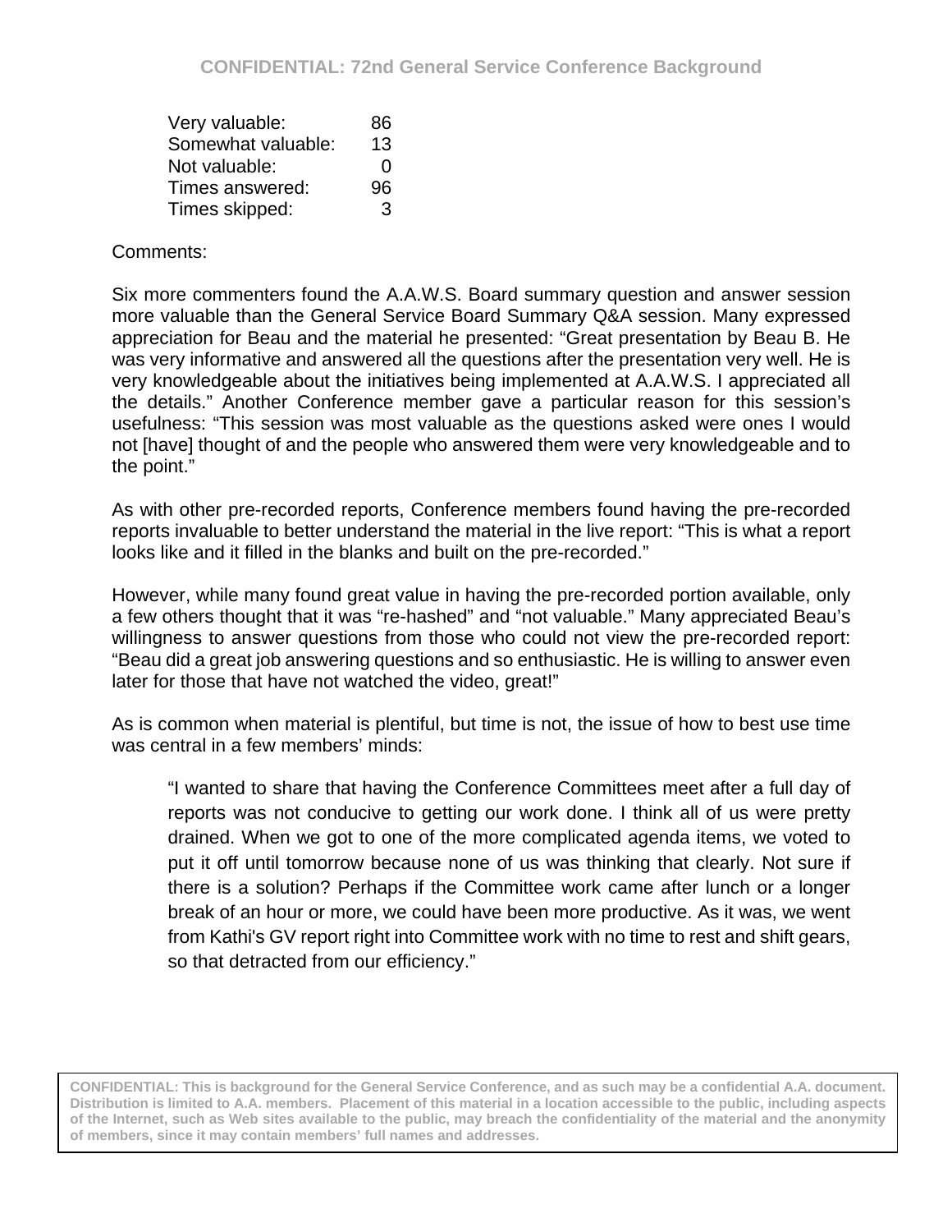| | |
|---|---|
| Very valuable: | 86 |
| Somewhat valuable: | 13 |
| Not valuable: | 0 |
| Times answered: | 96 |
| Times skipped: | 3 |

Comments:

Six more commenters found the A.A.W.S. Board summary question and answer session more valuable than the General Service Board Summary Q&A session. Many expressed appreciation for Beau and the material he presented: "Great presentation by Beau B. He was very informative and answered all the questions after the presentation very well. He is very knowledgeable about the initiatives being implemented at A.A.W.S. I appreciated all the details." Another Conference member gave a particular reason for this session's usefulness: "This session was most valuable as the questions asked were ones I would not [have] thought of and the people who answered them were very knowledgeable and to the point."

As with other pre-recorded reports, Conference members found having the pre-recorded reports invaluable to better understand the material in the live report: "This is what a report looks like and it filled in the blanks and built on the pre-recorded."

However, while many found great value in having the pre-recorded portion available, only a few others thought that it was "re-hashed" and "not valuable." Many appreciated Beau's willingness to answer questions from those who could not view the pre-recorded report: "Beau did a great job answering questions and so enthusiastic. He is willing to answer even later for those that have not watched the video, great!"

As is common when material is plentiful, but time is not, the issue of how to best use time was central in a few members' minds:

> "I wanted to share that having the Conference Committees meet after a full day of reports was not conducive to getting our work done. I think all of us were pretty drained. When we got to one of the more complicated agenda items, we voted to put it off until tomorrow because none of us was thinking that clearly. Not sure if there is a solution? Perhaps if the Committee work came after lunch or a longer break of an hour or more, we could have been more productive. As it was, we went from Kathi's GV report right into Committee work with no time to rest and shift gears, so that detracted from our efficiency."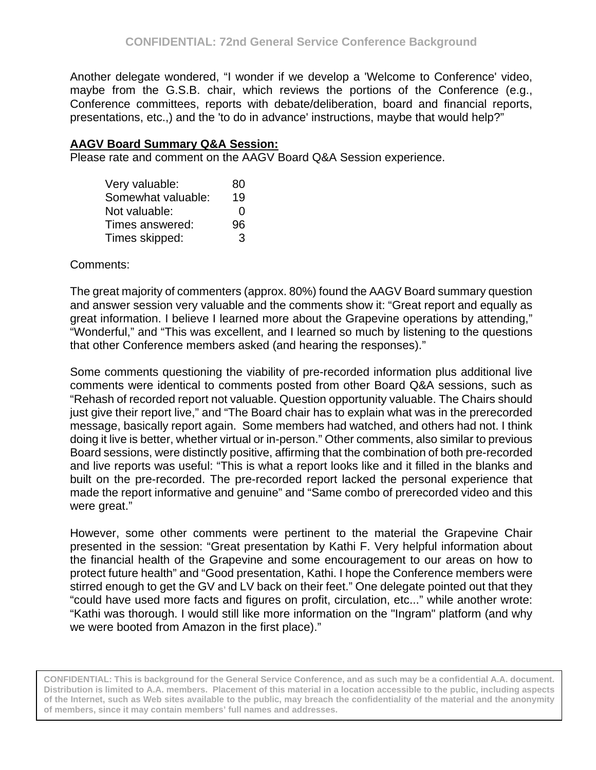Another delegate wondered, “I wonder if we develop a 'Welcome to Conference' video, maybe from the G.S.B. chair, which reviews the portions of the Conference (e.g., Conference committees, reports with debate/deliberation, board and financial reports, presentations, etc.,) and the 'to do in advance' instructions, maybe that would help?”

**AAGV Board Summary Q&A Session:**

Please rate and comment on the AAGV Board Q&A Session experience.

| | |
|---|---|
| Very valuable: | 80 |
| Somewhat valuable: | 19 |
| Not valuable: | 0 |
| Times answered: | 96 |
| Times skipped: | 3 |

Comments:

The great majority of commenters (approx. 80%) found the AAGV Board summary question and answer session very valuable and the comments show it: “Great report and equally as great information. I believe I learned more about the Grapevine operations by attending,” “Wonderful,” and “This was excellent, and I learned so much by listening to the questions that other Conference members asked (and hearing the responses).”

Some comments questioning the viability of pre-recorded information plus additional live comments were identical to comments posted from other Board Q&A sessions, such as “Rehash of recorded report not valuable. Question opportunity valuable. The Chairs should just give their report live,” and “The Board chair has to explain what was in the prerecorded message, basically report again. Some members had watched, and others had not. I think doing it live is better, whether virtual or in-person.” Other comments, also similar to previous Board sessions, were distinctly positive, affirming that the combination of both pre-recorded and live reports was useful: “This is what a report looks like and it filled in the blanks and built on the pre-recorded. The pre-recorded report lacked the personal experience that made the report informative and genuine” and “Same combo of prerecorded video and this were great.”

However, some other comments were pertinent to the material the Grapevine Chair presented in the session: “Great presentation by Kathi F. Very helpful information about the financial health of the Grapevine and some encouragement to our areas on how to protect future health” and “Good presentation, Kathi. I hope the Conference members were stirred enough to get the GV and LV back on their feet.” One delegate pointed out that they “could have used more facts and figures on profit, circulation, etc...” while another wrote: “Kathi was thorough. I would still like more information on the "Ingram" platform (and why we were booted from Amazon in the first place).”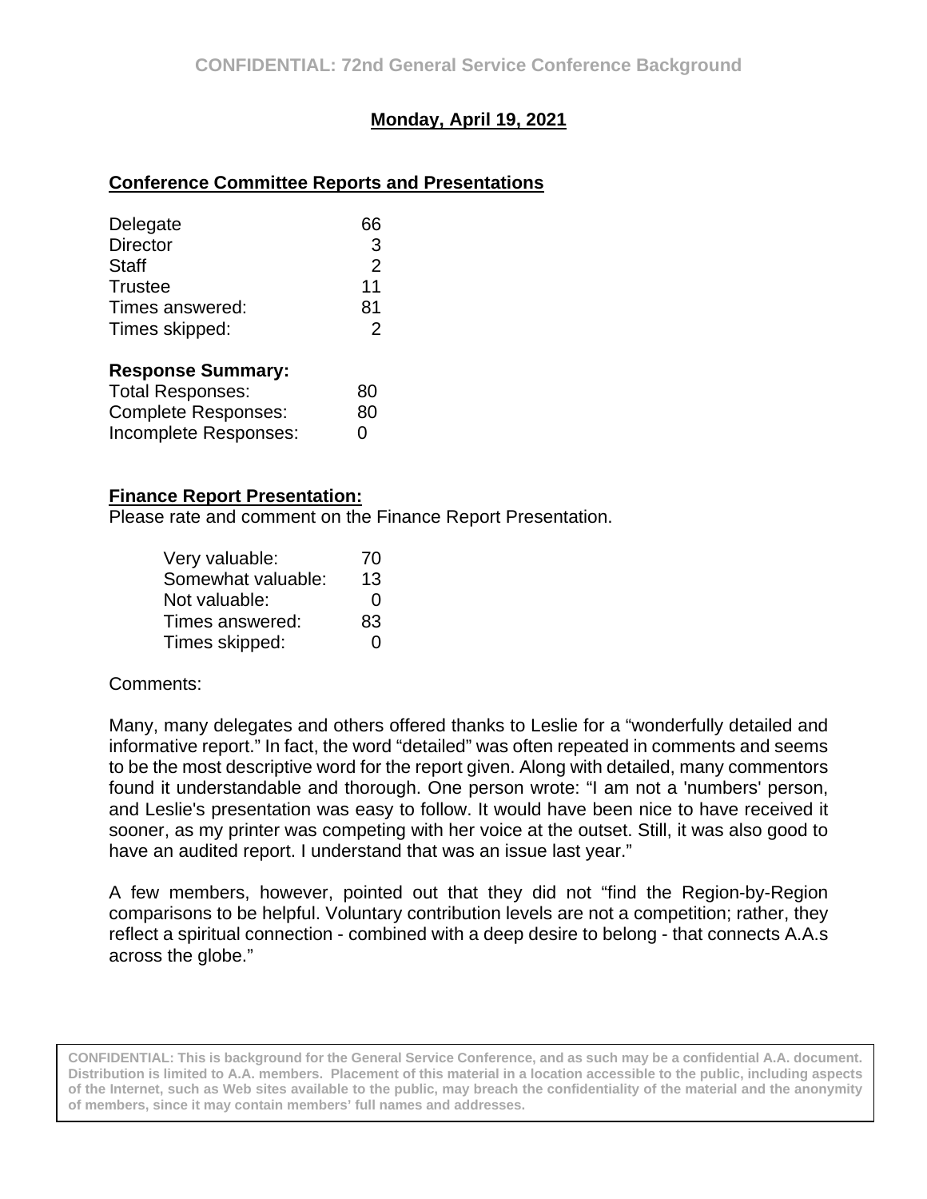**Monday, April 19, 2021**

**Conference Committee Reports and Presentations**

| | |
|---|---|
| Delegate | 66 |
| Director | 3 |
| Staff | 2 |
| Trustee | 11 |
| Times answered: | 81 |
| Times skipped: | 2 |

**Response Summary:**

| | |
|---|---|
| Total Responses: | 80 |
| Complete Responses: | 80 |
| Incomplete Responses: | 0 |

**Finance Report Presentation:**

Please rate and comment on the Finance Report Presentation.

| | |
|---|---|
| Very valuable: | 70 |
| Somewhat valuable: | 13 |
| Not valuable: | 0 |
| Times answered: | 83 |
| Times skipped: | 0 |

Comments:

Many, many delegates and others offered thanks to Leslie for a "wonderfully detailed and informative report." In fact, the word "detailed" was often repeated in comments and seems to be the most descriptive word for the report given. Along with detailed, many commentors found it understandable and thorough. One person wrote: "I am not a 'numbers' person, and Leslie's presentation was easy to follow. It would have been nice to have received it sooner, as my printer was competing with her voice at the outset. Still, it was also good to have an audited report. I understand that was an issue last year."

A few members, however, pointed out that they did not "find the Region-by-Region comparisons to be helpful. Voluntary contribution levels are not a competition; rather, they reflect a spiritual connection - combined with a deep desire to belong - that connects A.A.s across the globe."

**CONFIDENTIAL: This is background for the General Service Conference, and as such may be a confidential A.A. document. Distribution is limited to A.A. members. Placement of this material in a location accessible to the public, including aspects of the Internet, such as Web sites available to the public, may breach the confidentiality of the material and the anonymity of members, since it may contain members' full names and addresses.**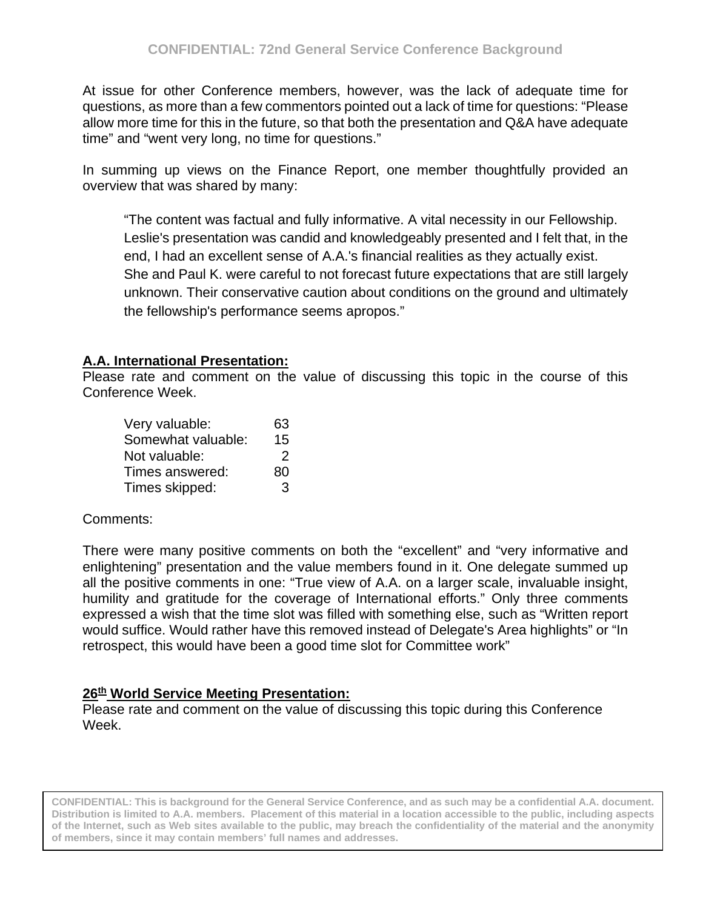At issue for other Conference members, however, was the lack of adequate time for questions, as more than a few commentors pointed out a lack of time for questions: "Please allow more time for this in the future, so that both the presentation and Q&A have adequate time" and "went very long, no time for questions."

In summing up views on the Finance Report, one member thoughtfully provided an overview that was shared by many:

> "The content was factual and fully informative. A vital necessity in our Fellowship. Leslie's presentation was candid and knowledgeably presented and I felt that, in the end, I had an excellent sense of A.A.'s financial realities as they actually exist. She and Paul K. were careful to not forecast future expectations that are still largely unknown. Their conservative caution about conditions on the ground and ultimately the fellowship's performance seems apropos."

**A.A. International Presentation:**

Please rate and comment on the value of discussing this topic in the course of this Conference Week.

| | |
|---|---|
| Very valuable: | 63 |
| Somewhat valuable: | 15 |
| Not valuable: | 2 |
| Times answered: | 80 |
| Times skipped: | 3 |

Comments:

There were many positive comments on both the "excellent" and "very informative and enlightening" presentation and the value members found in it. One delegate summed up all the positive comments in one: "True view of A.A. on a larger scale, invaluable insight, humility and gratitude for the coverage of International efforts." Only three comments expressed a wish that the time slot was filled with something else, such as "Written report would suffice. Would rather have this removed instead of Delegate's Area highlights" or "In retrospect, this would have been a good time slot for Committee work"

**26th World Service Meeting Presentation:**

Please rate and comment on the value of discussing this topic during this Conference Week.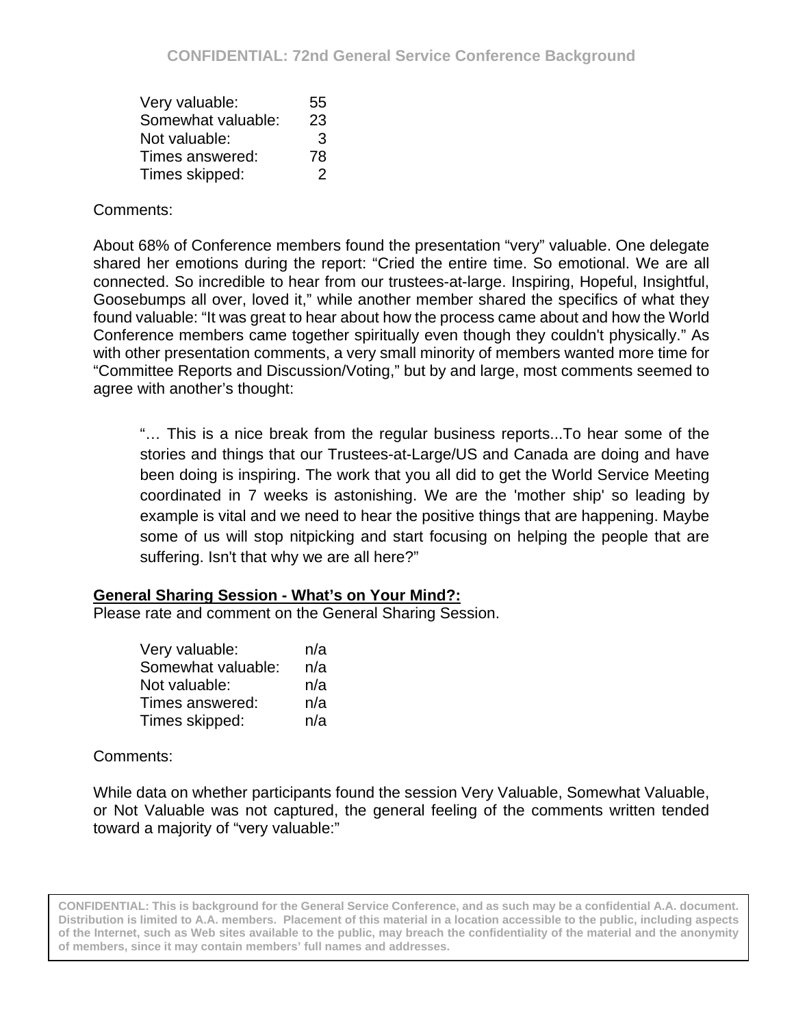| | |
|---|---|
| Very valuable: | 55 |
| Somewhat valuable: | 23 |
| Not valuable: | 3 |
| Times answered: | 78 |
| Times skipped: | 2 |

Comments:

About 68% of Conference members found the presentation "very" valuable. One delegate shared her emotions during the report: "Cried the entire time. So emotional. We are all connected. So incredible to hear from our trustees-at-large. Inspiring, Hopeful, Insightful, Goosebumps all over, loved it," while another member shared the specifics of what they found valuable: "It was great to hear about how the process came about and how the World Conference members came together spiritually even though they couldn't physically." As with other presentation comments, a very small minority of members wanted more time for "Committee Reports and Discussion/Voting," but by and large, most comments seemed to agree with another's thought:

> "… This is a nice break from the regular business reports...To hear some of the stories and things that our Trustees-at-Large/US and Canada are doing and have been doing is inspiring. The work that you all did to get the World Service Meeting coordinated in 7 weeks is astonishing. We are the 'mother ship' so leading by example is vital and we need to hear the positive things that are happening. Maybe some of us will stop nitpicking and start focusing on helping the people that are suffering. Isn't that why we are all here?"

**General Sharing Session - What's on Your Mind?:**

Please rate and comment on the General Sharing Session.

| | |
|---|---|
| Very valuable: | n/a |
| Somewhat valuable: | n/a |
| Not valuable: | n/a |
| Times answered: | n/a |
| Times skipped: | n/a |

Comments:

While data on whether participants found the session Very Valuable, Somewhat Valuable, or Not Valuable was not captured, the general feeling of the comments written tended toward a majority of "very valuable:"

CONFIDENTIAL: This is background for the General Service Conference, and as such may be a confidential A.A. document. Distribution is limited to A.A. members. Placement of this material in a location accessible to the public, including aspects of the Internet, such as Web sites available to the public, may breach the confidentiality of the material and the anonymity of members, since it may contain members' full names and addresses.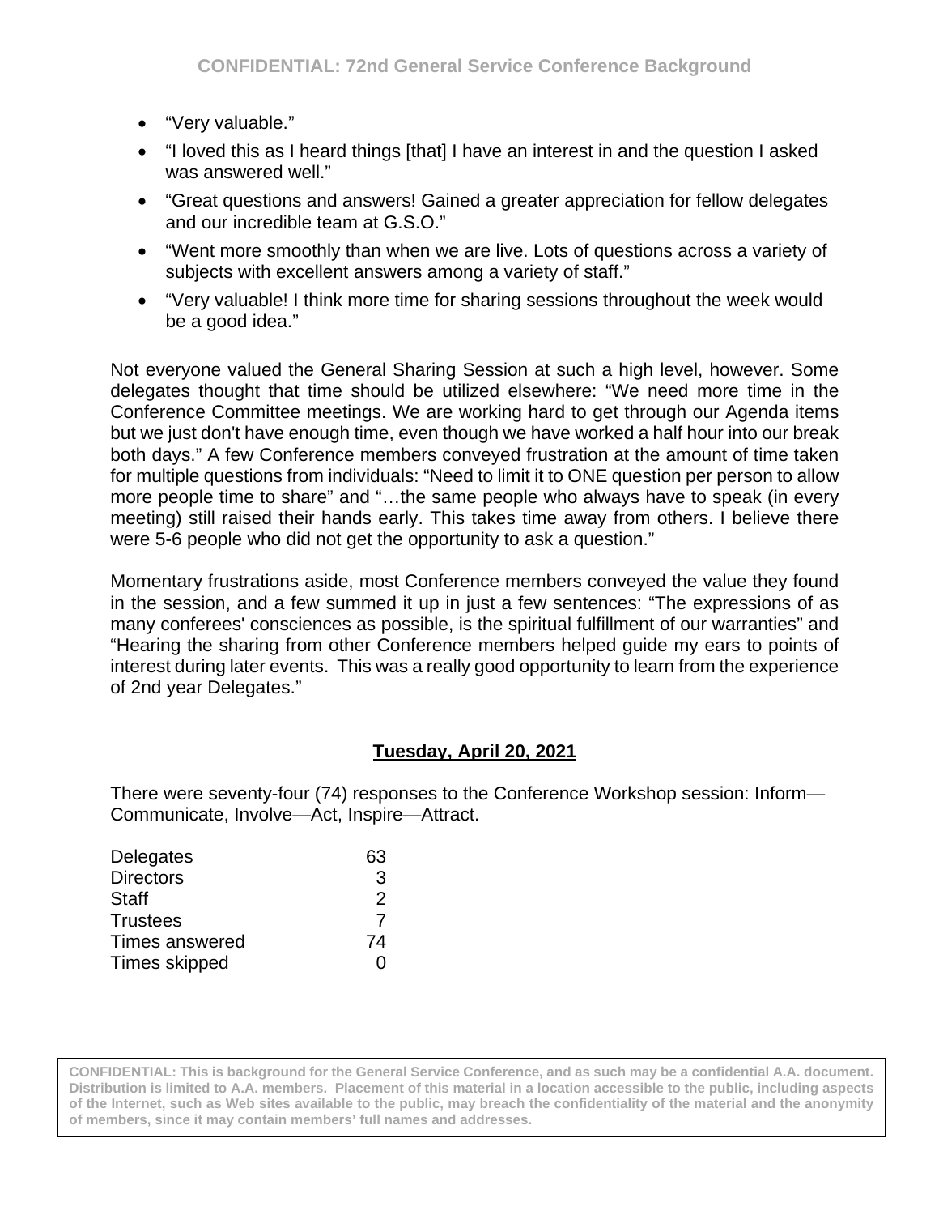- "Very valuable."
- "I loved this as I heard things [that] I have an interest in and the question I asked was answered well."
- "Great questions and answers! Gained a greater appreciation for fellow delegates and our incredible team at G.S.O."
- "Went more smoothly than when we are live. Lots of questions across a variety of subjects with excellent answers among a variety of staff."
- "Very valuable! I think more time for sharing sessions throughout the week would be a good idea."

Not everyone valued the General Sharing Session at such a high level, however. Some delegates thought that time should be utilized elsewhere: "We need more time in the Conference Committee meetings. We are working hard to get through our Agenda items but we just don't have enough time, even though we have worked a half hour into our break both days." A few Conference members conveyed frustration at the amount of time taken for multiple questions from individuals: "Need to limit it to ONE question per person to allow more people time to share" and "…the same people who always have to speak (in every meeting) still raised their hands early. This takes time away from others. I believe there were 5-6 people who did not get the opportunity to ask a question."

Momentary frustrations aside, most Conference members conveyed the value they found in the session, and a few summed it up in just a few sentences: "The expressions of as many conferees' consciences as possible, is the spiritual fulfillment of our warranties" and "Hearing the sharing from other Conference members helped guide my ears to points of interest during later events. This was a really good opportunity to learn from the experience of 2nd year Delegates."

## Tuesday, April 20, 2021

There were seventy-four (74) responses to the Conference Workshop session: Inform—Communicate, Involve—Act, Inspire—Attract.

| | |
|---|---|
| Delegates | 63 |
| Directors | 3 |
| Staff | 2 |
| Trustees | 7 |
| Times answered | 74 |
| Times skipped | 0 |

**CONFIDENTIAL: This is background for the General Service Conference, and as such may be a confidential A.A. document. Distribution is limited to A.A. members. Placement of this material in a location accessible to the public, including aspects of the Internet, such as Web sites available to the public, may breach the confidentiality of the material and the anonymity of members, since it may contain members' full names and addresses.**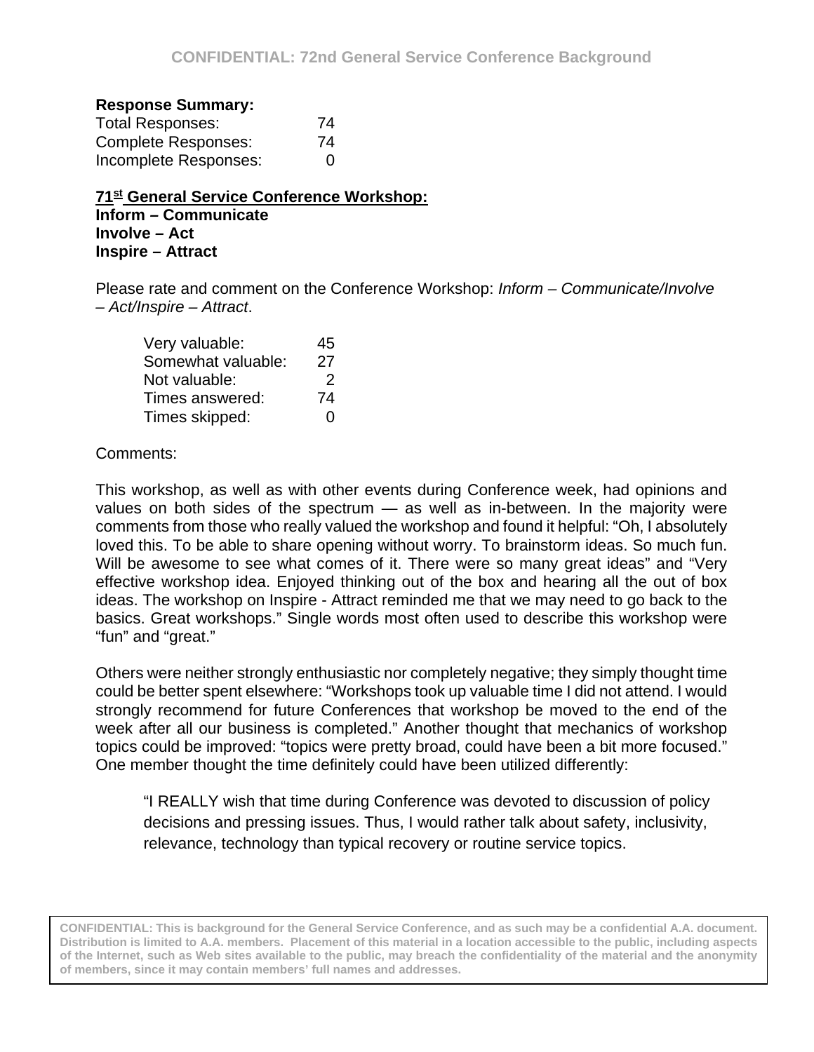**Response Summary:**

| | |
|---|---|
| Total Responses: | 74 |
| Complete Responses: | 74 |
| Incomplete Responses: | 0 |

**71st General Service Conference Workshop:**
**Inform – Communicate**
**Involve – Act**
**Inspire – Attract**

Please rate and comment on the Conference Workshop: *Inform – Communicate/Involve – Act/Inspire – Attract*.

| | |
|---|---|
| Very valuable: | 45 |
| Somewhat valuable: | 27 |
| Not valuable: | 2 |
| Times answered: | 74 |
| Times skipped: | 0 |

Comments:

This workshop, as well as with other events during Conference week, had opinions and values on both sides of the spectrum — as well as in-between. In the majority were comments from those who really valued the workshop and found it helpful: "Oh, I absolutely loved this. To be able to share opening without worry. To brainstorm ideas. So much fun. Will be awesome to see what comes of it. There were so many great ideas" and "Very effective workshop idea. Enjoyed thinking out of the box and hearing all the out of box ideas. The workshop on Inspire - Attract reminded me that we may need to go back to the basics. Great workshops." Single words most often used to describe this workshop were "fun" and "great."

Others were neither strongly enthusiastic nor completely negative; they simply thought time could be better spent elsewhere: "Workshops took up valuable time I did not attend. I would strongly recommend for future Conferences that workshop be moved to the end of the week after all our business is completed." Another thought that mechanics of workshop topics could be improved: "topics were pretty broad, could have been a bit more focused." One member thought the time definitely could have been utilized differently:

> "I REALLY wish that time during Conference was devoted to discussion of policy decisions and pressing issues. Thus, I would rather talk about safety, inclusivity, relevance, technology than typical recovery or routine service topics.

**CONFIDENTIAL: This is background for the General Service Conference, and as such may be a confidential A.A. document. Distribution is limited to A.A. members. Placement of this material in a location accessible to the public, including aspects of the Internet, such as Web sites available to the public, may breach the confidentiality of the material and the anonymity of members, since it may contain members' full names and addresses.**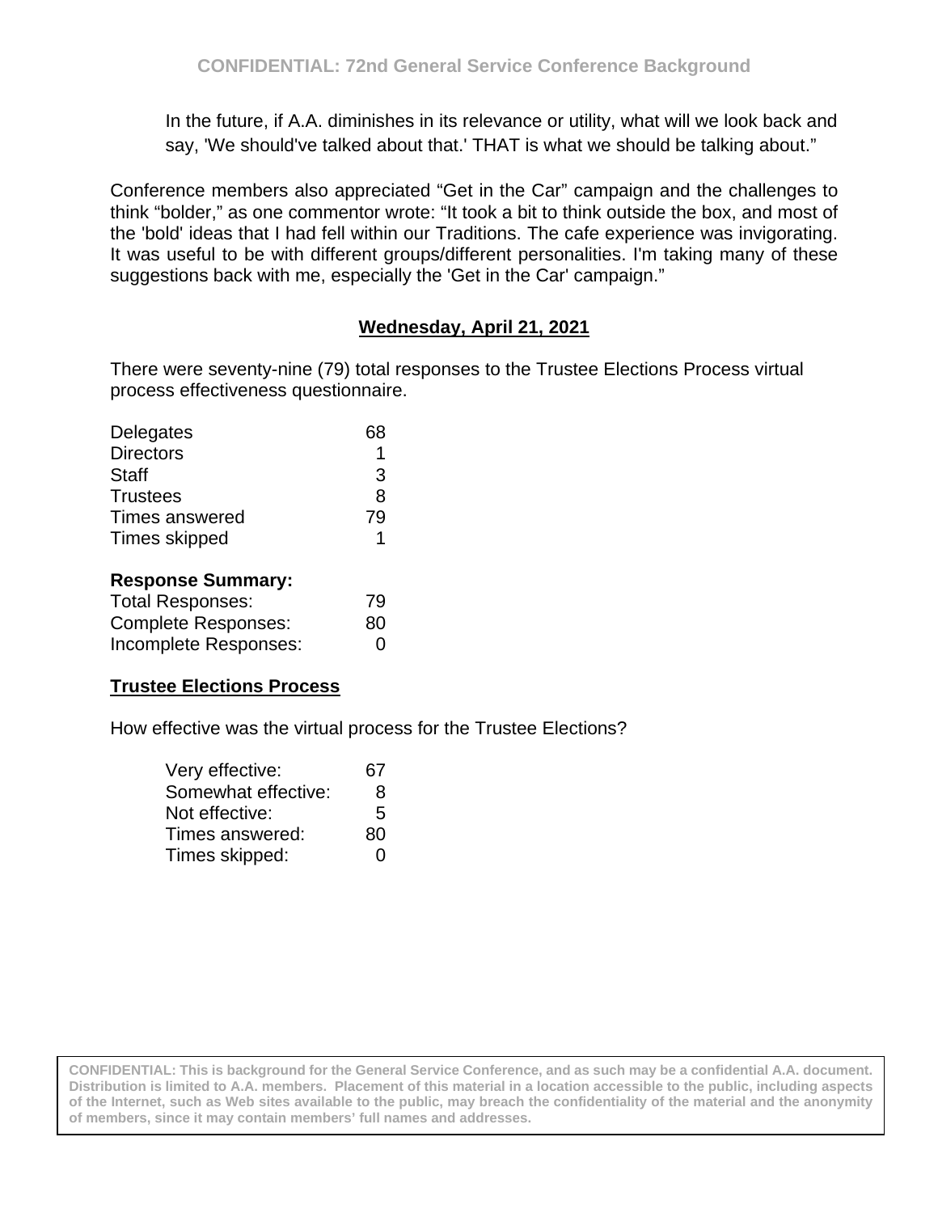In the future, if A.A. diminishes in its relevance or utility, what will we look back and say, 'We should've talked about that.' THAT is what we should be talking about."

Conference members also appreciated "Get in the Car" campaign and the challenges to think "bolder," as one commentor wrote: "It took a bit to think outside the box, and most of the 'bold' ideas that I had fell within our Traditions. The cafe experience was invigorating. It was useful to be with different groups/different personalities. I'm taking many of these suggestions back with me, especially the 'Get in the Car' campaign."

## Wednesday, April 21, 2021

There were seventy-nine (79) total responses to the Trustee Elections Process virtual process effectiveness questionnaire.

| | |
|---|---|
| Delegates | 68 |
| Directors | 1 |
| Staff | 3 |
| Trustees | 8 |
| Times answered | 79 |
| Times skipped | 1 |

**Response Summary:**

| | |
|---|---|
| Total Responses: | 79 |
| Complete Responses: | 80 |
| Incomplete Responses: | 0 |

### Trustee Elections Process

How effective was the virtual process for the Trustee Elections?

| | |
|---|---|
| Very effective: | 67 |
| Somewhat effective: | 8 |
| Not effective: | 5 |
| Times answered: | 80 |
| Times skipped: | 0 |

**CONFIDENTIAL: This is background for the General Service Conference, and as such may be a confidential A.A. document. Distribution is limited to A.A. members. Placement of this material in a location accessible to the public, including aspects of the Internet, such as Web sites available to the public, may breach the confidentiality of the material and the anonymity of members, since it may contain members' full names and addresses.**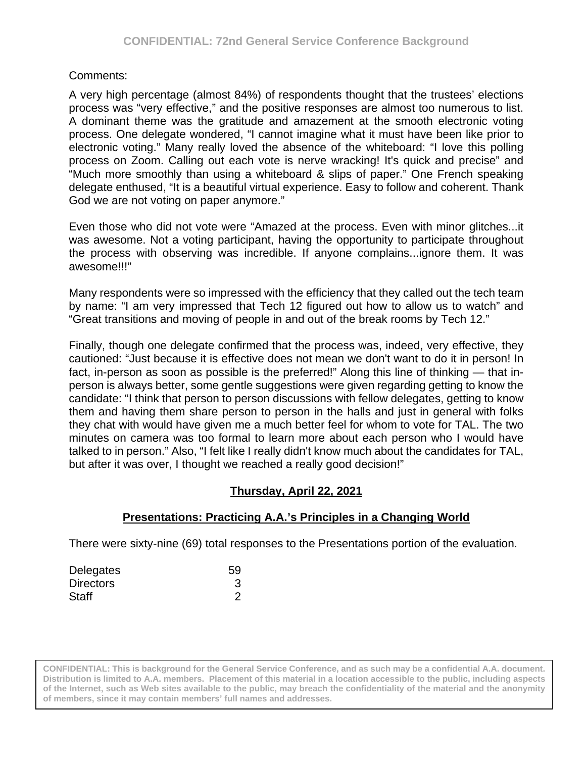Comments:

A very high percentage (almost 84%) of respondents thought that the trustees' elections process was "very effective," and the positive responses are almost too numerous to list. A dominant theme was the gratitude and amazement at the smooth electronic voting process. One delegate wondered, "I cannot imagine what it must have been like prior to electronic voting." Many really loved the absence of the whiteboard: "I love this polling process on Zoom. Calling out each vote is nerve wracking! It's quick and precise" and "Much more smoothly than using a whiteboard & slips of paper." One French speaking delegate enthused, "It is a beautiful virtual experience. Easy to follow and coherent. Thank God we are not voting on paper anymore."

Even those who did not vote were "Amazed at the process. Even with minor glitches...it was awesome. Not a voting participant, having the opportunity to participate throughout the process with observing was incredible. If anyone complains...ignore them. It was awesome!!!"

Many respondents were so impressed with the efficiency that they called out the tech team by name: "I am very impressed that Tech 12 figured out how to allow us to watch" and "Great transitions and moving of people in and out of the break rooms by Tech 12."

Finally, though one delegate confirmed that the process was, indeed, very effective, they cautioned: "Just because it is effective does not mean we don't want to do it in person! In fact, in-person as soon as possible is the preferred!" Along this line of thinking — that in-person is always better, some gentle suggestions were given regarding getting to know the candidate: "I think that person to person discussions with fellow delegates, getting to know them and having them share person to person in the halls and just in general with folks they chat with would have given me a much better feel for whom to vote for TAL. The two minutes on camera was too formal to learn more about each person who I would have talked to in person." Also, "I felt like I really didn't know much about the candidates for TAL, but after it was over, I thought we reached a really good decision!"

## Thursday, April 22, 2021

### Presentations: Practicing A.A.'s Principles in a Changing World

There were sixty-nine (69) total responses to the Presentations portion of the evaluation.

| | |
|---|---|
| Delegates | 59 |
| Directors | 3 |
| Staff | 2 |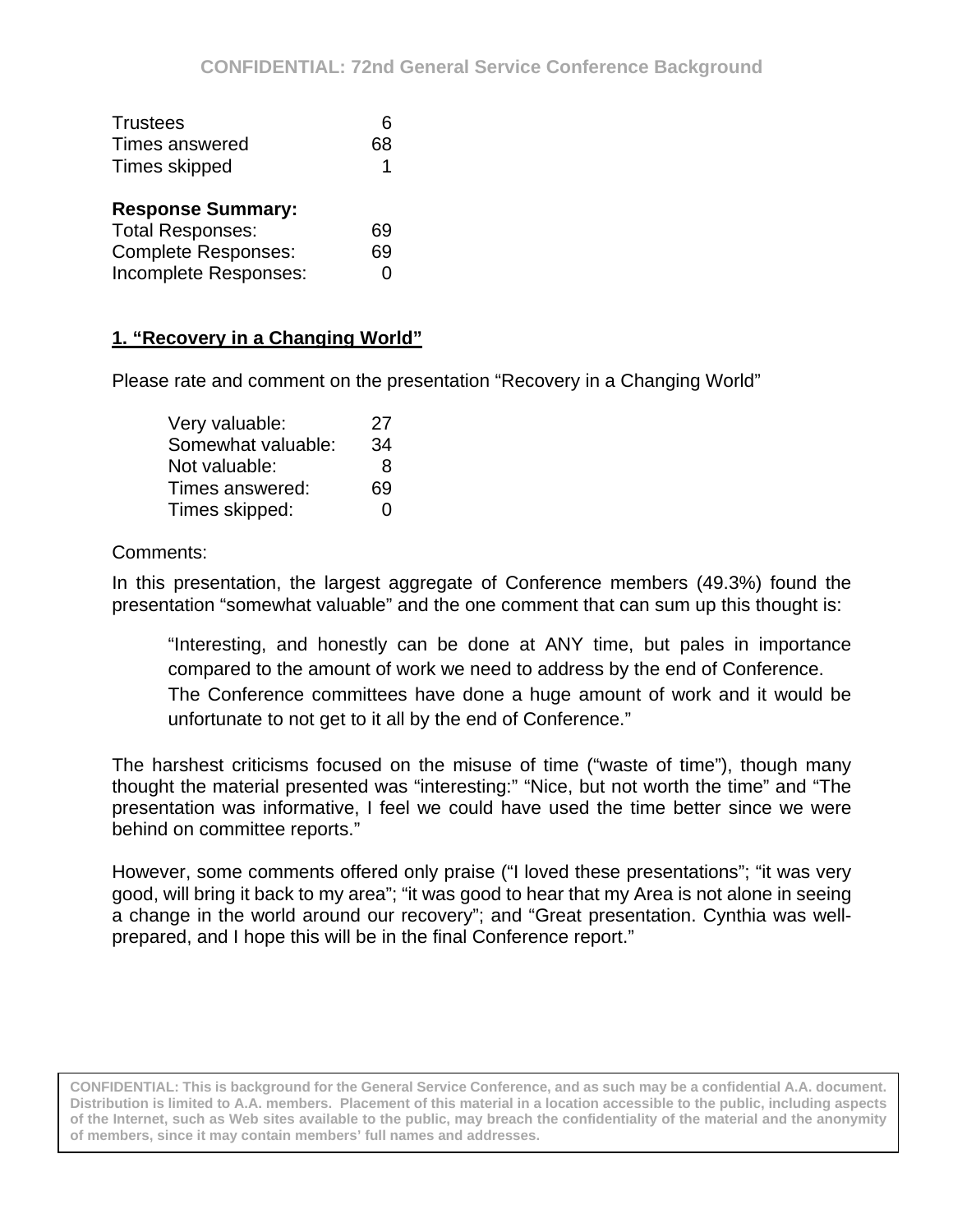| | |
|---|---|
| Trustees | 6 |
| Times answered | 68 |
| Times skipped | 1 |

**Response Summary:**

| | |
|---|---|
| Total Responses: | 69 |
| Complete Responses: | 69 |
| Incomplete Responses: | 0 |

## 1. "Recovery in a Changing World"

Please rate and comment on the presentation "Recovery in a Changing World"

| | |
|---|---|
| Very valuable: | 27 |
| Somewhat valuable: | 34 |
| Not valuable: | 8 |
| Times answered: | 69 |
| Times skipped: | 0 |

Comments:

In this presentation, the largest aggregate of Conference members (49.3%) found the presentation "somewhat valuable" and the one comment that can sum up this thought is:

> "Interesting, and honestly can be done at ANY time, but pales in importance compared to the amount of work we need to address by the end of Conference.
> The Conference committees have done a huge amount of work and it would be unfortunate to not get to it all by the end of Conference."

The harshest criticisms focused on the misuse of time ("waste of time"), though many thought the material presented was "interesting:" "Nice, but not worth the time" and "The presentation was informative, I feel we could have used the time better since we were behind on committee reports."

However, some comments offered only praise ("I loved these presentations"; "it was very good, will bring it back to my area"; "it was good to hear that my Area is not alone in seeing a change in the world around our recovery"; and "Great presentation. Cynthia was well-prepared, and I hope this will be in the final Conference report."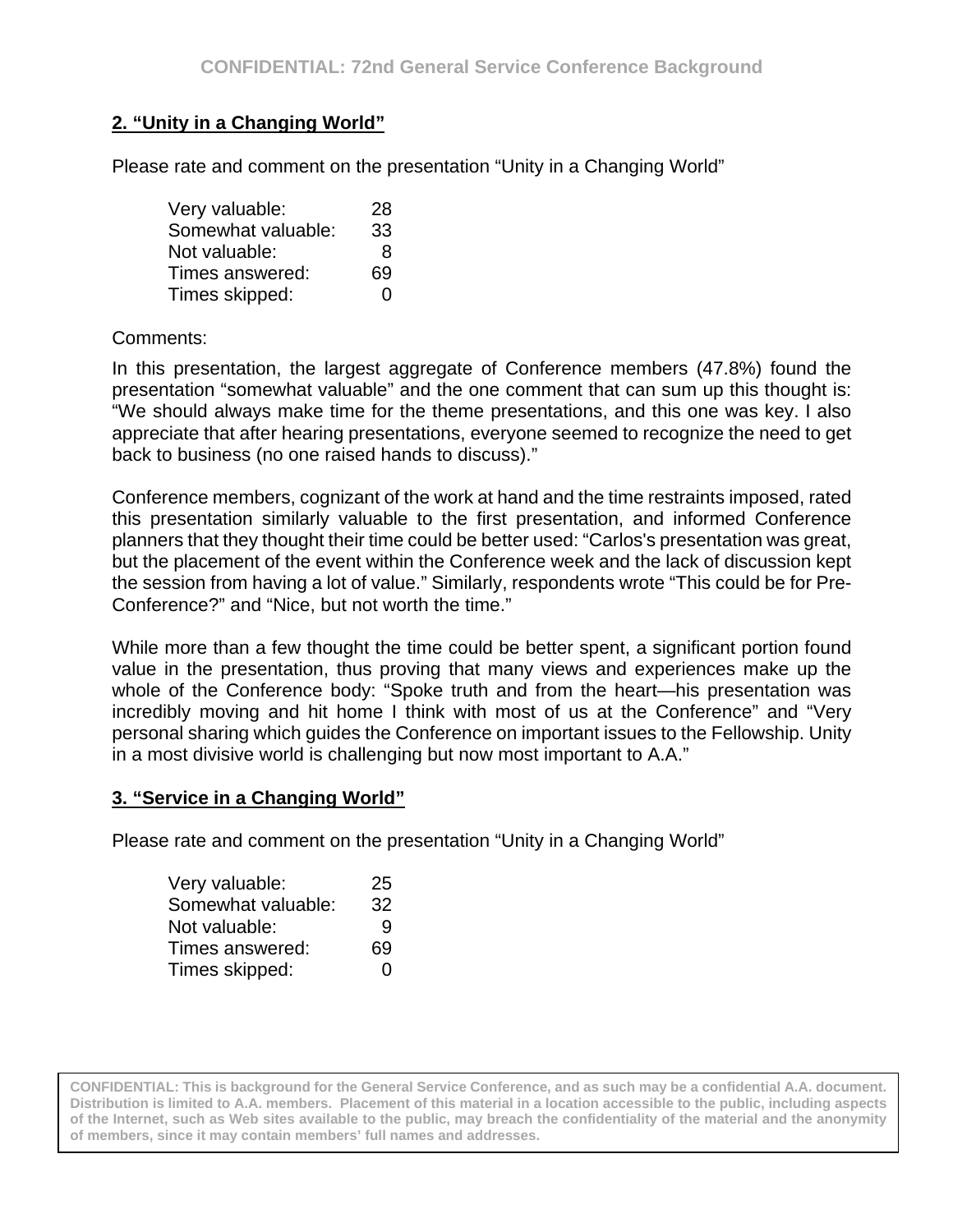## 2. "Unity in a Changing World"

Please rate and comment on the presentation "Unity in a Changing World"

| | |
|---|---|
| Very valuable: | 28 |
| Somewhat valuable: | 33 |
| Not valuable: | 8 |
| Times answered: | 69 |
| Times skipped: | 0 |

Comments:

In this presentation, the largest aggregate of Conference members (47.8%) found the presentation "somewhat valuable" and the one comment that can sum up this thought is: "We should always make time for the theme presentations, and this one was key. I also appreciate that after hearing presentations, everyone seemed to recognize the need to get back to business (no one raised hands to discuss)."

Conference members, cognizant of the work at hand and the time restraints imposed, rated this presentation similarly valuable to the first presentation, and informed Conference planners that they thought their time could be better used: "Carlos's presentation was great, but the placement of the event within the Conference week and the lack of discussion kept the session from having a lot of value." Similarly, respondents wrote "This could be for Pre-Conference?" and "Nice, but not worth the time."

While more than a few thought the time could be better spent, a significant portion found value in the presentation, thus proving that many views and experiences make up the whole of the Conference body: "Spoke truth and from the heart—his presentation was incredibly moving and hit home I think with most of us at the Conference" and "Very personal sharing which guides the Conference on important issues to the Fellowship. Unity in a most divisive world is challenging but now most important to A.A."

## 3. "Service in a Changing World"

Please rate and comment on the presentation "Unity in a Changing World"

| | |
|---|---|
| Very valuable: | 25 |
| Somewhat valuable: | 32 |
| Not valuable: | 9 |
| Times answered: | 69 |
| Times skipped: | 0 |

**CONFIDENTIAL: This is background for the General Service Conference, and as such may be a confidential A.A. document. Distribution is limited to A.A. members. Placement of this material in a location accessible to the public, including aspects of the Internet, such as Web sites available to the public, may breach the confidentiality of the material and the anonymity of members, since it may contain members' full names and addresses.**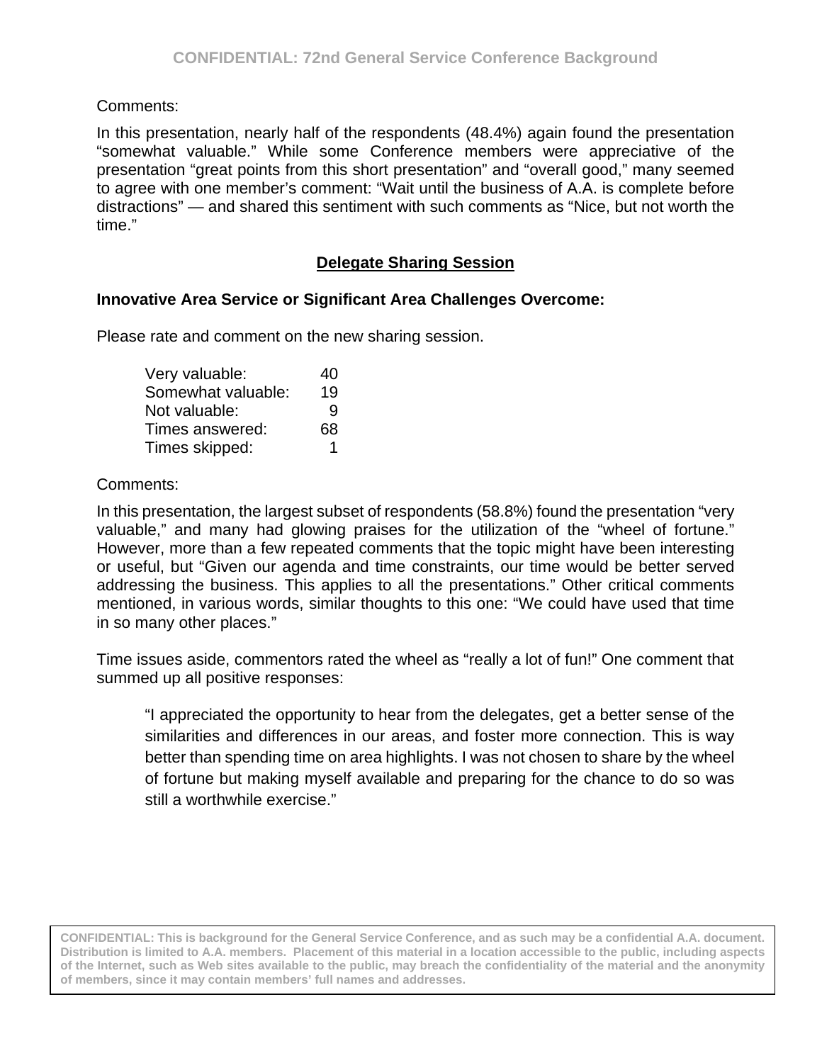Comments:

In this presentation, nearly half of the respondents (48.4%) again found the presentation “somewhat valuable.” While some Conference members were appreciative of the presentation “great points from this short presentation” and “overall good,” many seemed to agree with one member’s comment: “Wait until the business of A.A. is complete before distractions” — and shared this sentiment with such comments as “Nice, but not worth the time.”

## Delegate Sharing Session

**Innovative Area Service or Significant Area Challenges Overcome:**

Please rate and comment on the new sharing session.

| | |
|---|---|
| Very valuable: | 40 |
| Somewhat valuable: | 19 |
| Not valuable: | 9 |
| Times answered: | 68 |
| Times skipped: | 1 |

Comments:

In this presentation, the largest subset of respondents (58.8%) found the presentation “very valuable,” and many had glowing praises for the utilization of the “wheel of fortune.” However, more than a few repeated comments that the topic might have been interesting or useful, but “Given our agenda and time constraints, our time would be better served addressing the business. This applies to all the presentations.” Other critical comments mentioned, in various words, similar thoughts to this one: “We could have used that time in so many other places.”

Time issues aside, commentors rated the wheel as “really a lot of fun!” One comment that summed up all positive responses:

> “I appreciated the opportunity to hear from the delegates, get a better sense of the similarities and differences in our areas, and foster more connection. This is way better than spending time on area highlights. I was not chosen to share by the wheel of fortune but making myself available and preparing for the chance to do so was still a worthwhile exercise.”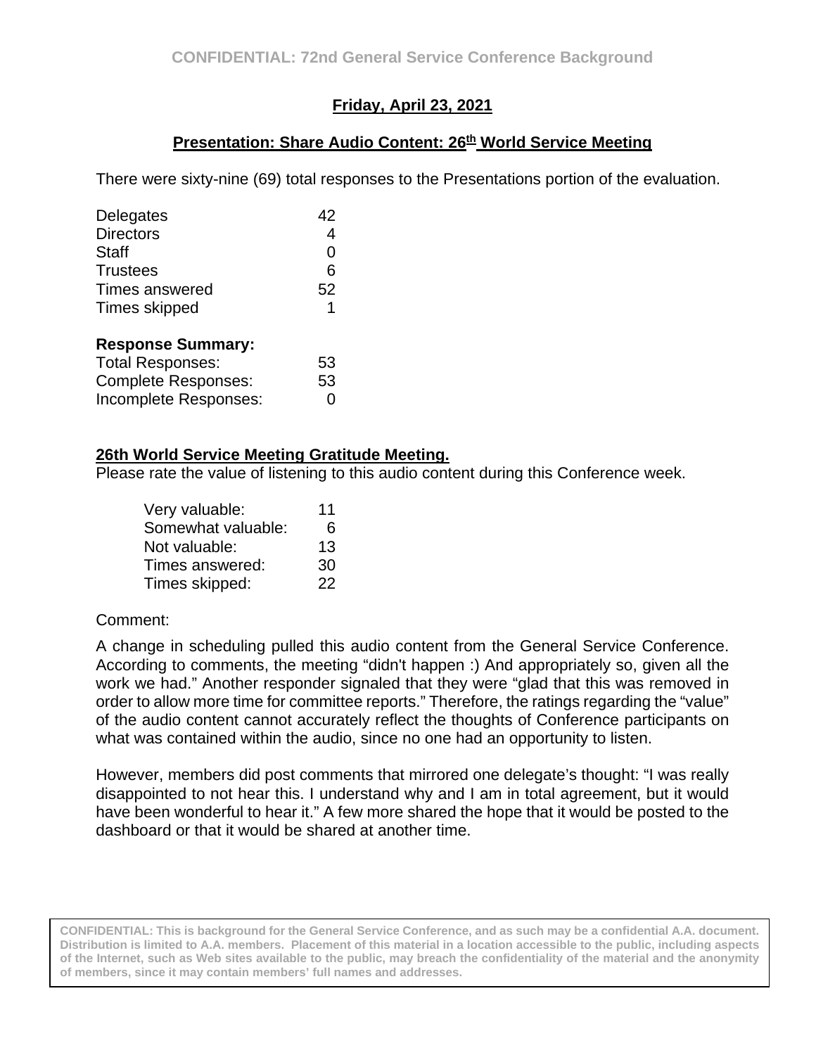**Friday, April 23, 2021**

**Presentation: Share Audio Content: 26th World Service Meeting**

There were sixty-nine (69) total responses to the Presentations portion of the evaluation.

| | |
|---|---|
| Delegates | 42 |
| Directors | 4 |
| Staff | 0 |
| Trustees | 6 |
| Times answered | 52 |
| Times skipped | 1 |

**Response Summary:**

| | |
|---|---|
| Total Responses: | 53 |
| Complete Responses: | 53 |
| Incomplete Responses: | 0 |

**26th World Service Meeting Gratitude Meeting.**

Please rate the value of listening to this audio content during this Conference week.

| | |
|---|---|
| Very valuable: | 11 |
| Somewhat valuable: | 6 |
| Not valuable: | 13 |
| Times answered: | 30 |
| Times skipped: | 22 |

Comment:

A change in scheduling pulled this audio content from the General Service Conference. According to comments, the meeting "didn't happen :) And appropriately so, given all the work we had." Another responder signaled that they were "glad that this was removed in order to allow more time for committee reports." Therefore, the ratings regarding the "value" of the audio content cannot accurately reflect the thoughts of Conference participants on what was contained within the audio, since no one had an opportunity to listen.

However, members did post comments that mirrored one delegate's thought: "I was really disappointed to not hear this. I understand why and I am in total agreement, but it would have been wonderful to hear it." A few more shared the hope that it would be posted to the dashboard or that it would be shared at another time.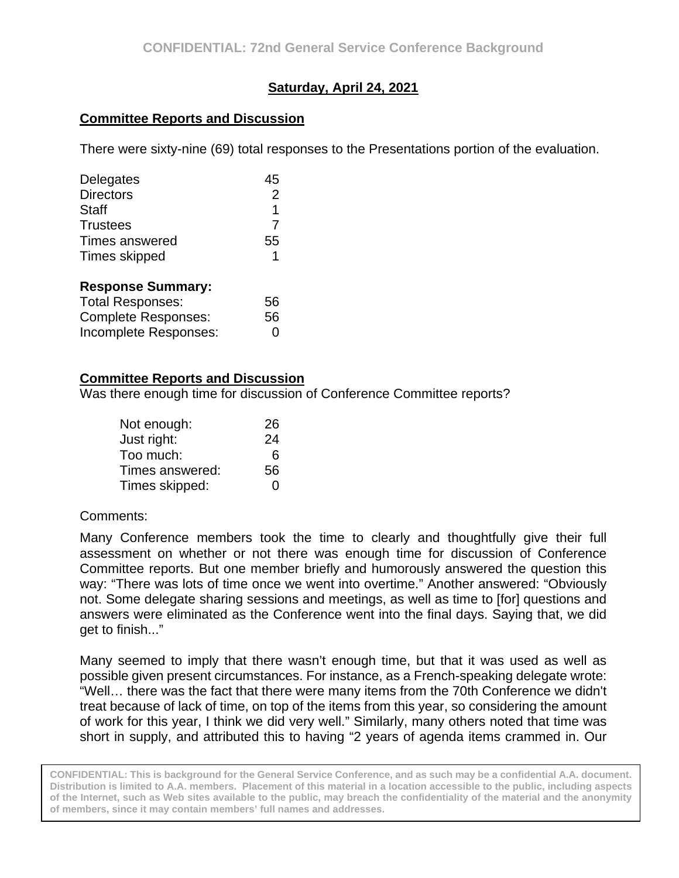**Saturday, April 24, 2021**

**Committee Reports and Discussion**

There were sixty-nine (69) total responses to the Presentations portion of the evaluation.

| | |
|---|---|
| Delegates | 45 |
| Directors | 2 |
| Staff | 1 |
| Trustees | 7 |
| Times answered | 55 |
| Times skipped | 1 |

**Response Summary:**

| | |
|---|---|
| Total Responses: | 56 |
| Complete Responses: | 56 |
| Incomplete Responses: | 0 |

**Committee Reports and Discussion**

Was there enough time for discussion of Conference Committee reports?

| | |
|---|---|
| Not enough: | 26 |
| Just right: | 24 |
| Too much: | 6 |
| Times answered: | 56 |
| Times skipped: | 0 |

Comments:

Many Conference members took the time to clearly and thoughtfully give their full assessment on whether or not there was enough time for discussion of Conference Committee reports. But one member briefly and humorously answered the question this way: "There was lots of time once we went into overtime." Another answered: "Obviously not. Some delegate sharing sessions and meetings, as well as time to [for] questions and answers were eliminated as the Conference went into the final days. Saying that, we did get to finish..."

Many seemed to imply that there wasn't enough time, but that it was used as well as possible given present circumstances. For instance, as a French-speaking delegate wrote: "Well… there was the fact that there were many items from the 70th Conference we didn't treat because of lack of time, on top of the items from this year, so considering the amount of work for this year, I think we did very well." Similarly, many others noted that time was short in supply, and attributed this to having "2 years of agenda items crammed in. Our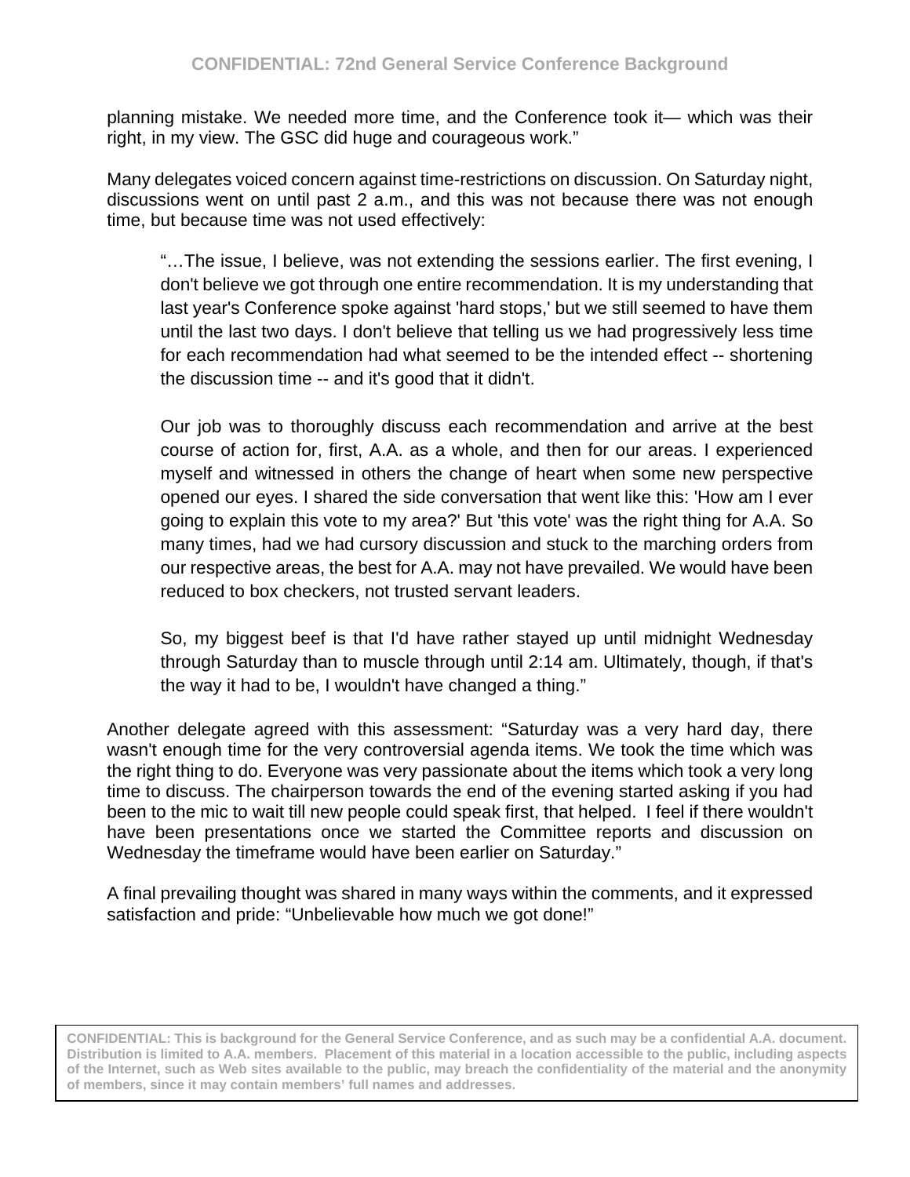planning mistake. We needed more time, and the Conference took it— which was their right, in my view. The GSC did huge and courageous work."

Many delegates voiced concern against time-restrictions on discussion. On Saturday night, discussions went on until past 2 a.m., and this was not because there was not enough time, but because time was not used effectively:

> "…The issue, I believe, was not extending the sessions earlier. The first evening, I don't believe we got through one entire recommendation. It is my understanding that last year's Conference spoke against 'hard stops,' but we still seemed to have them until the last two days. I don't believe that telling us we had progressively less time for each recommendation had what seemed to be the intended effect -- shortening the discussion time -- and it's good that it didn't.
>
> Our job was to thoroughly discuss each recommendation and arrive at the best course of action for, first, A.A. as a whole, and then for our areas. I experienced myself and witnessed in others the change of heart when some new perspective opened our eyes. I shared the side conversation that went like this: 'How am I ever going to explain this vote to my area?' But 'this vote' was the right thing for A.A. So many times, had we had cursory discussion and stuck to the marching orders from our respective areas, the best for A.A. may not have prevailed. We would have been reduced to box checkers, not trusted servant leaders.
>
> So, my biggest beef is that I'd have rather stayed up until midnight Wednesday through Saturday than to muscle through until 2:14 am. Ultimately, though, if that's the way it had to be, I wouldn't have changed a thing."

Another delegate agreed with this assessment: "Saturday was a very hard day, there wasn't enough time for the very controversial agenda items. We took the time which was the right thing to do. Everyone was very passionate about the items which took a very long time to discuss. The chairperson towards the end of the evening started asking if you had been to the mic to wait till new people could speak first, that helped. I feel if there wouldn't have been presentations once we started the Committee reports and discussion on Wednesday the timeframe would have been earlier on Saturday."

A final prevailing thought was shared in many ways within the comments, and it expressed satisfaction and pride: "Unbelievable how much we got done!"

**CONFIDENTIAL: This is background for the General Service Conference, and as such may be a confidential A.A. document. Distribution is limited to A.A. members. Placement of this material in a location accessible to the public, including aspects of the Internet, such as Web sites available to the public, may breach the confidentiality of the material and the anonymity of members, since it may contain members' full names and addresses.**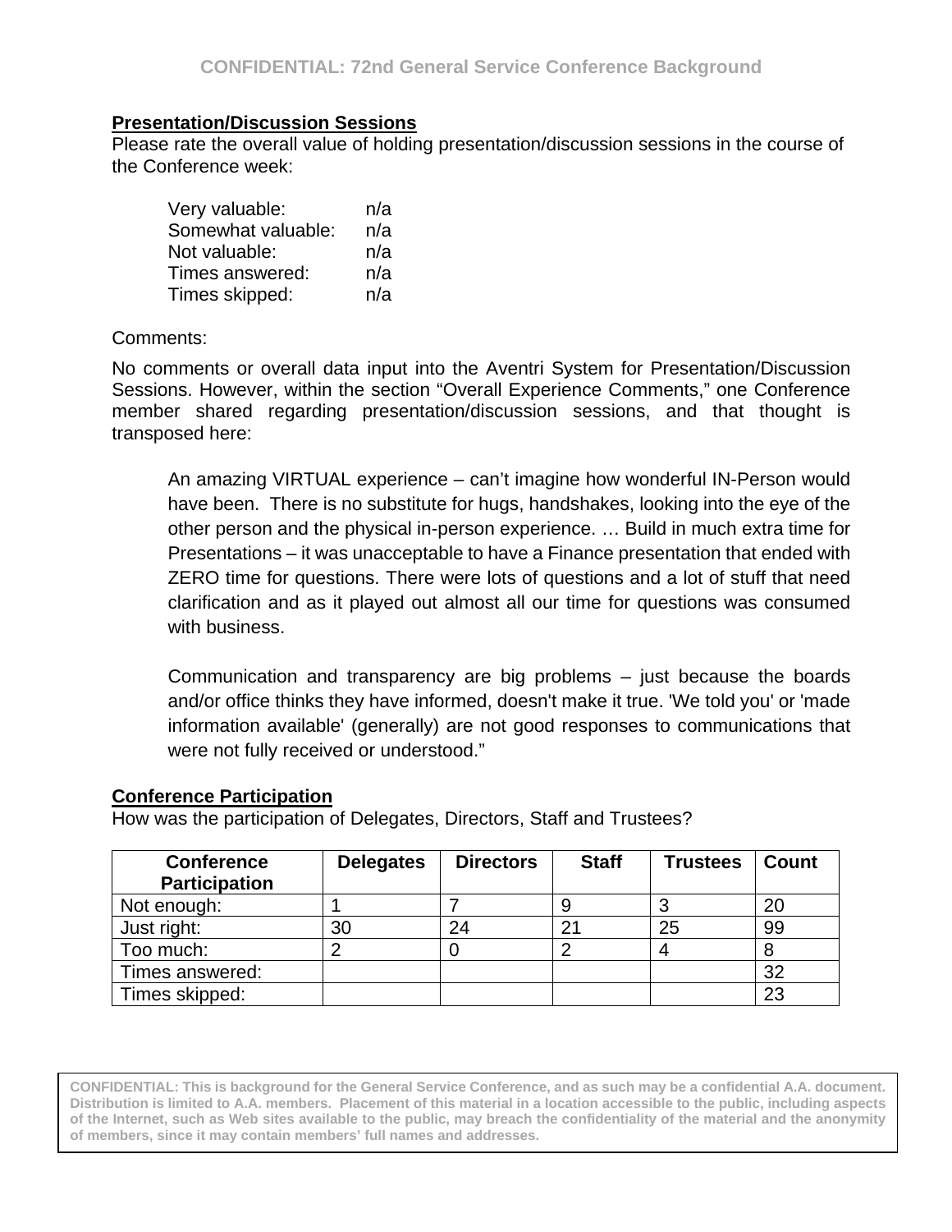## Presentation/Discussion Sessions

Please rate the overall value of holding presentation/discussion sessions in the course of the Conference week:

| | |
|---|---|
| Very valuable: | n/a |
| Somewhat valuable: | n/a |
| Not valuable: | n/a |
| Times answered: | n/a |
| Times skipped: | n/a |

Comments:

No comments or overall data input into the Aventri System for Presentation/Discussion Sessions. However, within the section “Overall Experience Comments,” one Conference member shared regarding presentation/discussion sessions, and that thought is transposed here:

> An amazing VIRTUAL experience – can’t imagine how wonderful IN-Person would have been. There is no substitute for hugs, handshakes, looking into the eye of the other person and the physical in-person experience. … Build in much extra time for Presentations – it was unacceptable to have a Finance presentation that ended with ZERO time for questions. There were lots of questions and a lot of stuff that need clarification and as it played out almost all our time for questions was consumed with business.
>
> Communication and transparency are big problems – just because the boards and/or office thinks they have informed, doesn't make it true. 'We told you' or 'made information available' (generally) are not good responses to communications that were not fully received or understood.”

## Conference Participation

How was the participation of Delegates, Directors, Staff and Trustees?

| Conference Participation | Delegates | Directors | Staff | Trustees | Count |
|---|---|---|---|---|---|
| Not enough: | 1 | 7 | 9 | 3 | 20 |
| Just right: | 30 | 24 | 21 | 25 | 99 |
| Too much: | 2 | 0 | 2 | 4 | 8 |
| Times answered: | | | | | 32 |
| Times skipped: | | | | | 23 |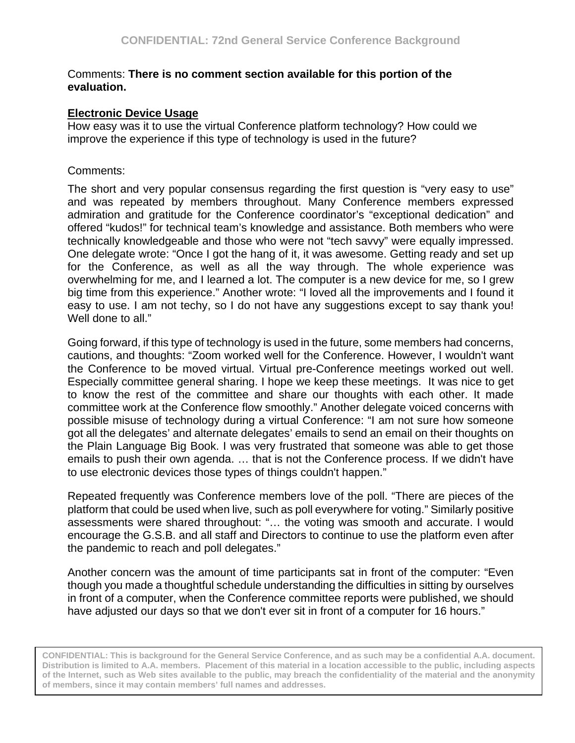Comments: **There is no comment section available for this portion of the evaluation.**

**Electronic Device Usage**

How easy was it to use the virtual Conference platform technology? How could we improve the experience if this type of technology is used in the future?

Comments:

The short and very popular consensus regarding the first question is "very easy to use" and was repeated by members throughout. Many Conference members expressed admiration and gratitude for the Conference coordinator's "exceptional dedication" and offered "kudos!" for technical team's knowledge and assistance. Both members who were technically knowledgeable and those who were not "tech savvy" were equally impressed. One delegate wrote: "Once I got the hang of it, it was awesome. Getting ready and set up for the Conference, as well as all the way through. The whole experience was overwhelming for me, and I learned a lot. The computer is a new device for me, so I grew big time from this experience." Another wrote: "I loved all the improvements and I found it easy to use. I am not techy, so I do not have any suggestions except to say thank you! Well done to all."

Going forward, if this type of technology is used in the future, some members had concerns, cautions, and thoughts: "Zoom worked well for the Conference. However, I wouldn't want the Conference to be moved virtual. Virtual pre-Conference meetings worked out well. Especially committee general sharing. I hope we keep these meetings. It was nice to get to know the rest of the committee and share our thoughts with each other. It made committee work at the Conference flow smoothly." Another delegate voiced concerns with possible misuse of technology during a virtual Conference: "I am not sure how someone got all the delegates' and alternate delegates' emails to send an email on their thoughts on the Plain Language Big Book. I was very frustrated that someone was able to get those emails to push their own agenda. … that is not the Conference process. If we didn't have to use electronic devices those types of things couldn't happen."

Repeated frequently was Conference members love of the poll. "There are pieces of the platform that could be used when live, such as poll everywhere for voting." Similarly positive assessments were shared throughout: "… the voting was smooth and accurate. I would encourage the G.S.B. and all staff and Directors to continue to use the platform even after the pandemic to reach and poll delegates."

Another concern was the amount of time participants sat in front of the computer: "Even though you made a thoughtful schedule understanding the difficulties in sitting by ourselves in front of a computer, when the Conference committee reports were published, we should have adjusted our days so that we don't ever sit in front of a computer for 16 hours."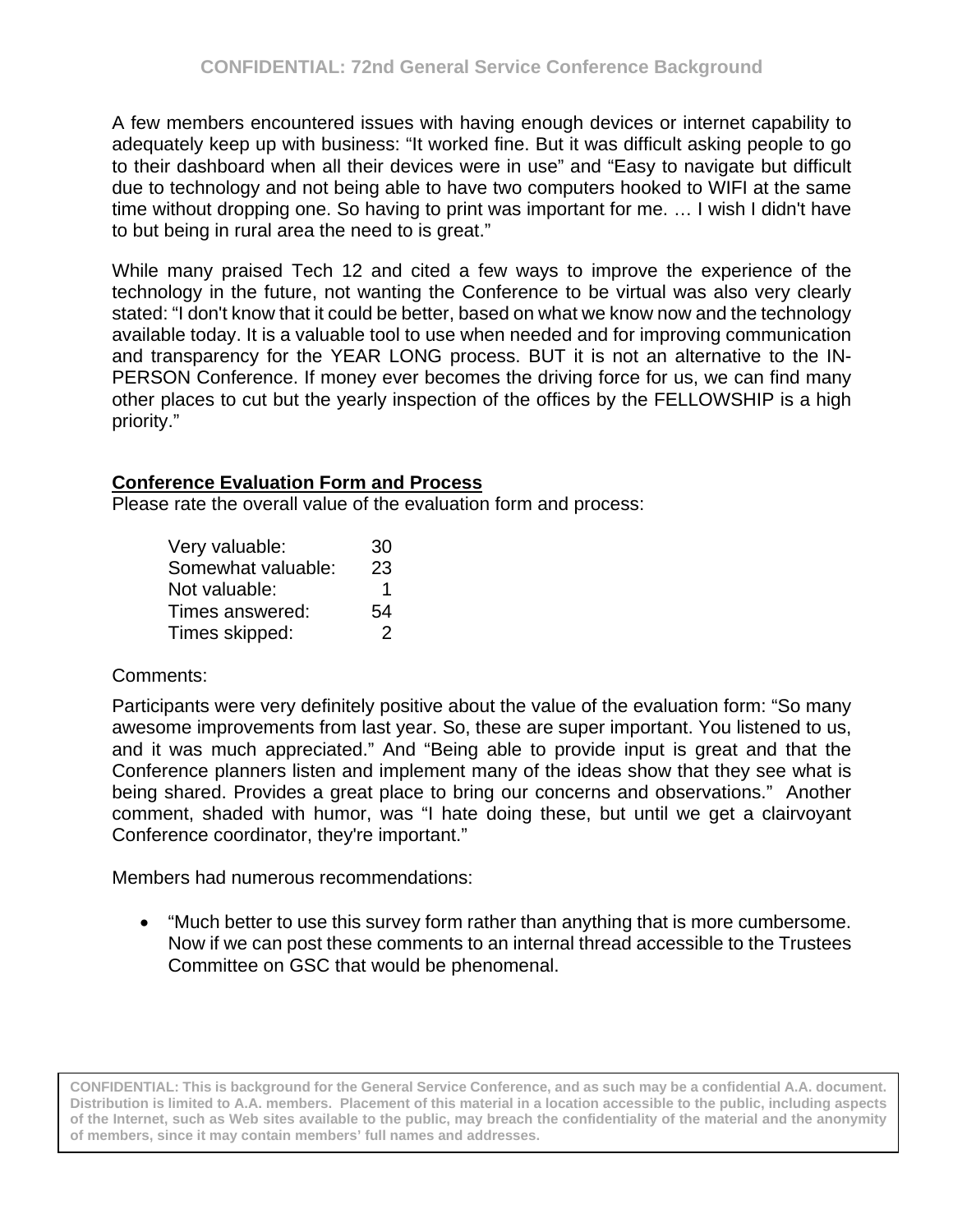A few members encountered issues with having enough devices or internet capability to adequately keep up with business: "It worked fine. But it was difficult asking people to go to their dashboard when all their devices were in use" and "Easy to navigate but difficult due to technology and not being able to have two computers hooked to WIFI at the same time without dropping one. So having to print was important for me. … I wish I didn't have to but being in rural area the need to is great."

While many praised Tech 12 and cited a few ways to improve the experience of the technology in the future, not wanting the Conference to be virtual was also very clearly stated: "I don't know that it could be better, based on what we know now and the technology available today. It is a valuable tool to use when needed and for improving communication and transparency for the YEAR LONG process. BUT it is not an alternative to the IN-PERSON Conference. If money ever becomes the driving force for us, we can find many other places to cut but the yearly inspection of the offices by the FELLOWSHIP is a high priority."

**Conference Evaluation Form and Process**

Please rate the overall value of the evaluation form and process:

| | |
|---|---|
| Very valuable: | 30 |
| Somewhat valuable: | 23 |
| Not valuable: | 1 |
| Times answered: | 54 |
| Times skipped: | 2 |

Comments:

Participants were very definitely positive about the value of the evaluation form: "So many awesome improvements from last year. So, these are super important. You listened to us, and it was much appreciated." And "Being able to provide input is great and that the Conference planners listen and implement many of the ideas show that they see what is being shared. Provides a great place to bring our concerns and observations." Another comment, shaded with humor, was "I hate doing these, but until we get a clairvoyant Conference coordinator, they're important."

Members had numerous recommendations:

- "Much better to use this survey form rather than anything that is more cumbersome. Now if we can post these comments to an internal thread accessible to the Trustees Committee on GSC that would be phenomenal.

**CONFIDENTIAL: This is background for the General Service Conference, and as such may be a confidential A.A. document. Distribution is limited to A.A. members. Placement of this material in a location accessible to the public, including aspects of the Internet, such as Web sites available to the public, may breach the confidentiality of the material and the anonymity of members, since it may contain members' full names and addresses.**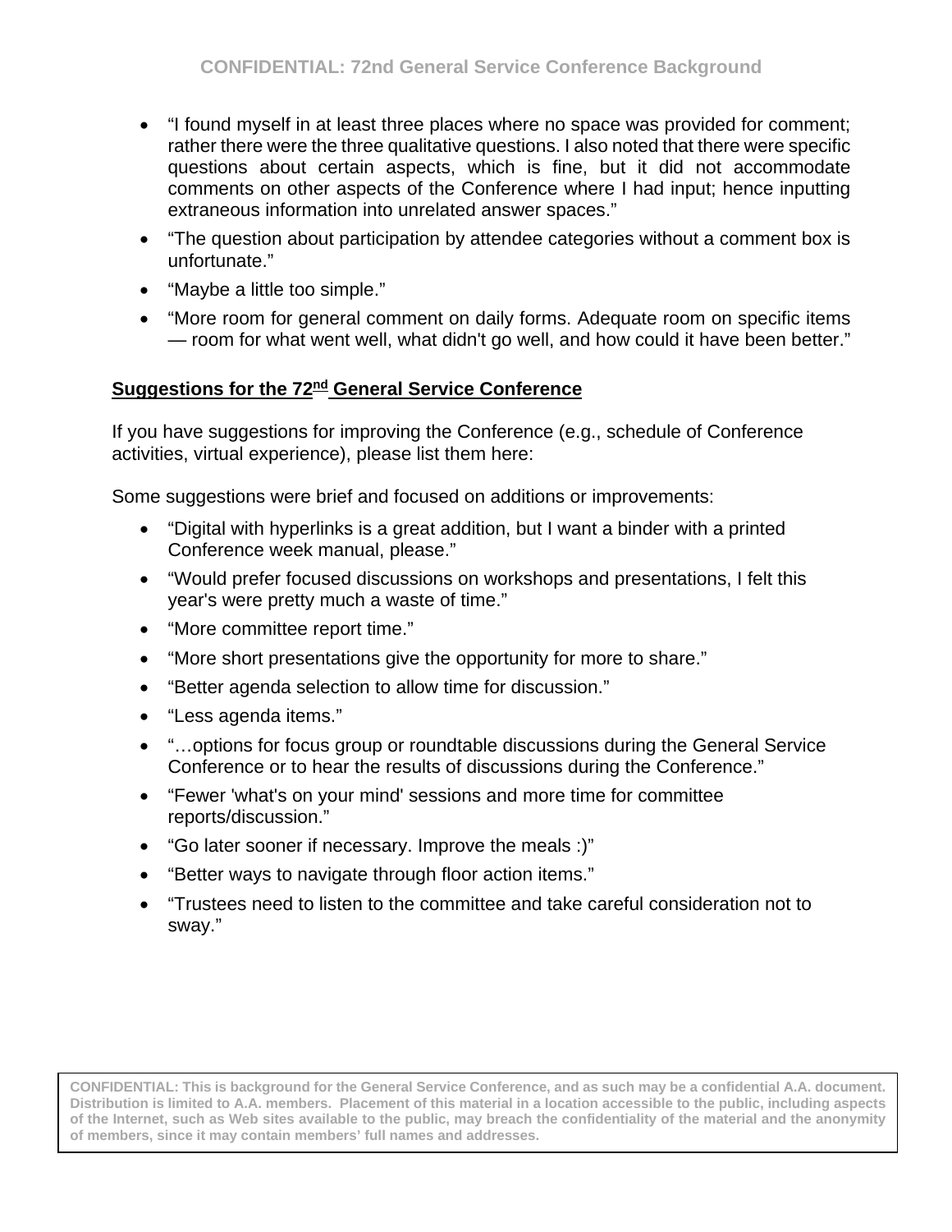- "I found myself in at least three places where no space was provided for comment; rather there were the three qualitative questions. I also noted that there were specific questions about certain aspects, which is fine, but it did not accommodate comments on other aspects of the Conference where I had input; hence inputting extraneous information into unrelated answer spaces."
- "The question about participation by attendee categories without a comment box is unfortunate."
- "Maybe a little too simple."
- "More room for general comment on daily forms. Adequate room on specific items — room for what went well, what didn't go well, and how could it have been better."

**Suggestions for the 72nd General Service Conference**

If you have suggestions for improving the Conference (e.g., schedule of Conference activities, virtual experience), please list them here:

Some suggestions were brief and focused on additions or improvements:

- "Digital with hyperlinks is a great addition, but I want a binder with a printed Conference week manual, please."
- "Would prefer focused discussions on workshops and presentations, I felt this year's were pretty much a waste of time."
- "More committee report time."
- "More short presentations give the opportunity for more to share."
- "Better agenda selection to allow time for discussion."
- "Less agenda items."
- "…options for focus group or roundtable discussions during the General Service Conference or to hear the results of discussions during the Conference."
- "Fewer 'what's on your mind' sessions and more time for committee reports/discussion."
- "Go later sooner if necessary. Improve the meals :)"
- "Better ways to navigate through floor action items."
- "Trustees need to listen to the committee and take careful consideration not to sway."

CONFIDENTIAL: This is background for the General Service Conference, and as such may be a confidential A.A. document. Distribution is limited to A.A. members. Placement of this material in a location accessible to the public, including aspects of the Internet, such as Web sites available to the public, may breach the confidentiality of the material and the anonymity of members, since it may contain members' full names and addresses.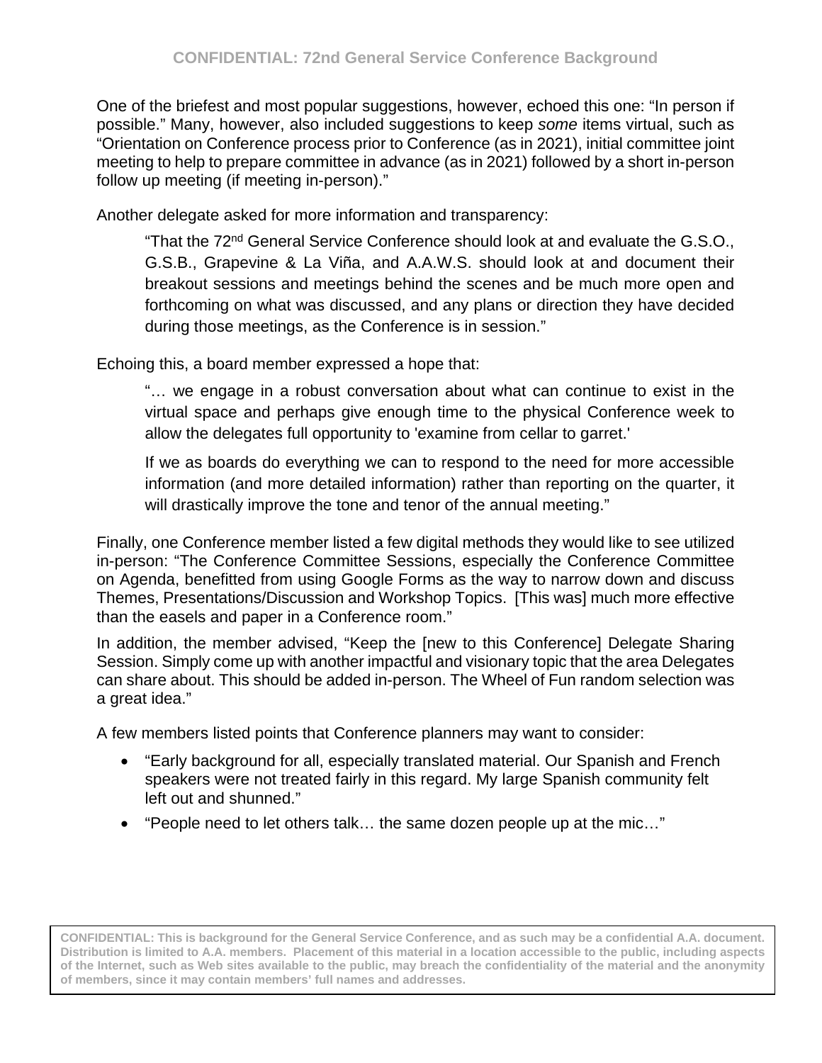One of the briefest and most popular suggestions, however, echoed this one: “In person if possible.” Many, however, also included suggestions to keep *some* items virtual, such as “Orientation on Conference process prior to Conference (as in 2021), initial committee joint meeting to help to prepare committee in advance (as in 2021) followed by a short in-person follow up meeting (if meeting in-person).”

Another delegate asked for more information and transparency:

> “That the 72nd General Service Conference should look at and evaluate the G.S.O., G.S.B., Grapevine & La Viña, and A.A.W.S. should look at and document their breakout sessions and meetings behind the scenes and be much more open and forthcoming on what was discussed, and any plans or direction they have decided during those meetings, as the Conference is in session.”

Echoing this, a board member expressed a hope that:

> “… we engage in a robust conversation about what can continue to exist in the virtual space and perhaps give enough time to the physical Conference week to allow the delegates full opportunity to 'examine from cellar to garret.'
>
> If we as boards do everything we can to respond to the need for more accessible information (and more detailed information) rather than reporting on the quarter, it will drastically improve the tone and tenor of the annual meeting.”

Finally, one Conference member listed a few digital methods they would like to see utilized in-person: “The Conference Committee Sessions, especially the Conference Committee on Agenda, benefitted from using Google Forms as the way to narrow down and discuss Themes, Presentations/Discussion and Workshop Topics. [This was] much more effective than the easels and paper in a Conference room.”

In addition, the member advised, “Keep the [new to this Conference] Delegate Sharing Session. Simply come up with another impactful and visionary topic that the area Delegates can share about. This should be added in-person. The Wheel of Fun random selection was a great idea.”

A few members listed points that Conference planners may want to consider:

- “Early background for all, especially translated material. Our Spanish and French speakers were not treated fairly in this regard. My large Spanish community felt left out and shunned.”
- “People need to let others talk… the same dozen people up at the mic…”

**CONFIDENTIAL: This is background for the General Service Conference, and as such may be a confidential A.A. document. Distribution is limited to A.A. members. Placement of this material in a location accessible to the public, including aspects of the Internet, such as Web sites available to the public, may breach the confidentiality of the material and the anonymity of members, since it may contain members' full names and addresses.**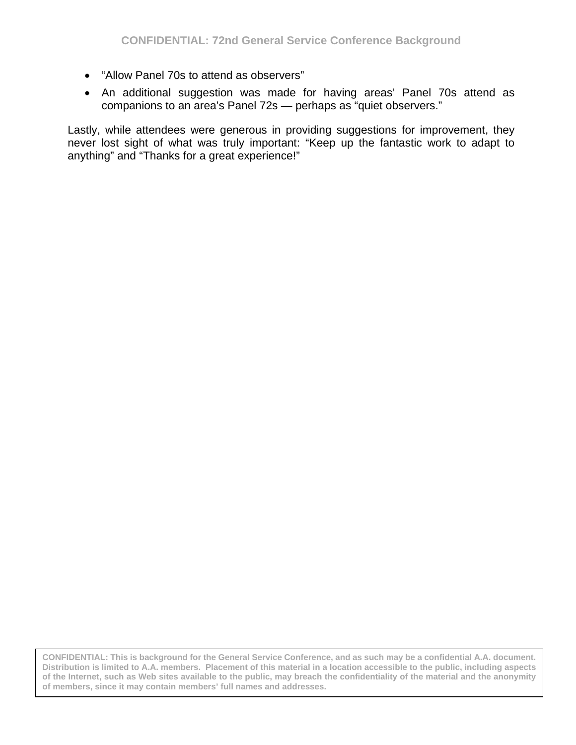- “Allow Panel 70s to attend as observers”
- An additional suggestion was made for having areas’ Panel 70s attend as companions to an area’s Panel 72s — perhaps as “quiet observers.”

Lastly, while attendees were generous in providing suggestions for improvement, they never lost sight of what was truly important: “Keep up the fantastic work to adapt to anything” and “Thanks for a great experience!”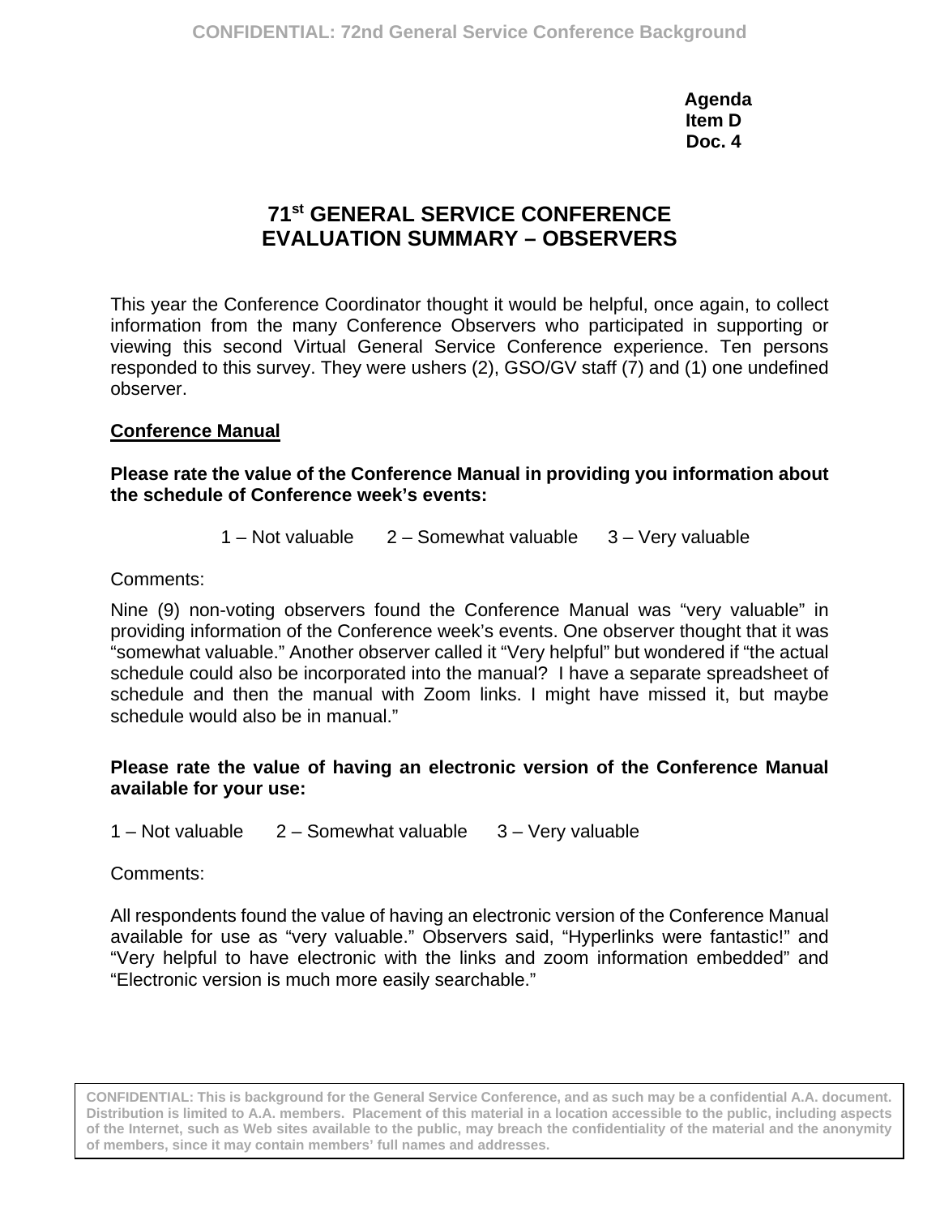Agenda
Item D
Doc. 4

# 71st GENERAL SERVICE CONFERENCE EVALUATION SUMMARY – OBSERVERS

This year the Conference Coordinator thought it would be helpful, once again, to collect information from the many Conference Observers who participated in supporting or viewing this second Virtual General Service Conference experience. Ten persons responded to this survey. They were ushers (2), GSO/GV staff (7) and (1) one undefined observer.

## Conference Manual

**Please rate the value of the Conference Manual in providing you information about the schedule of Conference week's events:**

1 – Not valuable  2 – Somewhat valuable  3 – Very valuable

Comments:

Nine (9) non-voting observers found the Conference Manual was "very valuable" in providing information of the Conference week's events. One observer thought that it was "somewhat valuable." Another observer called it "Very helpful" but wondered if "the actual schedule could also be incorporated into the manual?  I have a separate spreadsheet of schedule and then the manual with Zoom links. I might have missed it, but maybe schedule would also be in manual."

**Please rate the value of having an electronic version of the Conference Manual available for your use:**

1 – Not valuable  2 – Somewhat valuable  3 – Very valuable

Comments:

All respondents found the value of having an electronic version of the Conference Manual available for use as "very valuable." Observers said, "Hyperlinks were fantastic!" and "Very helpful to have electronic with the links and zoom information embedded" and "Electronic version is much more easily searchable."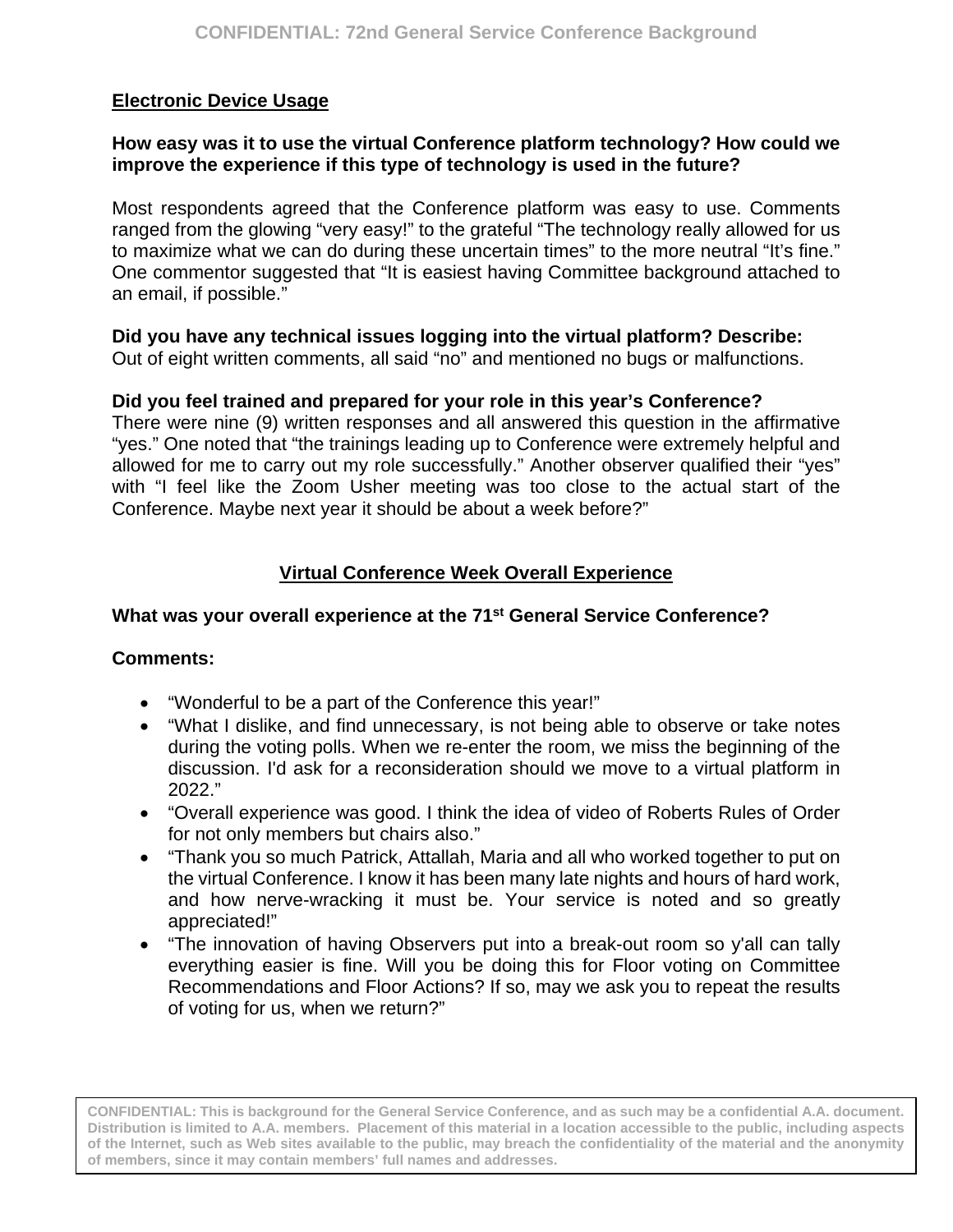## Electronic Device Usage

**How easy was it to use the virtual Conference platform technology? How could we improve the experience if this type of technology is used in the future?**

Most respondents agreed that the Conference platform was easy to use. Comments ranged from the glowing "very easy!" to the grateful "The technology really allowed for us to maximize what we can do during these uncertain times" to the more neutral "It's fine." One commentor suggested that "It is easiest having Committee background attached to an email, if possible."

**Did you have any technical issues logging into the virtual platform? Describe:**
Out of eight written comments, all said "no" and mentioned no bugs or malfunctions.

**Did you feel trained and prepared for your role in this year's Conference?**
There were nine (9) written responses and all answered this question in the affirmative "yes." One noted that "the trainings leading up to Conference were extremely helpful and allowed for me to carry out my role successfully." Another observer qualified their "yes" with "I feel like the Zoom Usher meeting was too close to the actual start of the Conference. Maybe next year it should be about a week before?"

## Virtual Conference Week Overall Experience

**What was your overall experience at the 71st General Service Conference?**

**Comments:**

- "Wonderful to be a part of the Conference this year!"
- "What I dislike, and find unnecessary, is not being able to observe or take notes during the voting polls. When we re-enter the room, we miss the beginning of the discussion. I'd ask for a reconsideration should we move to a virtual platform in 2022."
- "Overall experience was good. I think the idea of video of Roberts Rules of Order for not only members but chairs also."
- "Thank you so much Patrick, Attallah, Maria and all who worked together to put on the virtual Conference. I know it has been many late nights and hours of hard work, and how nerve-wracking it must be. Your service is noted and so greatly appreciated!"
- "The innovation of having Observers put into a break-out room so y'all can tally everything easier is fine. Will you be doing this for Floor voting on Committee Recommendations and Floor Actions? If so, may we ask you to repeat the results of voting for us, when we return?"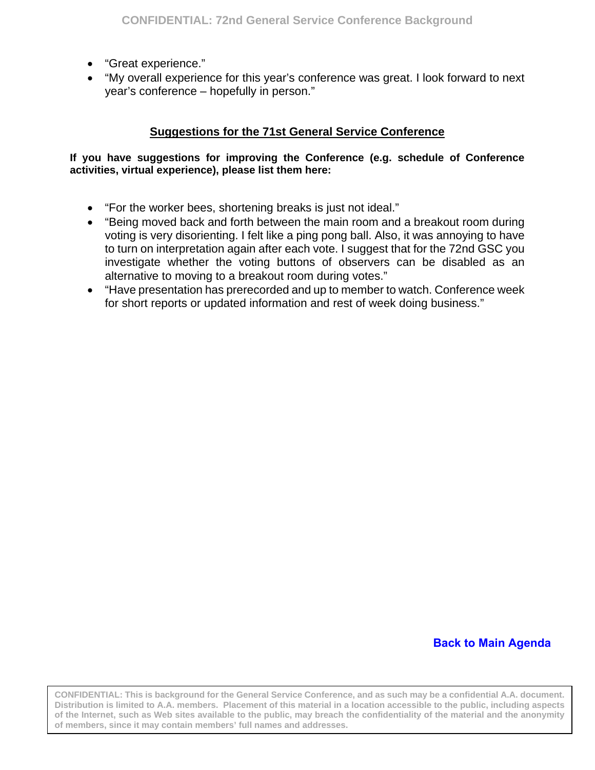- "Great experience."
- "My overall experience for this year's conference was great. I look forward to next year's conference – hopefully in person."

## Suggestions for the 71st General Service Conference

**If you have suggestions for improving the Conference (e.g. schedule of Conference activities, virtual experience), please list them here:**

- "For the worker bees, shortening breaks is just not ideal."
- "Being moved back and forth between the main room and a breakout room during voting is very disorienting. I felt like a ping pong ball. Also, it was annoying to have to turn on interpretation again after each vote. I suggest that for the 72nd GSC you investigate whether the voting buttons of observers can be disabled as an alternative to moving to a breakout room during votes."
- "Have presentation has prerecorded and up to member to watch. Conference week for short reports or updated information and rest of week doing business."

**Back to Main Agenda**

**CONFIDENTIAL: This is background for the General Service Conference, and as such may be a confidential A.A. document. Distribution is limited to A.A. members. Placement of this material in a location accessible to the public, including aspects of the Internet, such as Web sites available to the public, may breach the confidentiality of the material and the anonymity of members, since it may contain members' full names and addresses.**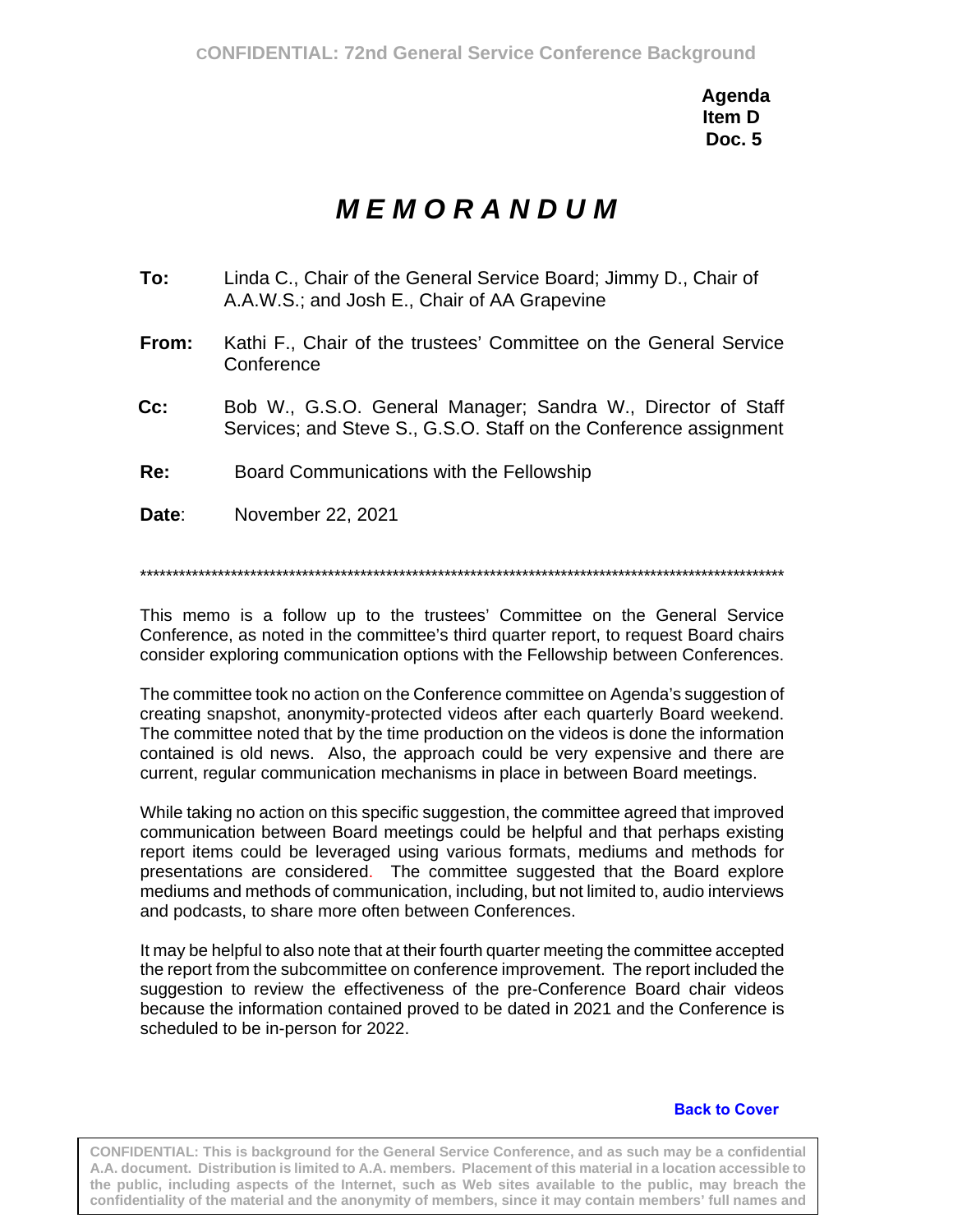**Agenda Item D Doc. 5**

# *M E M O R A N D U M*

**To:** Linda C., Chair of the General Service Board; Jimmy D., Chair of A.A.W.S.; and Josh E., Chair of AA Grapevine

**From:** Kathi F., Chair of the trustees' Committee on the General Service Conference

**Cc:** Bob W., G.S.O. General Manager; Sandra W., Director of Staff Services; and Steve S., G.S.O. Staff on the Conference assignment

**Re:** Board Communications with the Fellowship

**Date**: November 22, 2021

\*\*\*\*\*\*\*\*\*\*\*\*\*\*\*\*\*\*\*\*\*\*\*\*\*\*\*\*\*\*\*\*\*\*\*\*\*\*\*\*\*\*\*\*\*\*\*\*\*\*\*\*\*\*\*\*\*\*\*\*\*\*\*\*\*\*\*\*\*\*\*\*\*\*\*\*\*\*\*\*\*\*\*\*\*\*\*\*\*\*\*\*\*\*\*\*\*\*\*\*

This memo is a follow up to the trustees' Committee on the General Service Conference, as noted in the committee's third quarter report, to request Board chairs consider exploring communication options with the Fellowship between Conferences.

The committee took no action on the Conference committee on Agenda's suggestion of creating snapshot, anonymity-protected videos after each quarterly Board weekend. The committee noted that by the time production on the videos is done the information contained is old news. Also, the approach could be very expensive and there are current, regular communication mechanisms in place in between Board meetings.

While taking no action on this specific suggestion, the committee agreed that improved communication between Board meetings could be helpful and that perhaps existing report items could be leveraged using various formats, mediums and methods for presentations are considered. The committee suggested that the Board explore mediums and methods of communication, including, but not limited to, audio interviews and podcasts, to share more often between Conferences.

It may be helpful to also note that at their fourth quarter meeting the committee accepted the report from the subcommittee on conference improvement. The report included the suggestion to review the effectiveness of the pre-Conference Board chair videos because the information contained proved to be dated in 2021 and the Conference is scheduled to be in-person for 2022.

Back to Cover

CONFIDENTIAL: This is background for the General Service Conference, and as such may be a confidential A.A. document. Distribution is limited to A.A. members. Placement of this material in a location accessible to the public, including aspects of the Internet, such as Web sites available to the public, may breach the confidentiality of the material and the anonymity of members, since it may contain members' full names and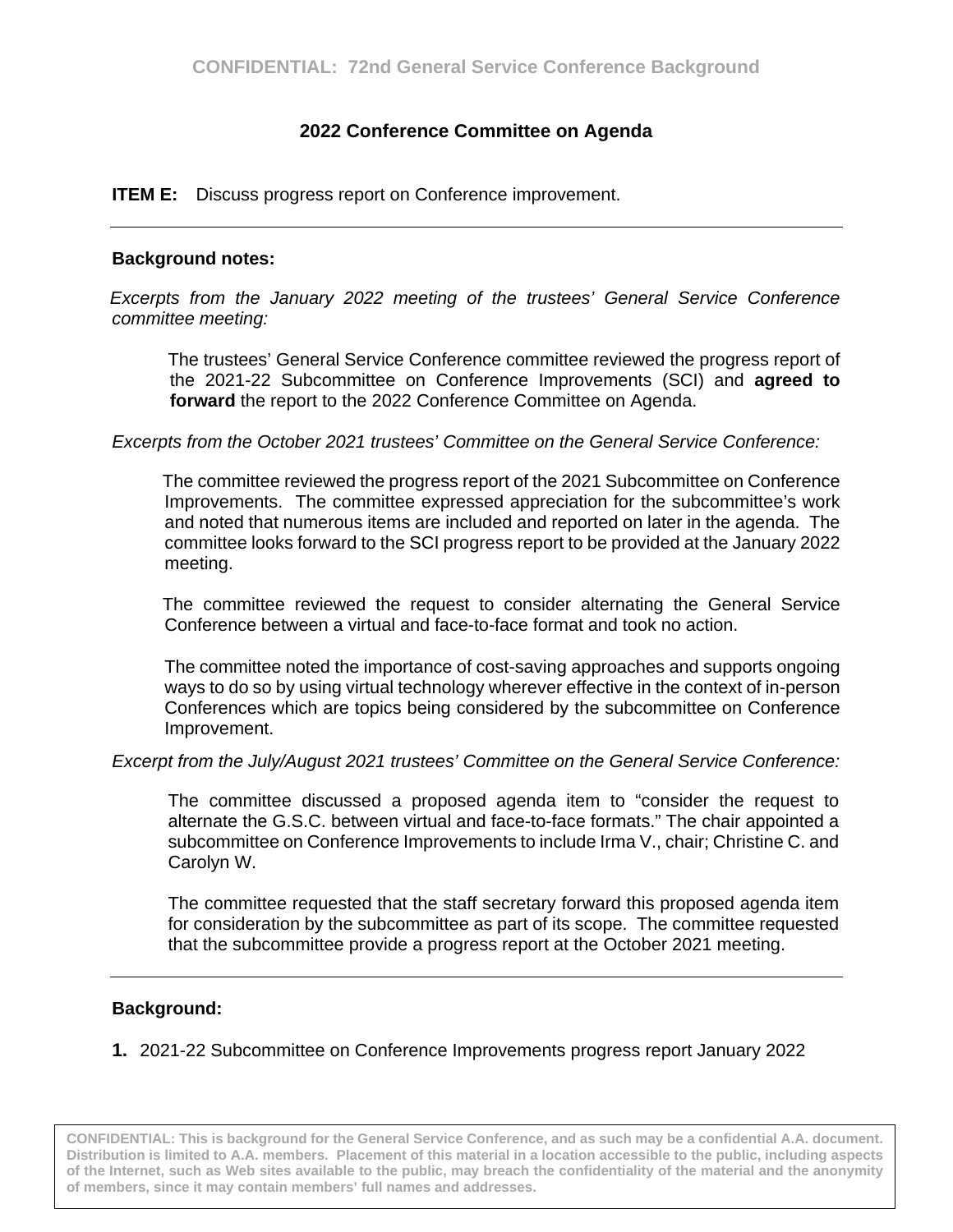### 2022 Conference Committee on Agenda

**ITEM E:** Discuss progress report on Conference improvement.

---

**Background notes:**

*Excerpts from the January 2022 meeting of the trustees' General Service Conference committee meeting:*

> The trustees' General Service Conference committee reviewed the progress report of the 2021-22 Subcommittee on Conference Improvements (SCI) and **agreed to forward** the report to the 2022 Conference Committee on Agenda.

*Excerpts from the October 2021 trustees' Committee on the General Service Conference:*

> The committee reviewed the progress report of the 2021 Subcommittee on Conference Improvements. The committee expressed appreciation for the subcommittee's work and noted that numerous items are included and reported on later in the agenda. The committee looks forward to the SCI progress report to be provided at the January 2022 meeting.
>
> The committee reviewed the request to consider alternating the General Service Conference between a virtual and face-to-face format and took no action.
>
> The committee noted the importance of cost-saving approaches and supports ongoing ways to do so by using virtual technology wherever effective in the context of in-person Conferences which are topics being considered by the subcommittee on Conference Improvement.

*Excerpt from the July/August 2021 trustees' Committee on the General Service Conference:*

> The committee discussed a proposed agenda item to "consider the request to alternate the G.S.C. between virtual and face-to-face formats." The chair appointed a subcommittee on Conference Improvements to include Irma V., chair; Christine C. and Carolyn W.
>
> The committee requested that the staff secretary forward this proposed agenda item for consideration by the subcommittee as part of its scope. The committee requested that the subcommittee provide a progress report at the October 2021 meeting.

---

**Background:**

1. 2021-22 Subcommittee on Conference Improvements progress report January 2022

CONFIDENTIAL: This is background for the General Service Conference, and as such may be a confidential A.A. document. Distribution is limited to A.A. members. Placement of this material in a location accessible to the public, including aspects of the Internet, such as Web sites available to the public, may breach the confidentiality of the material and the anonymity of members, since it may contain members' full names and addresses.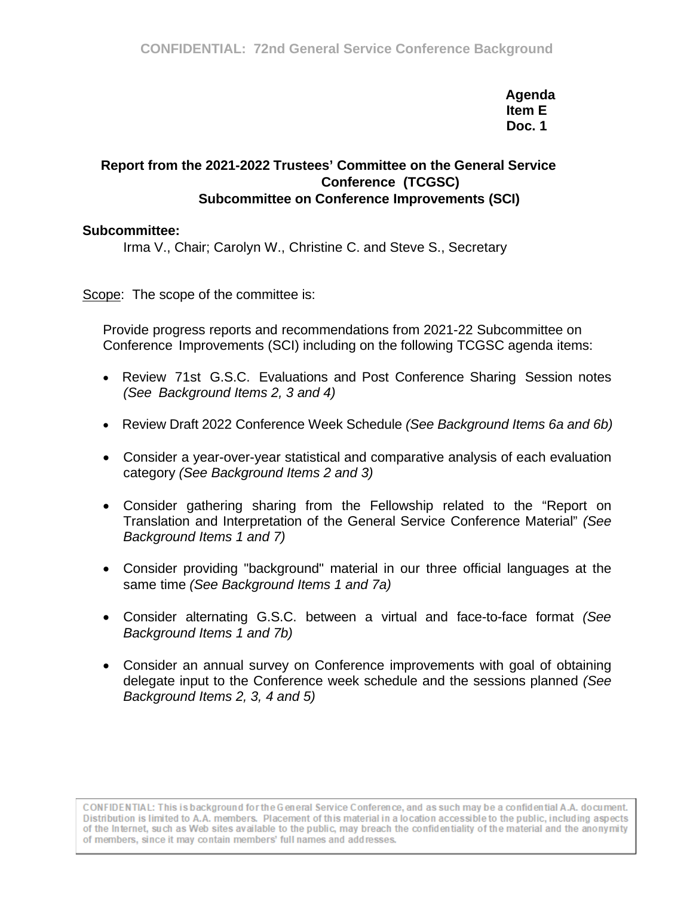**Agenda**
**Item E**
**Doc. 1**

## Report from the 2021-2022 Trustees' Committee on the General Service Conference (TCGSC) Subcommittee on Conference Improvements (SCI)

**Subcommittee:**

Irma V., Chair; Carolyn W., Christine C. and Steve S., Secretary

Scope: The scope of the committee is:

Provide progress reports and recommendations from 2021-22 Subcommittee on Conference Improvements (SCI) including on the following TCGSC agenda items:

- Review 71st G.S.C. Evaluations and Post Conference Sharing Session notes *(See Background Items 2, 3 and 4)*
- Review Draft 2022 Conference Week Schedule *(See Background Items 6a and 6b)*
- Consider a year-over-year statistical and comparative analysis of each evaluation category *(See Background Items 2 and 3)*
- Consider gathering sharing from the Fellowship related to the "Report on Translation and Interpretation of the General Service Conference Material" *(See Background Items 1 and 7)*
- Consider providing "background" material in our three official languages at the same time *(See Background Items 1 and 7a)*
- Consider alternating G.S.C. between a virtual and face-to-face format *(See Background Items 1 and 7b)*
- Consider an annual survey on Conference improvements with goal of obtaining delegate input to the Conference week schedule and the sessions planned *(See Background Items 2, 3, 4 and 5)*

CONFIDENTIAL: This is background for the General Service Conference, and as such may be a confidential A.A. document. Distribution is limited to A.A. members. Placement of this material in a location accessible to the public, including aspects of the Internet, such as Web sites available to the public, may breach the confidentiality of the material and the anonymity of members, since it may contain members' full names and addresses.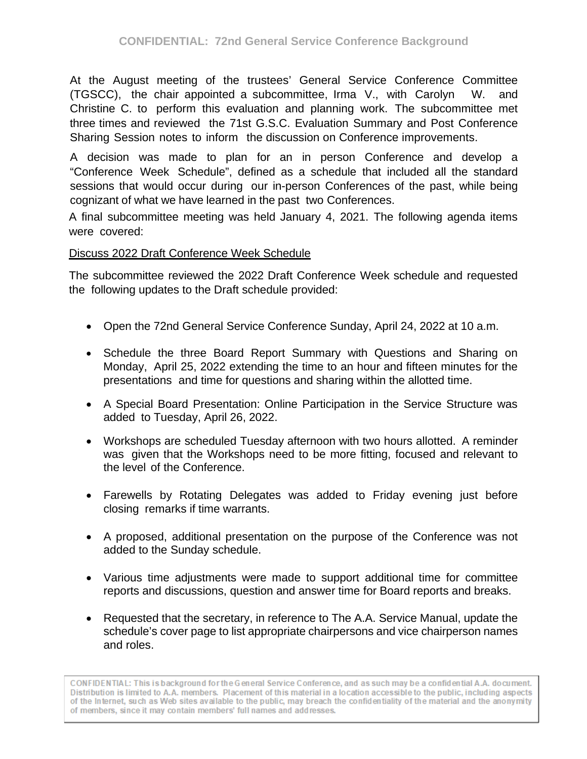At the August meeting of the trustees' General Service Conference Committee (TGSCC), the chair appointed a subcommittee, Irma V., with Carolyn W. and Christine C. to perform this evaluation and planning work. The subcommittee met three times and reviewed the 71st G.S.C. Evaluation Summary and Post Conference Sharing Session notes to inform the discussion on Conference improvements.

A decision was made to plan for an in person Conference and develop a "Conference Week Schedule", defined as a schedule that included all the standard sessions that would occur during our in-person Conferences of the past, while being cognizant of what we have learned in the past two Conferences.

A final subcommittee meeting was held January 4, 2021. The following agenda items were covered:

<u>Discuss 2022 Draft Conference Week Schedule</u>

The subcommittee reviewed the 2022 Draft Conference Week schedule and requested the following updates to the Draft schedule provided:

- Open the 72nd General Service Conference Sunday, April 24, 2022 at 10 a.m.
- Schedule the three Board Report Summary with Questions and Sharing on Monday, April 25, 2022 extending the time to an hour and fifteen minutes for the presentations and time for questions and sharing within the allotted time.
- A Special Board Presentation: Online Participation in the Service Structure was added to Tuesday, April 26, 2022.
- Workshops are scheduled Tuesday afternoon with two hours allotted. A reminder was given that the Workshops need to be more fitting, focused and relevant to the level of the Conference.
- Farewells by Rotating Delegates was added to Friday evening just before closing remarks if time warrants.
- A proposed, additional presentation on the purpose of the Conference was not added to the Sunday schedule.
- Various time adjustments were made to support additional time for committee reports and discussions, question and answer time for Board reports and breaks.
- Requested that the secretary, in reference to The A.A. Service Manual, update the schedule's cover page to list appropriate chairpersons and vice chairperson names and roles.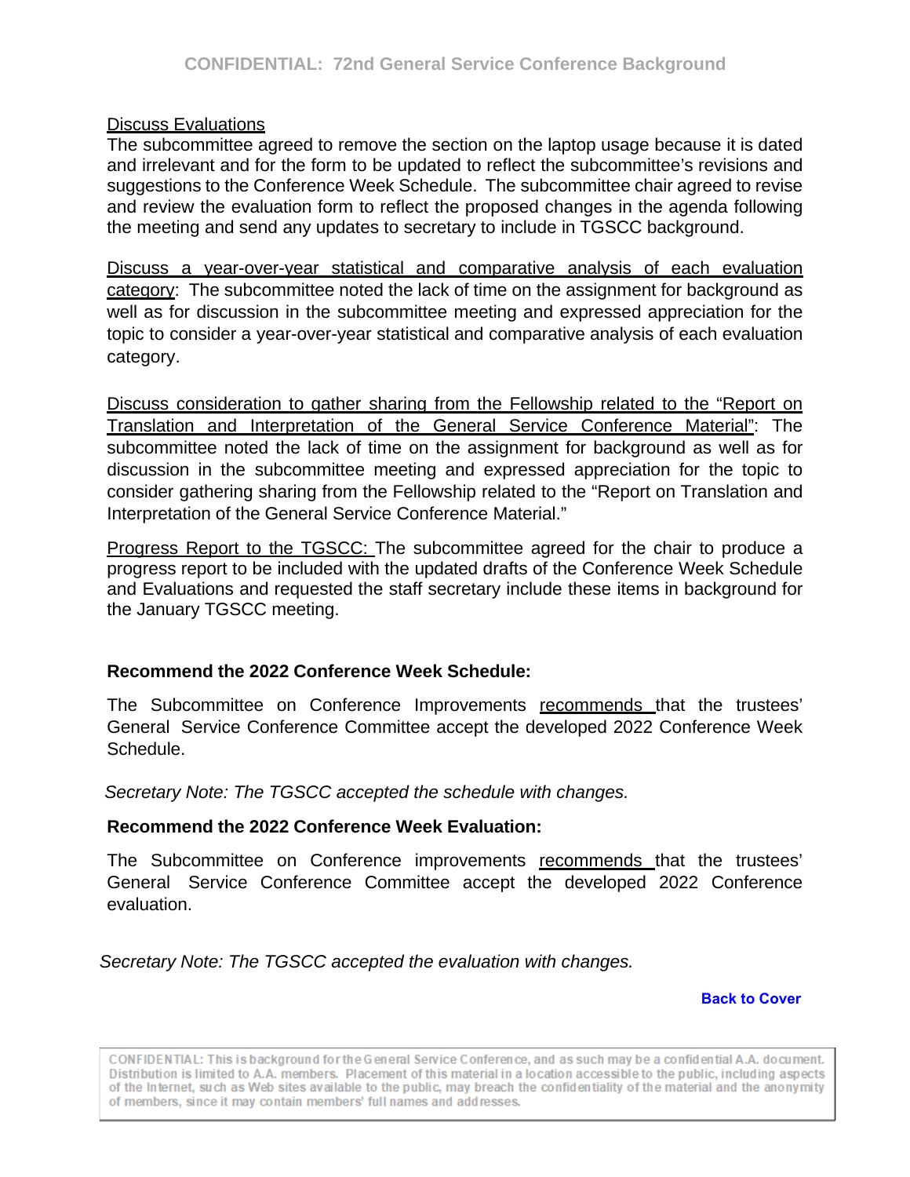Discuss Evaluations
The subcommittee agreed to remove the section on the laptop usage because it is dated and irrelevant and for the form to be updated to reflect the subcommittee's revisions and suggestions to the Conference Week Schedule. The subcommittee chair agreed to revise and review the evaluation form to reflect the proposed changes in the agenda following the meeting and send any updates to secretary to include in TGSCC background.

Discuss a year-over-year statistical and comparative analysis of each evaluation category: The subcommittee noted the lack of time on the assignment for background as well as for discussion in the subcommittee meeting and expressed appreciation for the topic to consider a year-over-year statistical and comparative analysis of each evaluation category.

Discuss consideration to gather sharing from the Fellowship related to the "Report on Translation and Interpretation of the General Service Conference Material": The subcommittee noted the lack of time on the assignment for background as well as for discussion in the subcommittee meeting and expressed appreciation for the topic to consider gathering sharing from the Fellowship related to the "Report on Translation and Interpretation of the General Service Conference Material."

Progress Report to the TGSCC: The subcommittee agreed for the chair to produce a progress report to be included with the updated drafts of the Conference Week Schedule and Evaluations and requested the staff secretary include these items in background for the January TGSCC meeting.

**Recommend the 2022 Conference Week Schedule:**

The Subcommittee on Conference Improvements recommends that the trustees' General Service Conference Committee accept the developed 2022 Conference Week Schedule.

*Secretary Note: The TGSCC accepted the schedule with changes.*

**Recommend the 2022 Conference Week Evaluation:**

The Subcommittee on Conference improvements recommends that the trustees' General Service Conference Committee accept the developed 2022 Conference evaluation.

*Secretary Note: The TGSCC accepted the evaluation with changes.*

**Back to Cover**

CONFIDENTIAL: This is background for the General Service Conference, and as such may be a confidential A.A. document. Distribution is limited to A.A. members. Placement of this material in a location accessible to the public, including aspects of the Internet, such as Web sites available to the public, may breach the confidentiality of the material and the anonymity of members, since it may contain members' full names and addresses.